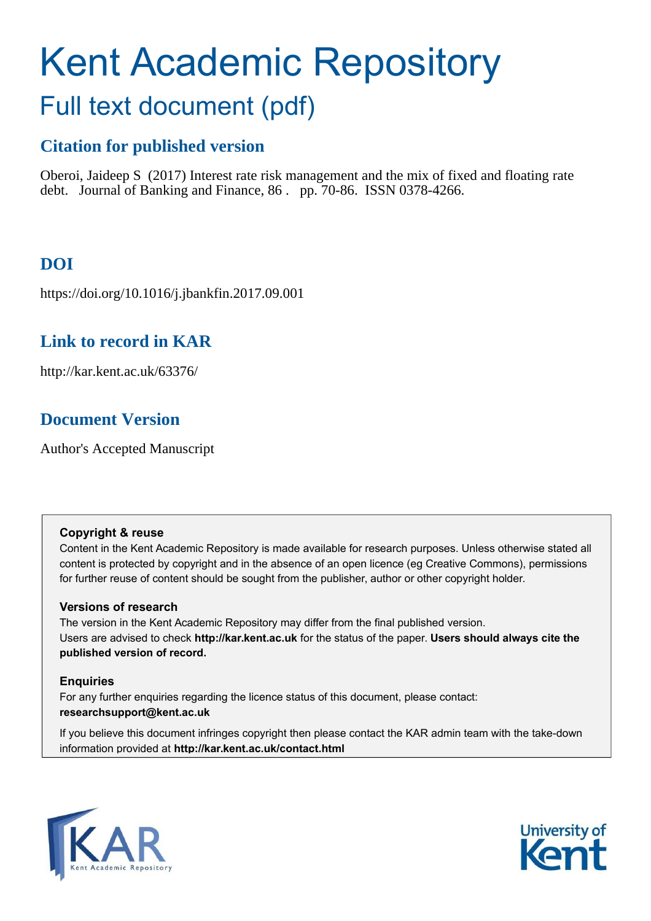# Kent Academic Repository

## Full text document (pdf)

### Citation for published version

Oberoi, Jaideep S (2017) Interest rate risk management and the mix of fixed and floating rate debt. Journal of Banking and Finance, 86 . pp. 70-86. ISSN 0378-4266.

### DOI

https://doi.org/10.1016/j.jbankfin.2017.09.001

### Link to record in KAR

http://kar.kent.ac.uk/63376/

### Document Version

Author's Accepted Manuscript

**Copyright & reuse**

Content in the Kent Academic Repository is made available for research purposes. Unless otherwise stated all content is protected by copyright and in the absence of an open licence (eg Creative Commons), permissions for further reuse of content should be sought from the publisher, author or other copyright holder.

**Versions of research**

The version in the Kent Academic Repository may differ from the final published version.
Users are advised to check **http://kar.kent.ac.uk** for the status of the paper. **Users should always cite the published version of record.**

**Enquiries**

For any further enquiries regarding the licence status of this document, please contact:
**researchsupport@kent.ac.uk**

If you believe this document infringes copyright then please contact the KAR admin team with the take-down information provided at **http://kar.kent.ac.uk/contact.html**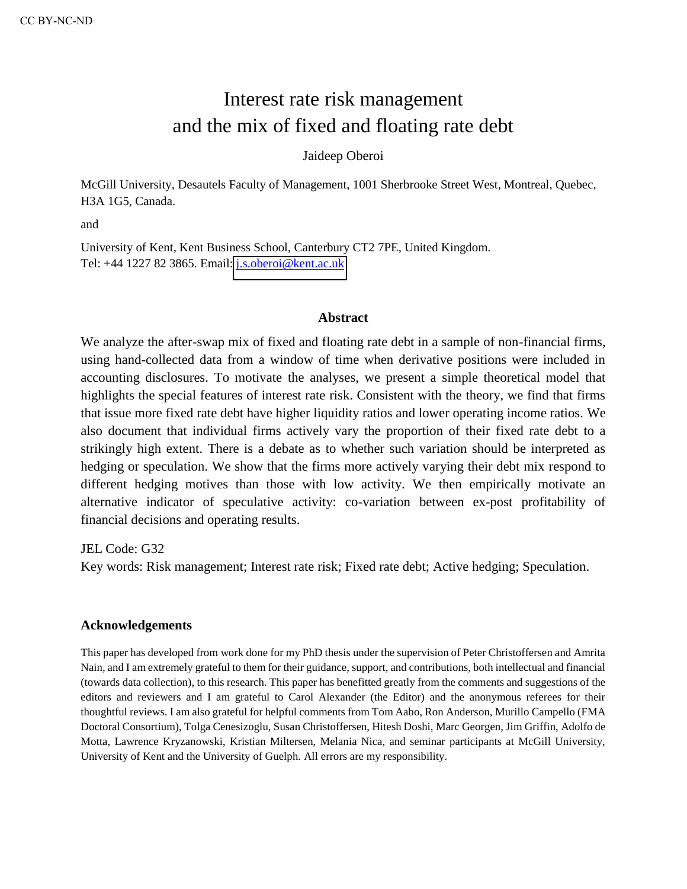CC BY-NC-ND

# Interest rate risk management and the mix of fixed and floating rate debt

Jaideep Oberoi

McGill University, Desautels Faculty of Management, 1001 Sherbrooke Street West, Montreal, Quebec, H3A 1G5, Canada.

and

University of Kent, Kent Business School, Canterbury CT2 7PE, United Kingdom.
Tel: +44 1227 82 3865. Email: j.s.oberoi@kent.ac.uk

## Abstract

We analyze the after-swap mix of fixed and floating rate debt in a sample of non-financial firms, using hand-collected data from a window of time when derivative positions were included in accounting disclosures. To motivate the analyses, we present a simple theoretical model that highlights the special features of interest rate risk. Consistent with the theory, we find that firms that issue more fixed rate debt have higher liquidity ratios and lower operating income ratios. We also document that individual firms actively vary the proportion of their fixed rate debt to a strikingly high extent. There is a debate as to whether such variation should be interpreted as hedging or speculation. We show that the firms more actively varying their debt mix respond to different hedging motives than those with low activity. We then empirically motivate an alternative indicator of speculative activity: co-variation between ex-post profitability of financial decisions and operating results.

JEL Code: G32
Key words: Risk management; Interest rate risk; Fixed rate debt; Active hedging; Speculation.

## Acknowledgements

This paper has developed from work done for my PhD thesis under the supervision of Peter Christoffersen and Amrita Nain, and I am extremely grateful to them for their guidance, support, and contributions, both intellectual and financial (towards data collection), to this research. This paper has benefitted greatly from the comments and suggestions of the editors and reviewers and I am grateful to Carol Alexander (the Editor) and the anonymous referees for their thoughtful reviews. I am also grateful for helpful comments from Tom Aabo, Ron Anderson, Murillo Campello (FMA Doctoral Consortium), Tolga Cenesizoglu, Susan Christoffersen, Hitesh Doshi, Marc Georgen, Jim Griffin, Adolfo de Motta, Lawrence Kryzanowski, Kristian Miltersen, Melania Nica, and seminar participants at McGill University, University of Kent and the University of Guelph. All errors are my responsibility.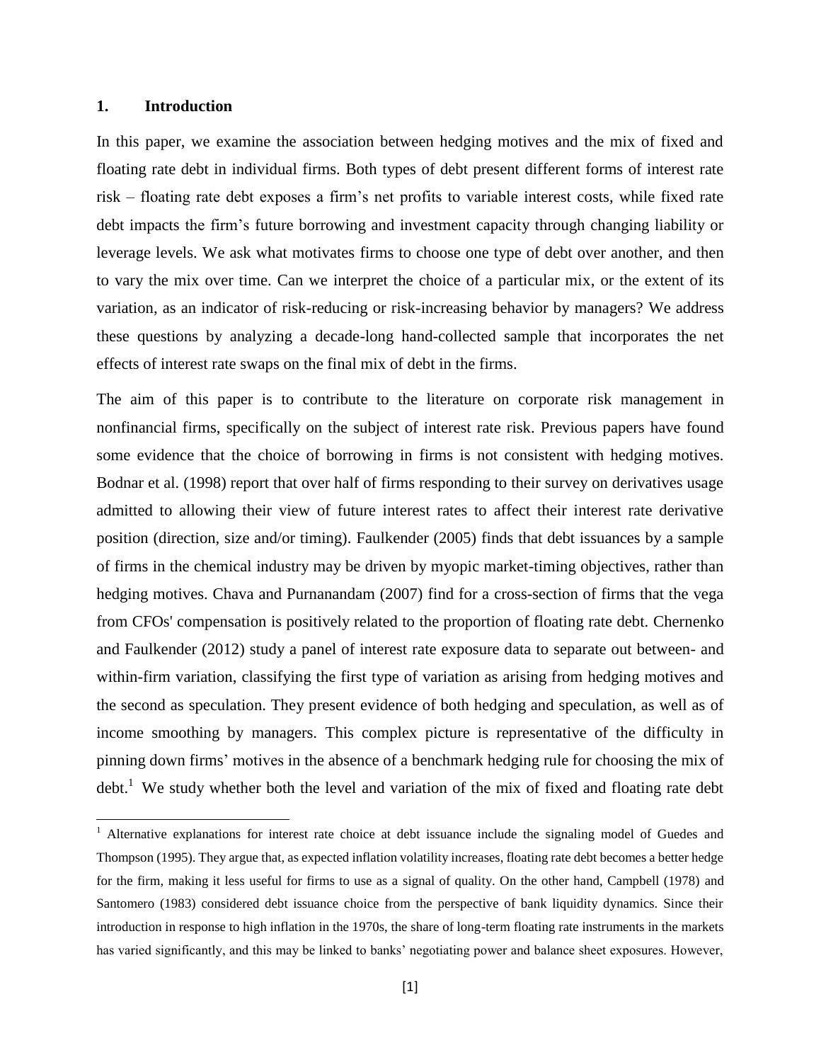## 1. Introduction

In this paper, we examine the association between hedging motives and the mix of fixed and floating rate debt in individual firms. Both types of debt present different forms of interest rate risk – floating rate debt exposes a firm's net profits to variable interest costs, while fixed rate debt impacts the firm's future borrowing and investment capacity through changing liability or leverage levels. We ask what motivates firms to choose one type of debt over another, and then to vary the mix over time. Can we interpret the choice of a particular mix, or the extent of its variation, as an indicator of risk-reducing or risk-increasing behavior by managers? We address these questions by analyzing a decade-long hand-collected sample that incorporates the net effects of interest rate swaps on the final mix of debt in the firms.

The aim of this paper is to contribute to the literature on corporate risk management in nonfinancial firms, specifically on the subject of interest rate risk. Previous papers have found some evidence that the choice of borrowing in firms is not consistent with hedging motives. Bodnar et al. (1998) report that over half of firms responding to their survey on derivatives usage admitted to allowing their view of future interest rates to affect their interest rate derivative position (direction, size and/or timing). Faulkender (2005) finds that debt issuances by a sample of firms in the chemical industry may be driven by myopic market-timing objectives, rather than hedging motives. Chava and Purnanandam (2007) find for a cross-section of firms that the vega from CFOs' compensation is positively related to the proportion of floating rate debt. Chernenko and Faulkender (2012) study a panel of interest rate exposure data to separate out between- and within-firm variation, classifying the first type of variation as arising from hedging motives and the second as speculation. They present evidence of both hedging and speculation, as well as of income smoothing by managers. This complex picture is representative of the difficulty in pinning down firms' motives in the absence of a benchmark hedging rule for choosing the mix of debt.[1] We study whether both the level and variation of the mix of fixed and floating rate debt

[1] Alternative explanations for interest rate choice at debt issuance include the signaling model of Guedes and Thompson (1995). They argue that, as expected inflation volatility increases, floating rate debt becomes a better hedge for the firm, making it less useful for firms to use as a signal of quality. On the other hand, Campbell (1978) and Santomero (1983) considered debt issuance choice from the perspective of bank liquidity dynamics. Since their introduction in response to high inflation in the 1970s, the share of long-term floating rate instruments in the markets has varied significantly, and this may be linked to banks' negotiating power and balance sheet exposures. However,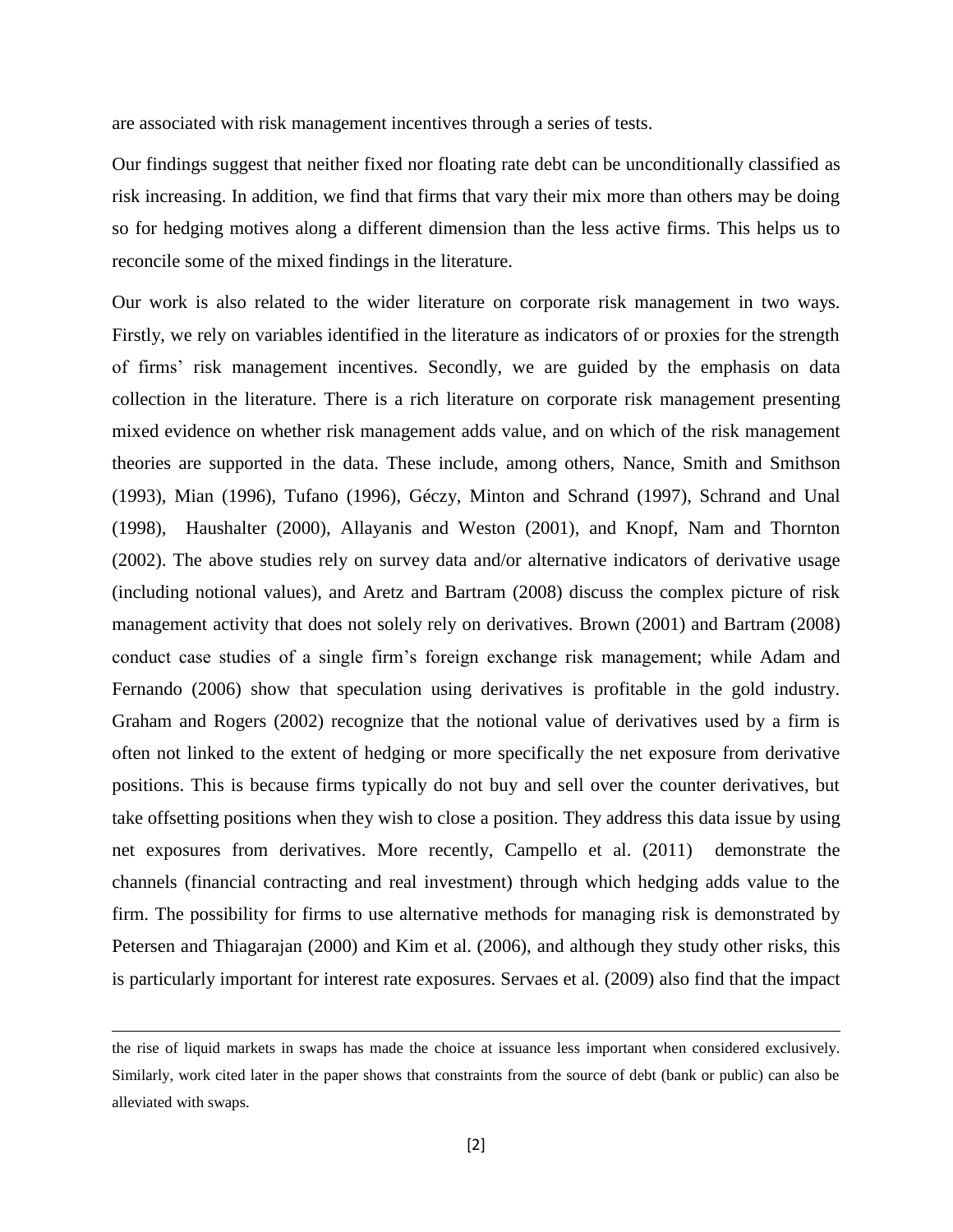are associated with risk management incentives through a series of tests.

Our findings suggest that neither fixed nor floating rate debt can be unconditionally classified as risk increasing. In addition, we find that firms that vary their mix more than others may be doing so for hedging motives along a different dimension than the less active firms. This helps us to reconcile some of the mixed findings in the literature.

Our work is also related to the wider literature on corporate risk management in two ways. Firstly, we rely on variables identified in the literature as indicators of or proxies for the strength of firms' risk management incentives. Secondly, we are guided by the emphasis on data collection in the literature. There is a rich literature on corporate risk management presenting mixed evidence on whether risk management adds value, and on which of the risk management theories are supported in the data. These include, among others, Nance, Smith and Smithson (1993), Mian (1996), Tufano (1996), Géczy, Minton and Schrand (1997), Schrand and Unal (1998), Haushalter (2000), Allayanis and Weston (2001), and Knopf, Nam and Thornton (2002). The above studies rely on survey data and/or alternative indicators of derivative usage (including notional values), and Aretz and Bartram (2008) discuss the complex picture of risk management activity that does not solely rely on derivatives. Brown (2001) and Bartram (2008) conduct case studies of a single firm's foreign exchange risk management; while Adam and Fernando (2006) show that speculation using derivatives is profitable in the gold industry. Graham and Rogers (2002) recognize that the notional value of derivatives used by a firm is often not linked to the extent of hedging or more specifically the net exposure from derivative positions. This is because firms typically do not buy and sell over the counter derivatives, but take offsetting positions when they wish to close a position. They address this data issue by using net exposures from derivatives. More recently, Campello et al. (2011) demonstrate the channels (financial contracting and real investment) through which hedging adds value to the firm. The possibility for firms to use alternative methods for managing risk is demonstrated by Petersen and Thiagarajan (2000) and Kim et al. (2006), and although they study other risks, this is particularly important for interest rate exposures. Servaes et al. (2009) also find that the impact

---

the rise of liquid markets in swaps has made the choice at issuance less important when considered exclusively. Similarly, work cited later in the paper shows that constraints from the source of debt (bank or public) can also be alleviated with swaps.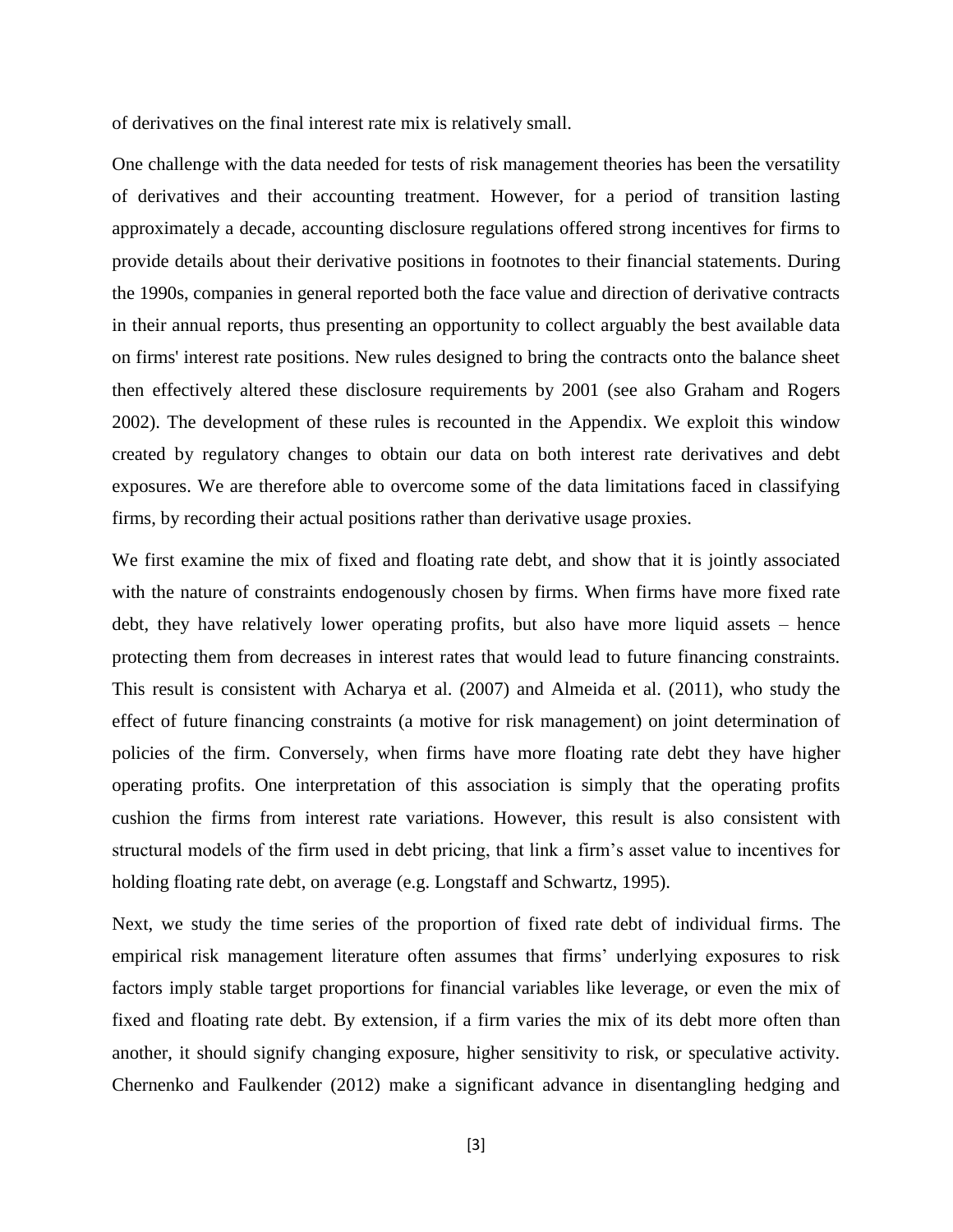of derivatives on the final interest rate mix is relatively small.

One challenge with the data needed for tests of risk management theories has been the versatility of derivatives and their accounting treatment. However, for a period of transition lasting approximately a decade, accounting disclosure regulations offered strong incentives for firms to provide details about their derivative positions in footnotes to their financial statements. During the 1990s, companies in general reported both the face value and direction of derivative contracts in their annual reports, thus presenting an opportunity to collect arguably the best available data on firms' interest rate positions. New rules designed to bring the contracts onto the balance sheet then effectively altered these disclosure requirements by 2001 (see also Graham and Rogers 2002). The development of these rules is recounted in the Appendix. We exploit this window created by regulatory changes to obtain our data on both interest rate derivatives and debt exposures. We are therefore able to overcome some of the data limitations faced in classifying firms, by recording their actual positions rather than derivative usage proxies.

We first examine the mix of fixed and floating rate debt, and show that it is jointly associated with the nature of constraints endogenously chosen by firms. When firms have more fixed rate debt, they have relatively lower operating profits, but also have more liquid assets – hence protecting them from decreases in interest rates that would lead to future financing constraints. This result is consistent with Acharya et al. (2007) and Almeida et al. (2011), who study the effect of future financing constraints (a motive for risk management) on joint determination of policies of the firm. Conversely, when firms have more floating rate debt they have higher operating profits. One interpretation of this association is simply that the operating profits cushion the firms from interest rate variations. However, this result is also consistent with structural models of the firm used in debt pricing, that link a firm's asset value to incentives for holding floating rate debt, on average (e.g. Longstaff and Schwartz, 1995).

Next, we study the time series of the proportion of fixed rate debt of individual firms. The empirical risk management literature often assumes that firms' underlying exposures to risk factors imply stable target proportions for financial variables like leverage, or even the mix of fixed and floating rate debt. By extension, if a firm varies the mix of its debt more often than another, it should signify changing exposure, higher sensitivity to risk, or speculative activity. Chernenko and Faulkender (2012) make a significant advance in disentangling hedging and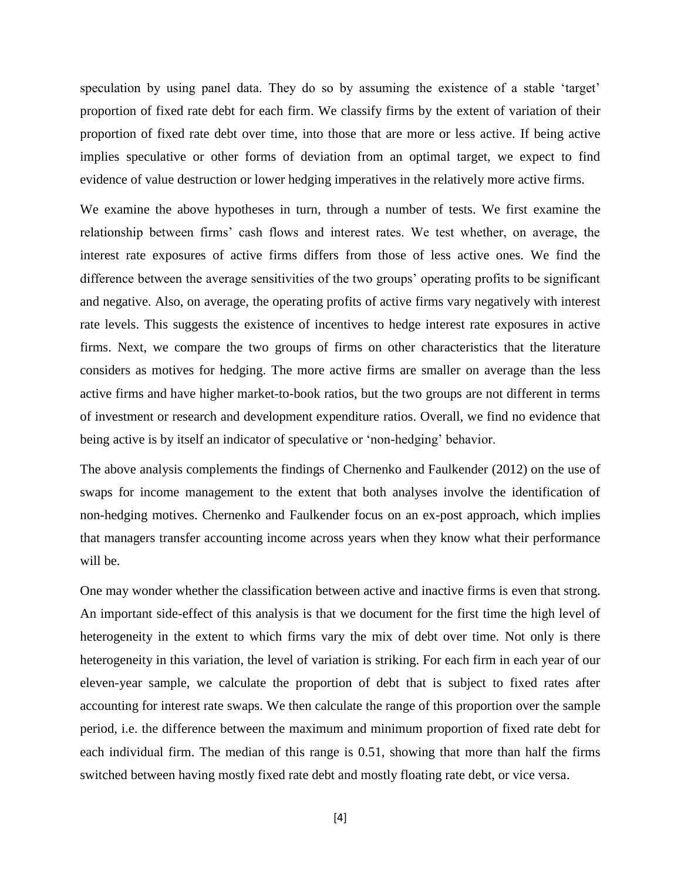speculation by using panel data. They do so by assuming the existence of a stable 'target' proportion of fixed rate debt for each firm. We classify firms by the extent of variation of their proportion of fixed rate debt over time, into those that are more or less active. If being active implies speculative or other forms of deviation from an optimal target, we expect to find evidence of value destruction or lower hedging imperatives in the relatively more active firms.

We examine the above hypotheses in turn, through a number of tests. We first examine the relationship between firms' cash flows and interest rates. We test whether, on average, the interest rate exposures of active firms differs from those of less active ones. We find the difference between the average sensitivities of the two groups' operating profits to be significant and negative. Also, on average, the operating profits of active firms vary negatively with interest rate levels. This suggests the existence of incentives to hedge interest rate exposures in active firms. Next, we compare the two groups of firms on other characteristics that the literature considers as motives for hedging. The more active firms are smaller on average than the less active firms and have higher market-to-book ratios, but the two groups are not different in terms of investment or research and development expenditure ratios. Overall, we find no evidence that being active is by itself an indicator of speculative or 'non-hedging' behavior.

The above analysis complements the findings of Chernenko and Faulkender (2012) on the use of swaps for income management to the extent that both analyses involve the identification of non-hedging motives. Chernenko and Faulkender focus on an ex-post approach, which implies that managers transfer accounting income across years when they know what their performance will be.

One may wonder whether the classification between active and inactive firms is even that strong. An important side-effect of this analysis is that we document for the first time the high level of heterogeneity in the extent to which firms vary the mix of debt over time. Not only is there heterogeneity in this variation, the level of variation is striking. For each firm in each year of our eleven-year sample, we calculate the proportion of debt that is subject to fixed rates after accounting for interest rate swaps. We then calculate the range of this proportion over the sample period, i.e. the difference between the maximum and minimum proportion of fixed rate debt for each individual firm. The median of this range is 0.51, showing that more than half the firms switched between having mostly fixed rate debt and mostly floating rate debt, or vice versa.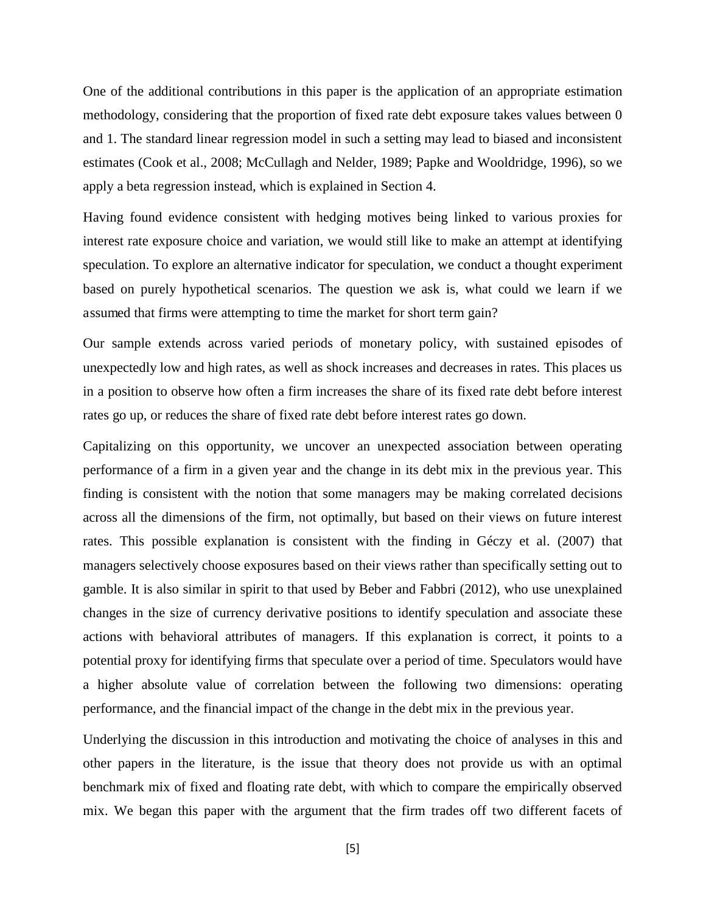One of the additional contributions in this paper is the application of an appropriate estimation methodology, considering that the proportion of fixed rate debt exposure takes values between 0 and 1. The standard linear regression model in such a setting may lead to biased and inconsistent estimates (Cook et al., 2008; McCullagh and Nelder, 1989; Papke and Wooldridge, 1996), so we apply a beta regression instead, which is explained in Section 4.

Having found evidence consistent with hedging motives being linked to various proxies for interest rate exposure choice and variation, we would still like to make an attempt at identifying speculation. To explore an alternative indicator for speculation, we conduct a thought experiment based on purely hypothetical scenarios. The question we ask is, what could we learn if we assumed that firms were attempting to time the market for short term gain?

Our sample extends across varied periods of monetary policy, with sustained episodes of unexpectedly low and high rates, as well as shock increases and decreases in rates. This places us in a position to observe how often a firm increases the share of its fixed rate debt before interest rates go up, or reduces the share of fixed rate debt before interest rates go down.

Capitalizing on this opportunity, we uncover an unexpected association between operating performance of a firm in a given year and the change in its debt mix in the previous year. This finding is consistent with the notion that some managers may be making correlated decisions across all the dimensions of the firm, not optimally, but based on their views on future interest rates. This possible explanation is consistent with the finding in Géczy et al. (2007) that managers selectively choose exposures based on their views rather than specifically setting out to gamble. It is also similar in spirit to that used by Beber and Fabbri (2012), who use unexplained changes in the size of currency derivative positions to identify speculation and associate these actions with behavioral attributes of managers. If this explanation is correct, it points to a potential proxy for identifying firms that speculate over a period of time. Speculators would have a higher absolute value of correlation between the following two dimensions: operating performance, and the financial impact of the change in the debt mix in the previous year.

Underlying the discussion in this introduction and motivating the choice of analyses in this and other papers in the literature, is the issue that theory does not provide us with an optimal benchmark mix of fixed and floating rate debt, with which to compare the empirically observed mix. We began this paper with the argument that the firm trades off two different facets of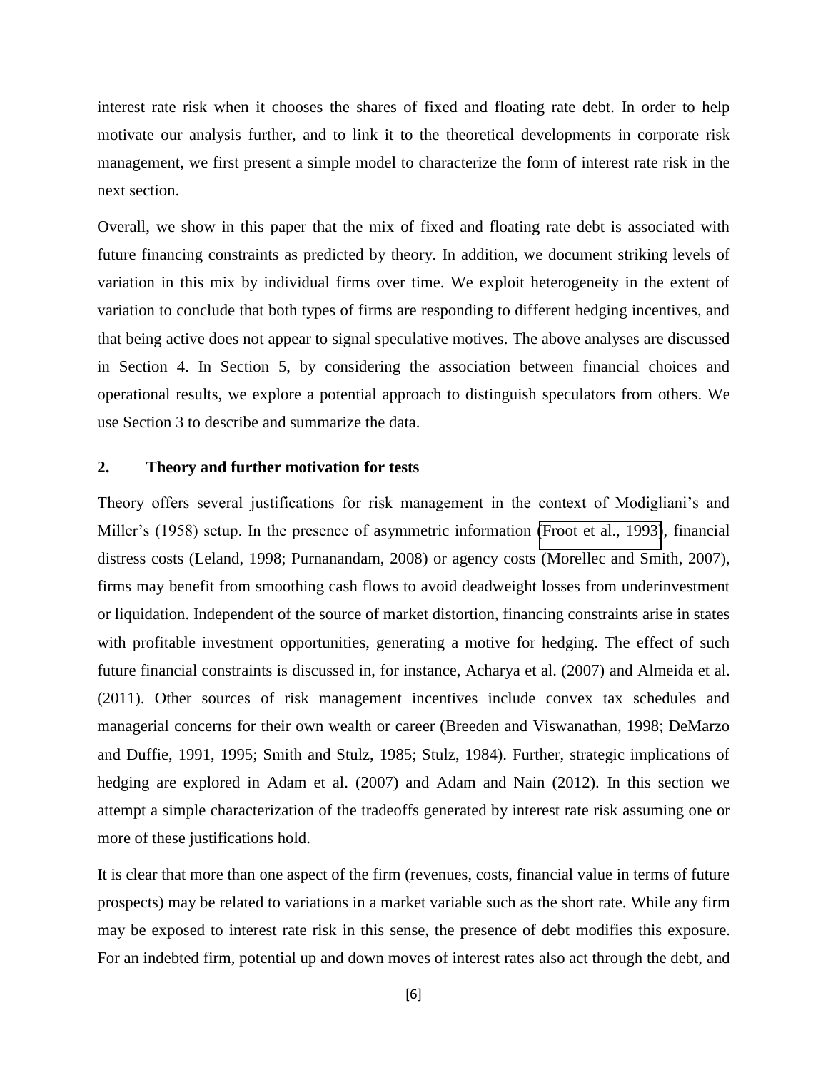interest rate risk when it chooses the shares of fixed and floating rate debt. In order to help motivate our analysis further, and to link it to the theoretical developments in corporate risk management, we first present a simple model to characterize the form of interest rate risk in the next section.

Overall, we show in this paper that the mix of fixed and floating rate debt is associated with future financing constraints as predicted by theory. In addition, we document striking levels of variation in this mix by individual firms over time. We exploit heterogeneity in the extent of variation to conclude that both types of firms are responding to different hedging incentives, and that being active does not appear to signal speculative motives. The above analyses are discussed in Section 4. In Section 5, by considering the association between financial choices and operational results, we explore a potential approach to distinguish speculators from others. We use Section 3 to describe and summarize the data.

## 2. Theory and further motivation for tests

Theory offers several justifications for risk management in the context of Modigliani's and Miller's (1958) setup. In the presence of asymmetric information (Froot et al., 1993), financial distress costs (Leland, 1998; Purnanandam, 2008) or agency costs (Morellec and Smith, 2007), firms may benefit from smoothing cash flows to avoid deadweight losses from underinvestment or liquidation. Independent of the source of market distortion, financing constraints arise in states with profitable investment opportunities, generating a motive for hedging. The effect of such future financial constraints is discussed in, for instance, Acharya et al. (2007) and Almeida et al. (2011). Other sources of risk management incentives include convex tax schedules and managerial concerns for their own wealth or career (Breeden and Viswanathan, 1998; DeMarzo and Duffie, 1991, 1995; Smith and Stulz, 1985; Stulz, 1984). Further, strategic implications of hedging are explored in Adam et al. (2007) and Adam and Nain (2012). In this section we attempt a simple characterization of the tradeoffs generated by interest rate risk assuming one or more of these justifications hold.

It is clear that more than one aspect of the firm (revenues, costs, financial value in terms of future prospects) may be related to variations in a market variable such as the short rate. While any firm may be exposed to interest rate risk in this sense, the presence of debt modifies this exposure. For an indebted firm, potential up and down moves of interest rates also act through the debt, and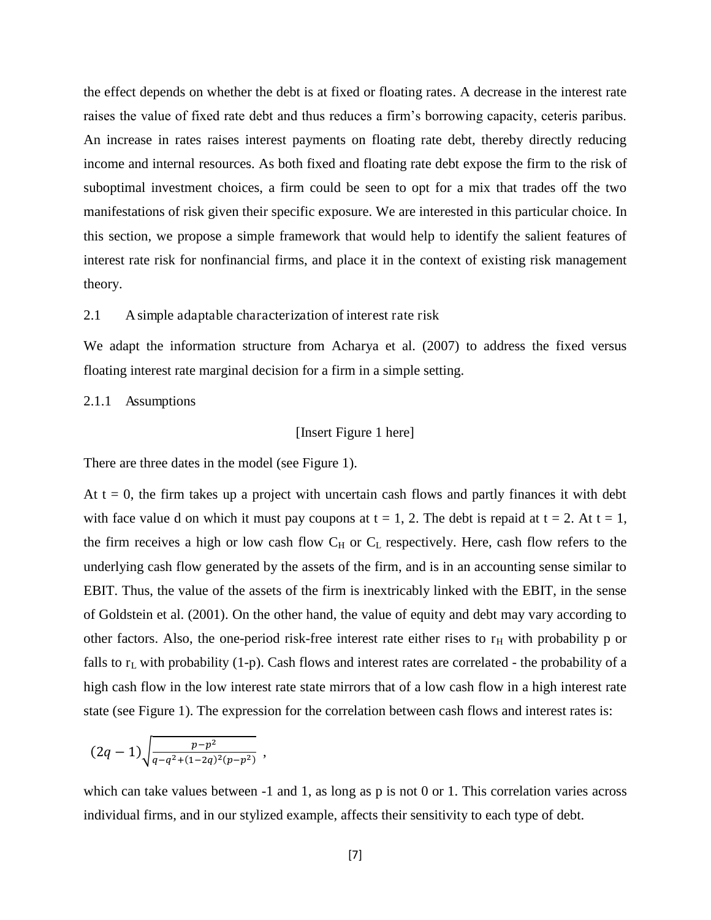the effect depends on whether the debt is at fixed or floating rates. A decrease in the interest rate raises the value of fixed rate debt and thus reduces a firm's borrowing capacity, ceteris paribus. An increase in rates raises interest payments on floating rate debt, thereby directly reducing income and internal resources. As both fixed and floating rate debt expose the firm to the risk of suboptimal investment choices, a firm could be seen to opt for a mix that trades off the two manifestations of risk given their specific exposure. We are interested in this particular choice. In this section, we propose a simple framework that would help to identify the salient features of interest rate risk for nonfinancial firms, and place it in the context of existing risk management theory.

## 2.1 A simple adaptable characterization of interest rate risk

We adapt the information structure from Acharya et al. (2007) to address the fixed versus floating interest rate marginal decision for a firm in a simple setting.

### 2.1.1 Assumptions

[Insert Figure 1 here]

There are three dates in the model (see Figure 1).

At $t = 0$, the firm takes up a project with uncertain cash flows and partly finances it with debt with face value d on which it must pay coupons at $t = 1, 2$. The debt is repaid at $t = 2$. At $t = 1$, the firm receives a high or low cash flow $C_H$ or $C_L$ respectively. Here, cash flow refers to the underlying cash flow generated by the assets of the firm, and is in an accounting sense similar to EBIT. Thus, the value of the assets of the firm is inextricably linked with the EBIT, in the sense of Goldstein et al. (2001). On the other hand, the value of equity and debt may vary according to other factors. Also, the one-period risk-free interest rate either rises to $r_H$ with probability p or falls to $r_L$ with probability (1-p). Cash flows and interest rates are correlated - the probability of a high cash flow in the low interest rate state mirrors that of a low cash flow in a high interest rate state (see Figure 1). The expression for the correlation between cash flows and interest rates is:

$$(2q-1)\sqrt{\frac{p-p^2}{q-q^2+(1-2q)^2(p-p^2)}}\ ,$$

which can take values between -1 and 1, as long as p is not 0 or 1. This correlation varies across individual firms, and in our stylized example, affects their sensitivity to each type of debt.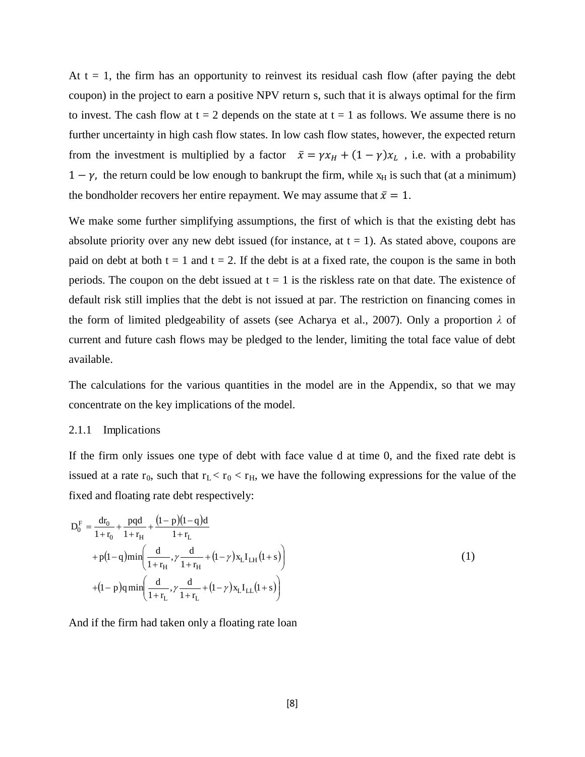At t = 1, the firm has an opportunity to reinvest its residual cash flow (after paying the debt coupon) in the project to earn a positive NPV return s, such that it is always optimal for the firm to invest. The cash flow at t = 2 depends on the state at t = 1 as follows. We assume there is no further uncertainty in high cash flow states. In low cash flow states, however, the expected return from the investment is multiplied by a factor $\bar{x} = \gamma x_H + (1-\gamma) x_L$, i.e. with a probability $1-\gamma$, the return could be low enough to bankrupt the firm, while $x_H$ is such that (at a minimum) the bondholder recovers her entire repayment. We may assume that $\bar{x} = 1$.

We make some further simplifying assumptions, the first of which is that the existing debt has absolute priority over any new debt issued (for instance, at t = 1). As stated above, coupons are paid on debt at both t = 1 and t = 2. If the debt is at a fixed rate, the coupon is the same in both periods. The coupon on the debt issued at t = 1 is the riskless rate on that date. The existence of default risk still implies that the debt is not issued at par. The restriction on financing comes in the form of limited pledgeability of assets (see Acharya et al., 2007). Only a proportion $\lambda$ of current and future cash flows may be pledged to the lender, limiting the total face value of debt available.

The calculations for the various quantities in the model are in the Appendix, so that we may concentrate on the key implications of the model.

### 2.1.1 Implications

If the firm only issues one type of debt with face value d at time 0, and the fixed rate debt is issued at a rate $r_0$, such that $r_L < r_0 < r_H$, we have the following expressions for the value of the fixed and floating rate debt respectively:

$$
\begin{aligned}
D_0^F = {} & \frac{dr_0}{1+r_0} + \frac{pqd}{1+r_H} + \frac{(1-p)(1-q)d}{1+r_L} \\
& + p(1-q)\min\left(\frac{d}{1+r_H}, \gamma\frac{d}{1+r_H} + (1-\gamma)x_L I_{LH}(1+s)\right) \\
& + (1-p)q\min\left(\frac{d}{1+r_L}, \gamma\frac{d}{1+r_L} + (1-\gamma)x_L I_{LL}(1+s)\right)
\end{aligned} \tag{1}
$$

And if the firm had taken only a floating rate loan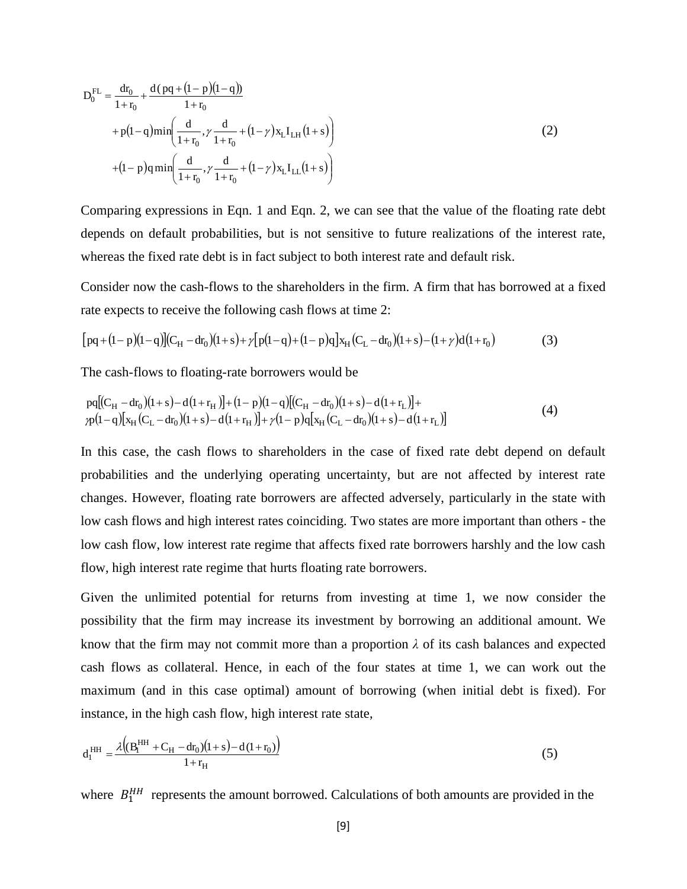$$
\begin{aligned}
D_0^{FL} &= \frac{dr_0}{1+r_0} + \frac{d(pq+(1-p)(1-q))}{1+r_0} \\
&+ p(1-q)\min\left(\frac{d}{1+r_0}, \gamma\frac{d}{1+r_0} + (1-\gamma)x_L I_{LH}(1+s)\right) \\
&+ (1-p)q\min\left(\frac{d}{1+r_0}, \gamma\frac{d}{1+r_0} + (1-\gamma)x_L I_{LL}(1+s)\right)
\end{aligned} \tag{2}
$$

Comparing expressions in Eqn. 1 and Eqn. 2, we can see that the value of the floating rate debt depends on default probabilities, but is not sensitive to future realizations of the interest rate, whereas the fixed rate debt is in fact subject to both interest rate and default risk.

Consider now the cash-flows to the shareholders in the firm. A firm that has borrowed at a fixed rate expects to receive the following cash flows at time 2:

$$
[pq+(1-p)(1-q)](C_H - dr_0)(1+s) + \gamma[p(1-q)+(1-p)q]x_H(C_L - dr_0)(1+s) - (1+\gamma)d(1+r_0) \tag{3}
$$

The cash-flows to floating-rate borrowers would be

$$
\begin{aligned}
&pq[(C_H - dr_0)(1+s) - d(1+r_H)] + (1-p)(1-q)[(C_H - dr_0)(1+s) - d(1+r_L)] + \\
&\gamma p(1-q)[x_H(C_L - dr_0)(1+s) - d(1+r_H)] + \gamma(1-p)q[x_H(C_L - dr_0)(1+s) - d(1+r_L)]
\end{aligned} \tag{4}
$$

In this case, the cash flows to shareholders in the case of fixed rate debt depend on default probabilities and the underlying operating uncertainty, but are not affected by interest rate changes. However, floating rate borrowers are affected adversely, particularly in the state with low cash flows and high interest rates coinciding. Two states are more important than others - the low cash flow, low interest rate regime that affects fixed rate borrowers harshly and the low cash flow, high interest rate regime that hurts floating rate borrowers.

Given the unlimited potential for returns from investing at time 1, we now consider the possibility that the firm may increase its investment by borrowing an additional amount. We know that the firm may not commit more than a proportion $\lambda$ of its cash balances and expected cash flows as collateral. Hence, in each of the four states at time 1, we can work out the maximum (and in this case optimal) amount of borrowing (when initial debt is fixed). For instance, in the high cash flow, high interest rate state,

$$
d_1^{HH} = \frac{\lambda\left((B_1^{HH} + C_H - dr_0)(1+s) - d(1+r_0)\right)}{1+r_H} \tag{5}
$$

where $B_1^{HH}$ represents the amount borrowed. Calculations of both amounts are provided in the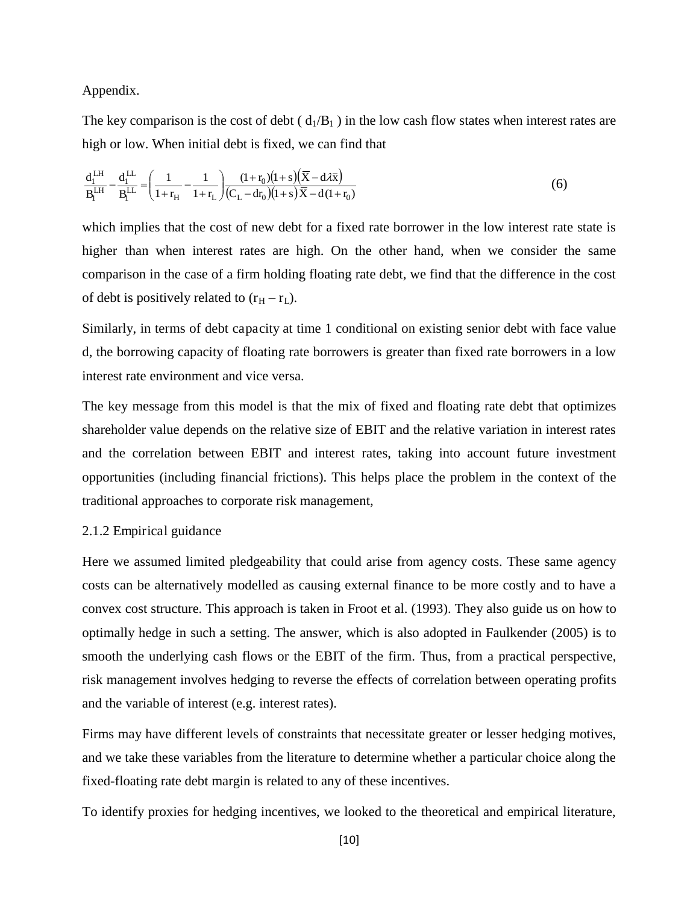Appendix.

The key comparison is the cost of debt ( $d_1/B_1$ ) in the low cash flow states when interest rates are high or low. When initial debt is fixed, we can find that

$$\frac{d_1^{LH}}{B_1^{LH}} - \frac{d_1^{LL}}{B_1^{LL}} = \left(\frac{1}{1+r_H} - \frac{1}{1+r_L}\right)\frac{(1+r_0)(1+s)\left(\overline{X} - d\lambda\overline{x}\right)}{(C_L - dr_0)(1+s)\overline{X} - d(1+r_0)} \tag{6}$$

which implies that the cost of new debt for a fixed rate borrower in the low interest rate state is higher than when interest rates are high. On the other hand, when we consider the same comparison in the case of a firm holding floating rate debt, we find that the difference in the cost of debt is positively related to ($r_H - r_L$).

Similarly, in terms of debt capacity at time 1 conditional on existing senior debt with face value d, the borrowing capacity of floating rate borrowers is greater than fixed rate borrowers in a low interest rate environment and vice versa.

The key message from this model is that the mix of fixed and floating rate debt that optimizes shareholder value depends on the relative size of EBIT and the relative variation in interest rates and the correlation between EBIT and interest rates, taking into account future investment opportunities (including financial frictions). This helps place the problem in the context of the traditional approaches to corporate risk management,

### 2.1.2 Empirical guidance

Here we assumed limited pledgeability that could arise from agency costs. These same agency costs can be alternatively modelled as causing external finance to be more costly and to have a convex cost structure. This approach is taken in Froot et al. (1993). They also guide us on how to optimally hedge in such a setting. The answer, which is also adopted in Faulkender (2005) is to smooth the underlying cash flows or the EBIT of the firm. Thus, from a practical perspective, risk management involves hedging to reverse the effects of correlation between operating profits and the variable of interest (e.g. interest rates).

Firms may have different levels of constraints that necessitate greater or lesser hedging motives, and we take these variables from the literature to determine whether a particular choice along the fixed-floating rate debt margin is related to any of these incentives.

To identify proxies for hedging incentives, we looked to the theoretical and empirical literature,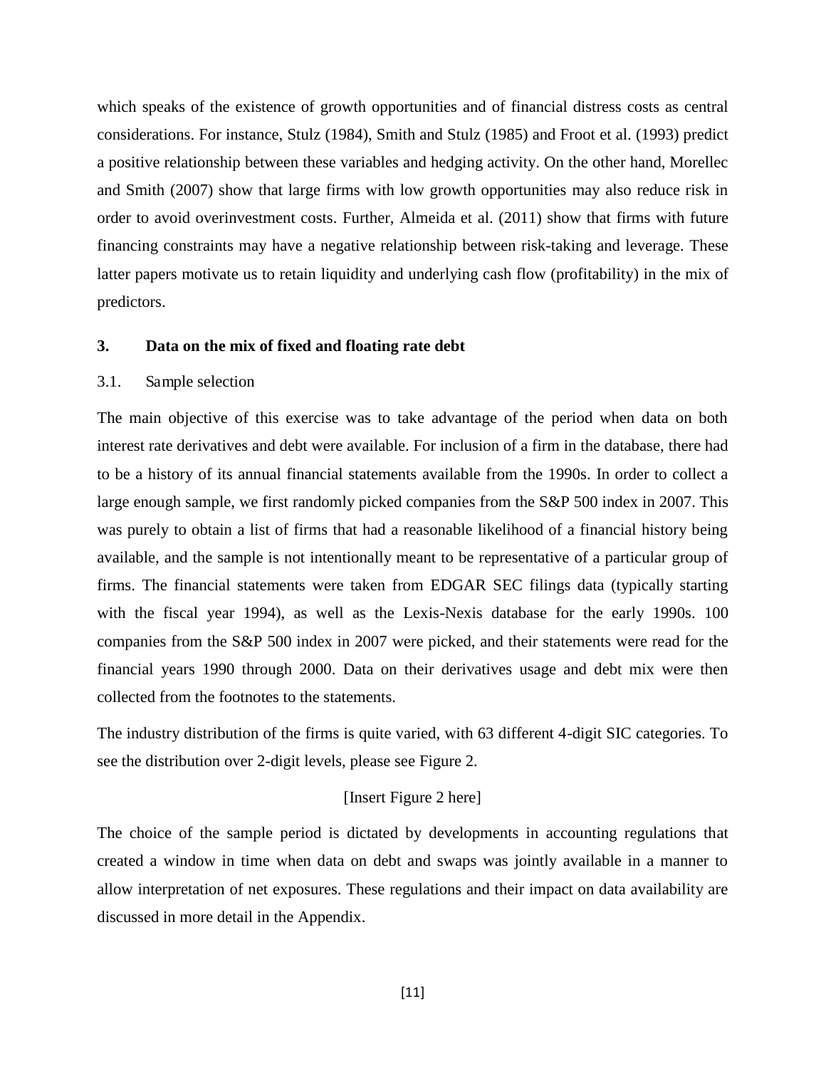which speaks of the existence of growth opportunities and of financial distress costs as central considerations. For instance, Stulz (1984), Smith and Stulz (1985) and Froot et al. (1993) predict a positive relationship between these variables and hedging activity. On the other hand, Morellec and Smith (2007) show that large firms with low growth opportunities may also reduce risk in order to avoid overinvestment costs. Further, Almeida et al. (2011) show that firms with future financing constraints may have a negative relationship between risk-taking and leverage. These latter papers motivate us to retain liquidity and underlying cash flow (profitability) in the mix of predictors.

## 3. Data on the mix of fixed and floating rate debt

### 3.1. Sample selection

The main objective of this exercise was to take advantage of the period when data on both interest rate derivatives and debt were available. For inclusion of a firm in the database, there had to be a history of its annual financial statements available from the 1990s. In order to collect a large enough sample, we first randomly picked companies from the S&P 500 index in 2007. This was purely to obtain a list of firms that had a reasonable likelihood of a financial history being available, and the sample is not intentionally meant to be representative of a particular group of firms. The financial statements were taken from EDGAR SEC filings data (typically starting with the fiscal year 1994), as well as the Lexis-Nexis database for the early 1990s. 100 companies from the S&P 500 index in 2007 were picked, and their statements were read for the financial years 1990 through 2000. Data on their derivatives usage and debt mix were then collected from the footnotes to the statements.

The industry distribution of the firms is quite varied, with 63 different 4-digit SIC categories. To see the distribution over 2-digit levels, please see Figure 2.

[Insert Figure 2 here]

The choice of the sample period is dictated by developments in accounting regulations that created a window in time when data on debt and swaps was jointly available in a manner to allow interpretation of net exposures. These regulations and their impact on data availability are discussed in more detail in the Appendix.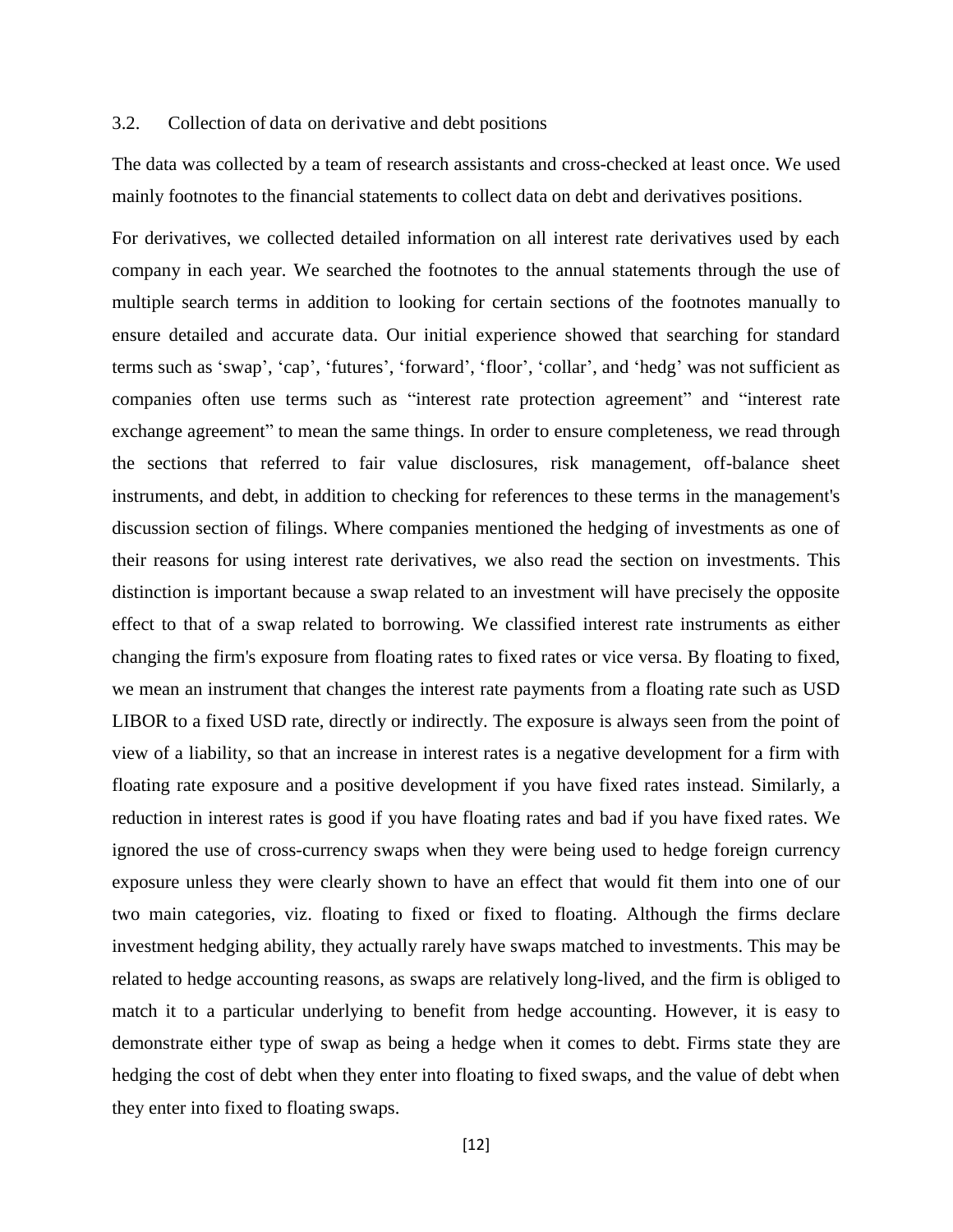### 3.2. Collection of data on derivative and debt positions

The data was collected by a team of research assistants and cross-checked at least once. We used mainly footnotes to the financial statements to collect data on debt and derivatives positions.

For derivatives, we collected detailed information on all interest rate derivatives used by each company in each year. We searched the footnotes to the annual statements through the use of multiple search terms in addition to looking for certain sections of the footnotes manually to ensure detailed and accurate data. Our initial experience showed that searching for standard terms such as 'swap', 'cap', 'futures', 'forward', 'floor', 'collar', and 'hedg' was not sufficient as companies often use terms such as "interest rate protection agreement" and "interest rate exchange agreement" to mean the same things. In order to ensure completeness, we read through the sections that referred to fair value disclosures, risk management, off-balance sheet instruments, and debt, in addition to checking for references to these terms in the management's discussion section of filings. Where companies mentioned the hedging of investments as one of their reasons for using interest rate derivatives, we also read the section on investments. This distinction is important because a swap related to an investment will have precisely the opposite effect to that of a swap related to borrowing. We classified interest rate instruments as either changing the firm's exposure from floating rates to fixed rates or vice versa. By floating to fixed, we mean an instrument that changes the interest rate payments from a floating rate such as USD LIBOR to a fixed USD rate, directly or indirectly. The exposure is always seen from the point of view of a liability, so that an increase in interest rates is a negative development for a firm with floating rate exposure and a positive development if you have fixed rates instead. Similarly, a reduction in interest rates is good if you have floating rates and bad if you have fixed rates. We ignored the use of cross-currency swaps when they were being used to hedge foreign currency exposure unless they were clearly shown to have an effect that would fit them into one of our two main categories, viz. floating to fixed or fixed to floating. Although the firms declare investment hedging ability, they actually rarely have swaps matched to investments. This may be related to hedge accounting reasons, as swaps are relatively long-lived, and the firm is obliged to match it to a particular underlying to benefit from hedge accounting. However, it is easy to demonstrate either type of swap as being a hedge when it comes to debt. Firms state they are hedging the cost of debt when they enter into floating to fixed swaps, and the value of debt when they enter into fixed to floating swaps.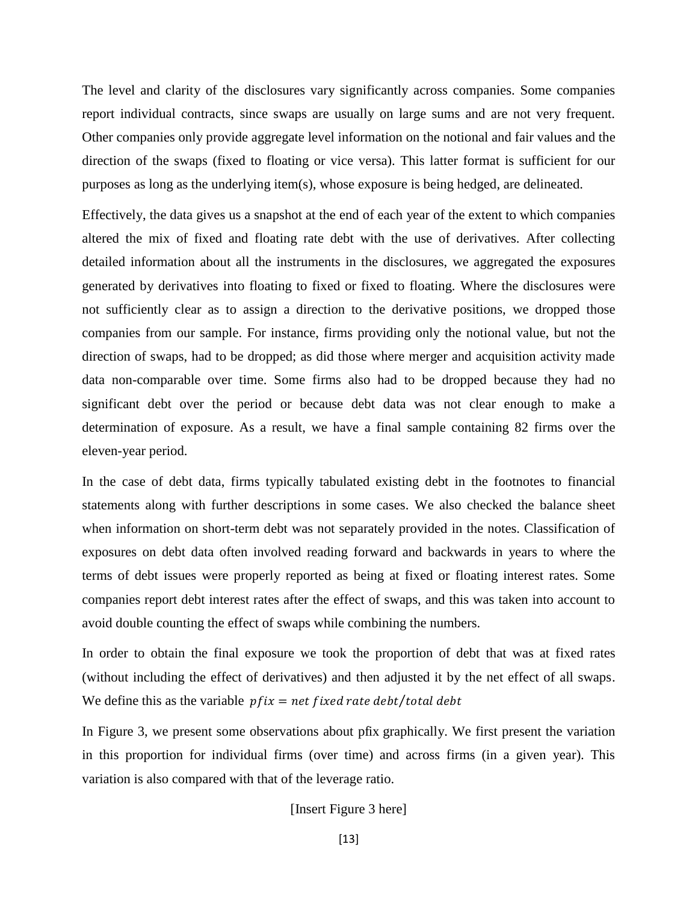The level and clarity of the disclosures vary significantly across companies. Some companies report individual contracts, since swaps are usually on large sums and are not very frequent. Other companies only provide aggregate level information on the notional and fair values and the direction of the swaps (fixed to floating or vice versa). This latter format is sufficient for our purposes as long as the underlying item(s), whose exposure is being hedged, are delineated.

Effectively, the data gives us a snapshot at the end of each year of the extent to which companies altered the mix of fixed and floating rate debt with the use of derivatives. After collecting detailed information about all the instruments in the disclosures, we aggregated the exposures generated by derivatives into floating to fixed or fixed to floating. Where the disclosures were not sufficiently clear as to assign a direction to the derivative positions, we dropped those companies from our sample. For instance, firms providing only the notional value, but not the direction of swaps, had to be dropped; as did those where merger and acquisition activity made data non-comparable over time. Some firms also had to be dropped because they had no significant debt over the period or because debt data was not clear enough to make a determination of exposure. As a result, we have a final sample containing 82 firms over the eleven-year period.

In the case of debt data, firms typically tabulated existing debt in the footnotes to financial statements along with further descriptions in some cases. We also checked the balance sheet when information on short-term debt was not separately provided in the notes. Classification of exposures on debt data often involved reading forward and backwards in years to where the terms of debt issues were properly reported as being at fixed or floating interest rates. Some companies report debt interest rates after the effect of swaps, and this was taken into account to avoid double counting the effect of swaps while combining the numbers.

In order to obtain the final exposure we took the proportion of debt that was at fixed rates (without including the effect of derivatives) and then adjusted it by the net effect of all swaps. We define this as the variable $pfix = net\ fixed\ rate\ debt/total\ debt$

In Figure 3, we present some observations about pfix graphically. We first present the variation in this proportion for individual firms (over time) and across firms (in a given year). This variation is also compared with that of the leverage ratio.

[Insert Figure 3 here]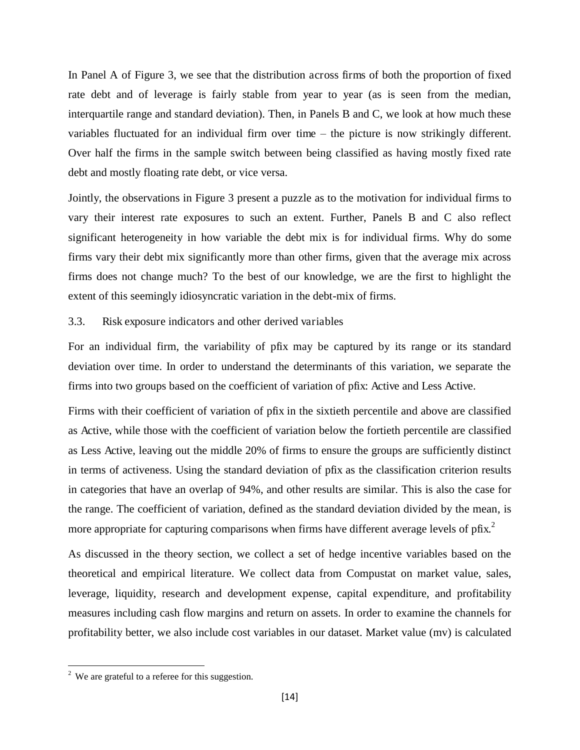In Panel A of Figure 3, we see that the distribution across firms of both the proportion of fixed rate debt and of leverage is fairly stable from year to year (as is seen from the median, interquartile range and standard deviation). Then, in Panels B and C, we look at how much these variables fluctuated for an individual firm over time – the picture is now strikingly different. Over half the firms in the sample switch between being classified as having mostly fixed rate debt and mostly floating rate debt, or vice versa.

Jointly, the observations in Figure 3 present a puzzle as to the motivation for individual firms to vary their interest rate exposures to such an extent. Further, Panels B and C also reflect significant heterogeneity in how variable the debt mix is for individual firms. Why do some firms vary their debt mix significantly more than other firms, given that the average mix across firms does not change much? To the best of our knowledge, we are the first to highlight the extent of this seemingly idiosyncratic variation in the debt-mix of firms.

### 3.3. Risk exposure indicators and other derived variables

For an individual firm, the variability of pfix may be captured by its range or its standard deviation over time. In order to understand the determinants of this variation, we separate the firms into two groups based on the coefficient of variation of pfix: Active and Less Active.

Firms with their coefficient of variation of pfix in the sixtieth percentile and above are classified as Active, while those with the coefficient of variation below the fortieth percentile are classified as Less Active, leaving out the middle 20% of firms to ensure the groups are sufficiently distinct in terms of activeness. Using the standard deviation of pfix as the classification criterion results in categories that have an overlap of 94%, and other results are similar. This is also the case for the range. The coefficient of variation, defined as the standard deviation divided by the mean, is more appropriate for capturing comparisons when firms have different average levels of pfix.[2]

As discussed in the theory section, we collect a set of hedge incentive variables based on the theoretical and empirical literature. We collect data from Compustat on market value, sales, leverage, liquidity, research and development expense, capital expenditure, and profitability measures including cash flow margins and return on assets. In order to examine the channels for profitability better, we also include cost variables in our dataset. Market value (mv) is calculated

[2] We are grateful to a referee for this suggestion.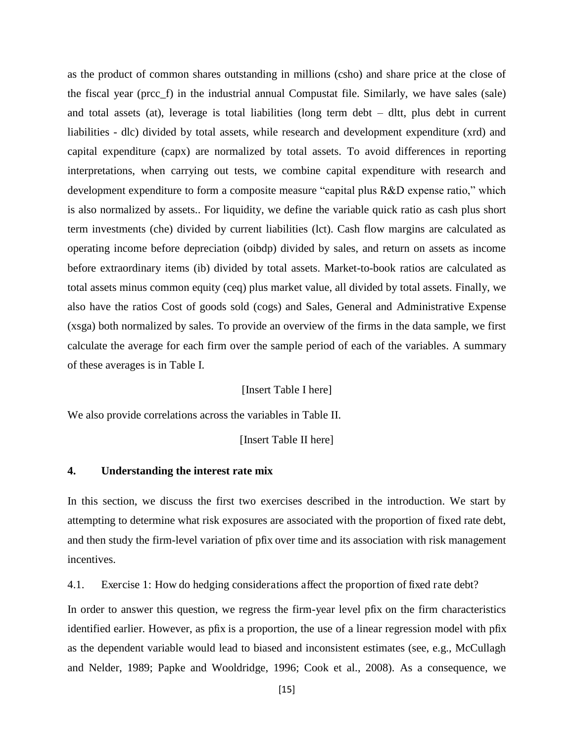as the product of common shares outstanding in millions (csho) and share price at the close of the fiscal year (prcc_f) in the industrial annual Compustat file. Similarly, we have sales (sale) and total assets (at), leverage is total liabilities (long term debt – dltt, plus debt in current liabilities - dlc) divided by total assets, while research and development expenditure (xrd) and capital expenditure (capx) are normalized by total assets. To avoid differences in reporting interpretations, when carrying out tests, we combine capital expenditure with research and development expenditure to form a composite measure "capital plus R&D expense ratio," which is also normalized by assets.. For liquidity, we define the variable quick ratio as cash plus short term investments (che) divided by current liabilities (lct). Cash flow margins are calculated as operating income before depreciation (oibdp) divided by sales, and return on assets as income before extraordinary items (ib) divided by total assets. Market-to-book ratios are calculated as total assets minus common equity (ceq) plus market value, all divided by total assets. Finally, we also have the ratios Cost of goods sold (cogs) and Sales, General and Administrative Expense (xsga) both normalized by sales. To provide an overview of the firms in the data sample, we first calculate the average for each firm over the sample period of each of the variables. A summary of these averages is in Table I.

[Insert Table I here]

We also provide correlations across the variables in Table II.

[Insert Table II here]

## 4. Understanding the interest rate mix

In this section, we discuss the first two exercises described in the introduction. We start by attempting to determine what risk exposures are associated with the proportion of fixed rate debt, and then study the firm-level variation of pfix over time and its association with risk management incentives.

### 4.1. Exercise 1: How do hedging considerations affect the proportion of fixed rate debt?

In order to answer this question, we regress the firm-year level pfix on the firm characteristics identified earlier. However, as pfix is a proportion, the use of a linear regression model with pfix as the dependent variable would lead to biased and inconsistent estimates (see, e.g., McCullagh and Nelder, 1989; Papke and Wooldridge, 1996; Cook et al., 2008). As a consequence, we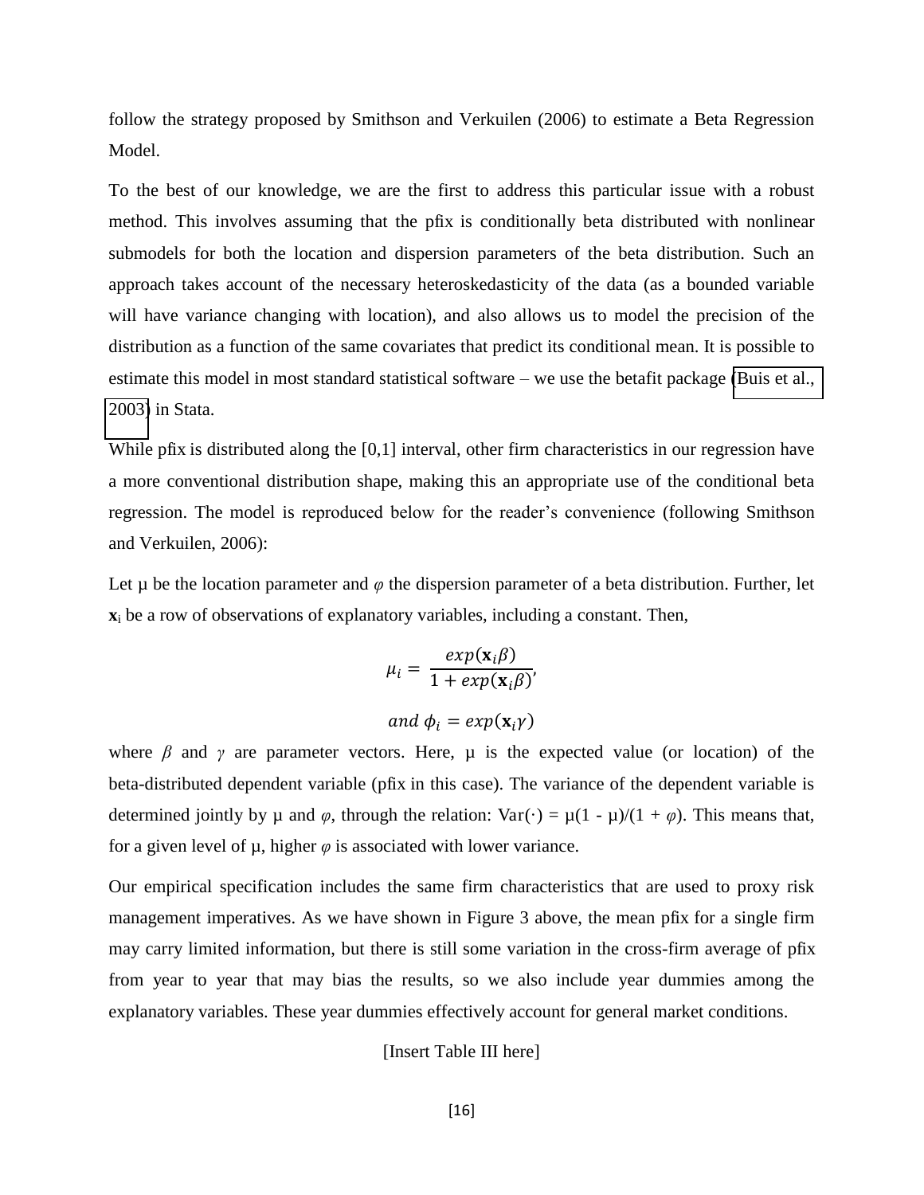follow the strategy proposed by Smithson and Verkuilen (2006) to estimate a Beta Regression Model.

To the best of our knowledge, we are the first to address this particular issue with a robust method. This involves assuming that the pfix is conditionally beta distributed with nonlinear submodels for both the location and dispersion parameters of the beta distribution. Such an approach takes account of the necessary heteroskedasticity of the data (as a bounded variable will have variance changing with location), and also allows us to model the precision of the distribution as a function of the same covariates that predict its conditional mean. It is possible to estimate this model in most standard statistical software – we use the betafit package (Buis et al., 2003) in Stata.

While pfix is distributed along the [0,1] interval, other firm characteristics in our regression have a more conventional distribution shape, making this an appropriate use of the conditional beta regression. The model is reproduced below for the reader's convenience (following Smithson and Verkuilen, 2006):

Let µ be the location parameter and $\varphi$ the dispersion parameter of a beta distribution. Further, let $\mathbf{x}_i$ be a row of observations of explanatory variables, including a constant. Then,

$$\mu_i = \frac{exp(\mathbf{x}_i\beta)}{1 + exp(\mathbf{x}_i\beta)},$$

$$and\ \phi_i = exp(\mathbf{x}_i\gamma)$$

where $\beta$ and $\gamma$ are parameter vectors. Here, µ is the expected value (or location) of the beta-distributed dependent variable (pfix in this case). The variance of the dependent variable is determined jointly by µ and $\varphi$, through the relation: $\mathrm{Var}(\cdot) = \mu(1 - \mu)/(1 + \varphi)$. This means that, for a given level of µ, higher $\varphi$ is associated with lower variance.

Our empirical specification includes the same firm characteristics that are used to proxy risk management imperatives. As we have shown in Figure 3 above, the mean pfix for a single firm may carry limited information, but there is still some variation in the cross-firm average of pfix from year to year that may bias the results, so we also include year dummies among the explanatory variables. These year dummies effectively account for general market conditions.

[Insert Table III here]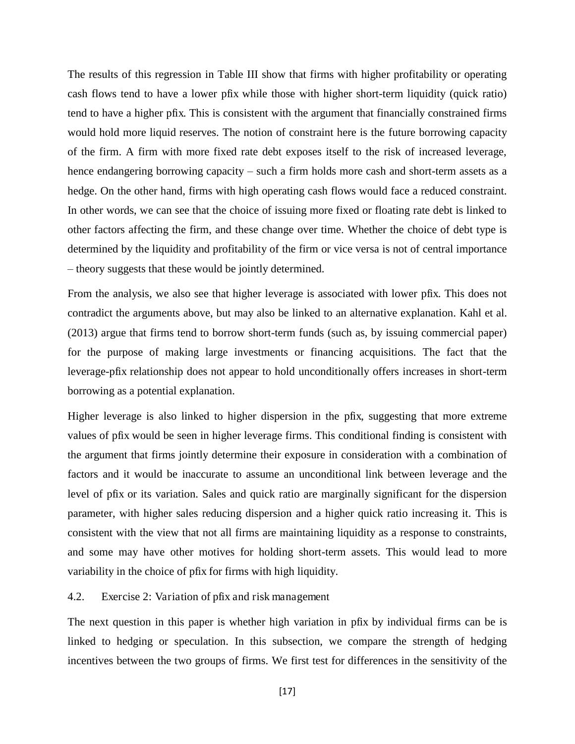The results of this regression in Table III show that firms with higher profitability or operating cash flows tend to have a lower pfix while those with higher short-term liquidity (quick ratio) tend to have a higher pfix. This is consistent with the argument that financially constrained firms would hold more liquid reserves. The notion of constraint here is the future borrowing capacity of the firm. A firm with more fixed rate debt exposes itself to the risk of increased leverage, hence endangering borrowing capacity – such a firm holds more cash and short-term assets as a hedge. On the other hand, firms with high operating cash flows would face a reduced constraint. In other words, we can see that the choice of issuing more fixed or floating rate debt is linked to other factors affecting the firm, and these change over time. Whether the choice of debt type is determined by the liquidity and profitability of the firm or vice versa is not of central importance – theory suggests that these would be jointly determined.

From the analysis, we also see that higher leverage is associated with lower pfix. This does not contradict the arguments above, but may also be linked to an alternative explanation. Kahl et al. (2013) argue that firms tend to borrow short-term funds (such as, by issuing commercial paper) for the purpose of making large investments or financing acquisitions. The fact that the leverage-pfix relationship does not appear to hold unconditionally offers increases in short-term borrowing as a potential explanation.

Higher leverage is also linked to higher dispersion in the pfix, suggesting that more extreme values of pfix would be seen in higher leverage firms. This conditional finding is consistent with the argument that firms jointly determine their exposure in consideration with a combination of factors and it would be inaccurate to assume an unconditional link between leverage and the level of pfix or its variation. Sales and quick ratio are marginally significant for the dispersion parameter, with higher sales reducing dispersion and a higher quick ratio increasing it. This is consistent with the view that not all firms are maintaining liquidity as a response to constraints, and some may have other motives for holding short-term assets. This would lead to more variability in the choice of pfix for firms with high liquidity.

### 4.2. Exercise 2: Variation of pfix and risk management

The next question in this paper is whether high variation in pfix by individual firms can be is linked to hedging or speculation. In this subsection, we compare the strength of hedging incentives between the two groups of firms. We first test for differences in the sensitivity of the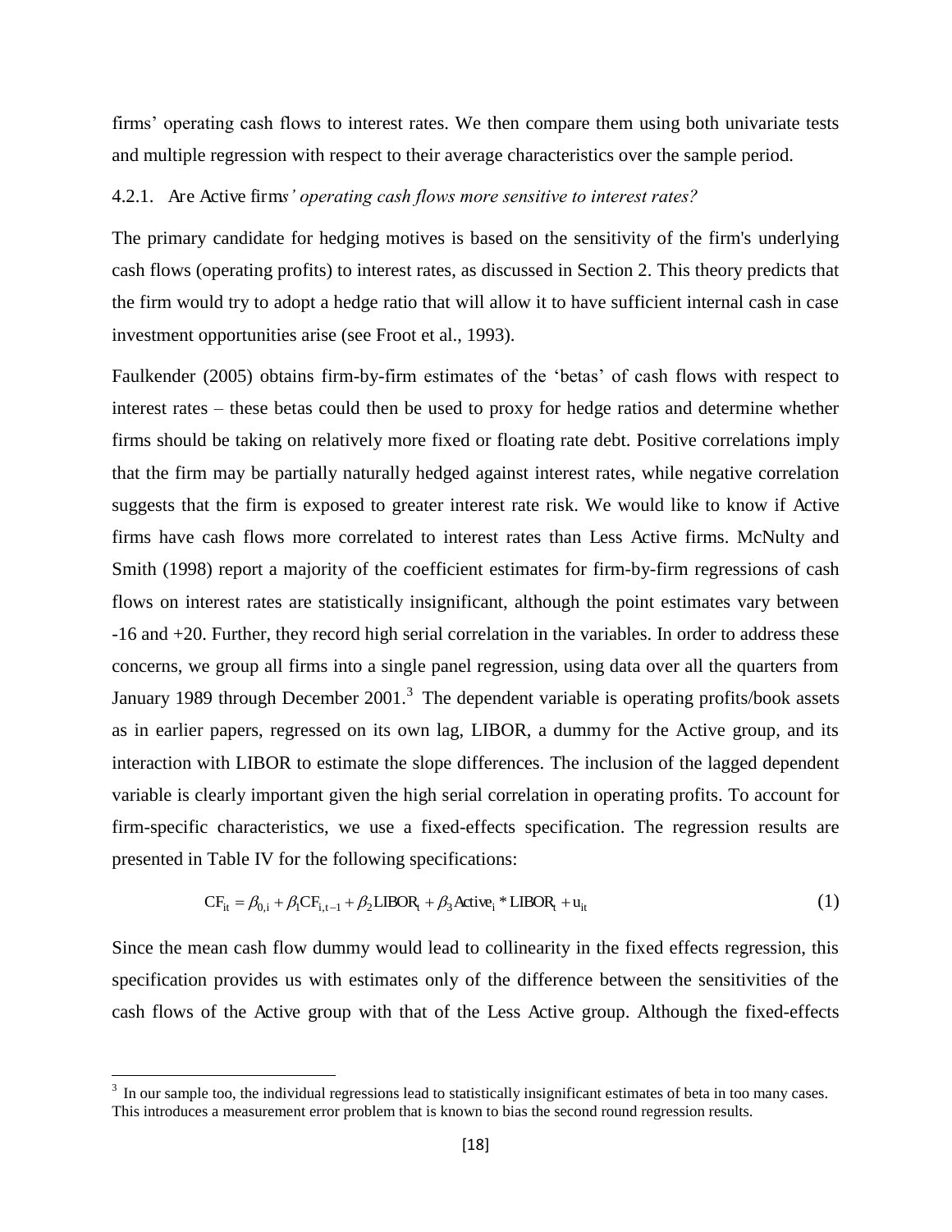firms' operating cash flows to interest rates. We then compare them using both univariate tests and multiple regression with respect to their average characteristics over the sample period.

#### 4.2.1. Are Active firm*s' operating cash flows more sensitive to interest rates?*

The primary candidate for hedging motives is based on the sensitivity of the firm's underlying cash flows (operating profits) to interest rates, as discussed in Section 2. This theory predicts that the firm would try to adopt a hedge ratio that will allow it to have sufficient internal cash in case investment opportunities arise (see Froot et al., 1993).

Faulkender (2005) obtains firm-by-firm estimates of the 'betas' of cash flows with respect to interest rates – these betas could then be used to proxy for hedge ratios and determine whether firms should be taking on relatively more fixed or floating rate debt. Positive correlations imply that the firm may be partially naturally hedged against interest rates, while negative correlation suggests that the firm is exposed to greater interest rate risk. We would like to know if Active firms have cash flows more correlated to interest rates than Less Active firms. McNulty and Smith (1998) report a majority of the coefficient estimates for firm-by-firm regressions of cash flows on interest rates are statistically insignificant, although the point estimates vary between -16 and +20. Further, they record high serial correlation in the variables. In order to address these concerns, we group all firms into a single panel regression, using data over all the quarters from January 1989 through December 2001.[3] The dependent variable is operating profits/book assets as in earlier papers, regressed on its own lag, LIBOR, a dummy for the Active group, and its interaction with LIBOR to estimate the slope differences. The inclusion of the lagged dependent variable is clearly important given the high serial correlation in operating profits. To account for firm-specific characteristics, we use a fixed-effects specification. The regression results are presented in Table IV for the following specifications:

$$\mathrm{CF}_{it} = \beta_{0,i} + \beta_1 \mathrm{CF}_{i,t-1} + \beta_2 \mathrm{LIBOR}_t + \beta_3 \mathrm{Active}_i * \mathrm{LIBOR}_t + u_{it} \tag{1}$$

Since the mean cash flow dummy would lead to collinearity in the fixed effects regression, this specification provides us with estimates only of the difference between the sensitivities of the cash flows of the Active group with that of the Less Active group. Although the fixed-effects

[3] In our sample too, the individual regressions lead to statistically insignificant estimates of beta in too many cases. This introduces a measurement error problem that is known to bias the second round regression results.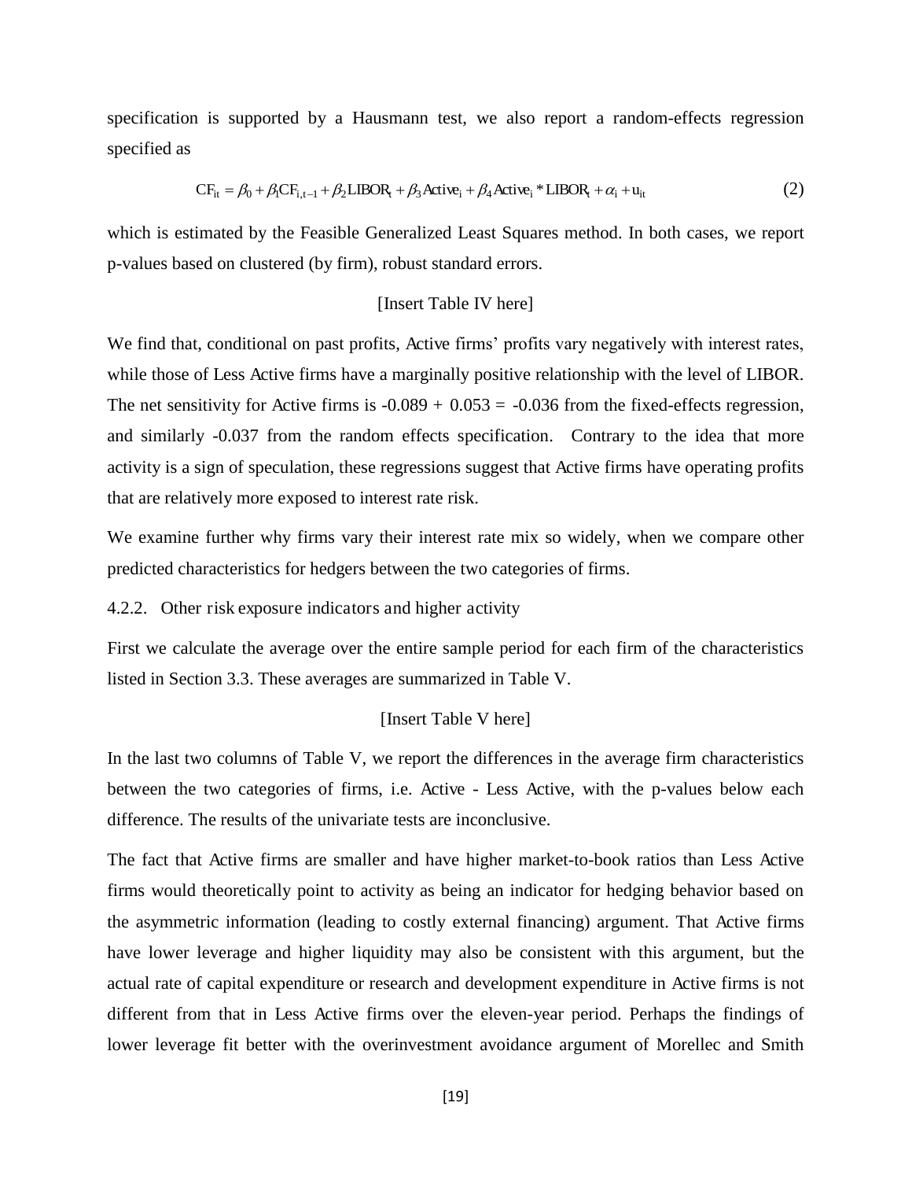specification is supported by a Hausmann test, we also report a random-effects regression specified as

$$\mathrm{CF}_{it} = \beta_0 + \beta_1 \mathrm{CF}_{i,t-1} + \beta_2 \mathrm{LIBOR}_t + \beta_3 \mathrm{Active}_i + \beta_4 \mathrm{Active}_i * \mathrm{LIBOR}_t + \alpha_i + \mathrm{u}_{it} \tag{2}$$

which is estimated by the Feasible Generalized Least Squares method. In both cases, we report p-values based on clustered (by firm), robust standard errors.

[Insert Table IV here]

We find that, conditional on past profits, Active firms' profits vary negatively with interest rates, while those of Less Active firms have a marginally positive relationship with the level of LIBOR. The net sensitivity for Active firms is -0.089 + 0.053 = -0.036 from the fixed-effects regression, and similarly -0.037 from the random effects specification. Contrary to the idea that more activity is a sign of speculation, these regressions suggest that Active firms have operating profits that are relatively more exposed to interest rate risk.

We examine further why firms vary their interest rate mix so widely, when we compare other predicted characteristics for hedgers between the two categories of firms.

### 4.2.2. Other risk exposure indicators and higher activity

First we calculate the average over the entire sample period for each firm of the characteristics listed in Section 3.3. These averages are summarized in Table V.

[Insert Table V here]

In the last two columns of Table V, we report the differences in the average firm characteristics between the two categories of firms, i.e. Active - Less Active, with the p-values below each difference. The results of the univariate tests are inconclusive.

The fact that Active firms are smaller and have higher market-to-book ratios than Less Active firms would theoretically point to activity as being an indicator for hedging behavior based on the asymmetric information (leading to costly external financing) argument. That Active firms have lower leverage and higher liquidity may also be consistent with this argument, but the actual rate of capital expenditure or research and development expenditure in Active firms is not different from that in Less Active firms over the eleven-year period. Perhaps the findings of lower leverage fit better with the overinvestment avoidance argument of Morellec and Smith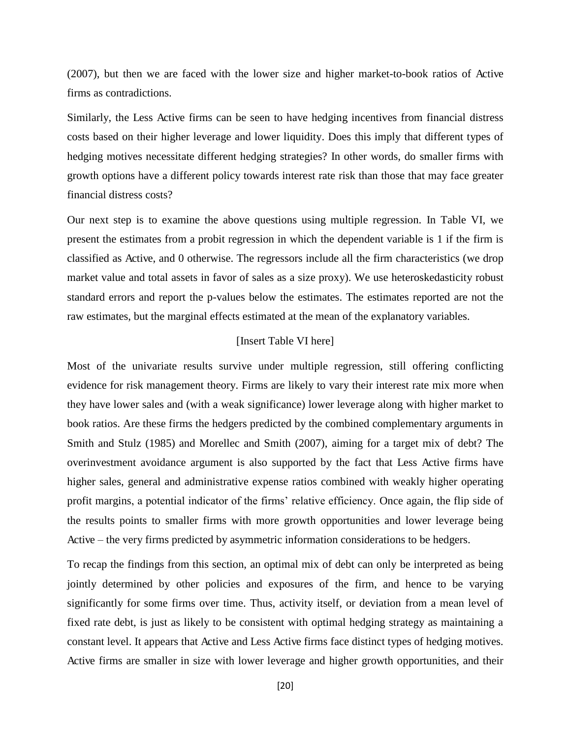(2007), but then we are faced with the lower size and higher market-to-book ratios of Active firms as contradictions.

Similarly, the Less Active firms can be seen to have hedging incentives from financial distress costs based on their higher leverage and lower liquidity. Does this imply that different types of hedging motives necessitate different hedging strategies? In other words, do smaller firms with growth options have a different policy towards interest rate risk than those that may face greater financial distress costs?

Our next step is to examine the above questions using multiple regression. In Table VI, we present the estimates from a probit regression in which the dependent variable is 1 if the firm is classified as Active, and 0 otherwise. The regressors include all the firm characteristics (we drop market value and total assets in favor of sales as a size proxy). We use heteroskedasticity robust standard errors and report the p-values below the estimates. The estimates reported are not the raw estimates, but the marginal effects estimated at the mean of the explanatory variables.

[Insert Table VI here]

Most of the univariate results survive under multiple regression, still offering conflicting evidence for risk management theory. Firms are likely to vary their interest rate mix more when they have lower sales and (with a weak significance) lower leverage along with higher market to book ratios. Are these firms the hedgers predicted by the combined complementary arguments in Smith and Stulz (1985) and Morellec and Smith (2007), aiming for a target mix of debt? The overinvestment avoidance argument is also supported by the fact that Less Active firms have higher sales, general and administrative expense ratios combined with weakly higher operating profit margins, a potential indicator of the firms' relative efficiency. Once again, the flip side of the results points to smaller firms with more growth opportunities and lower leverage being Active – the very firms predicted by asymmetric information considerations to be hedgers.

To recap the findings from this section, an optimal mix of debt can only be interpreted as being jointly determined by other policies and exposures of the firm, and hence to be varying significantly for some firms over time. Thus, activity itself, or deviation from a mean level of fixed rate debt, is just as likely to be consistent with optimal hedging strategy as maintaining a constant level. It appears that Active and Less Active firms face distinct types of hedging motives. Active firms are smaller in size with lower leverage and higher growth opportunities, and their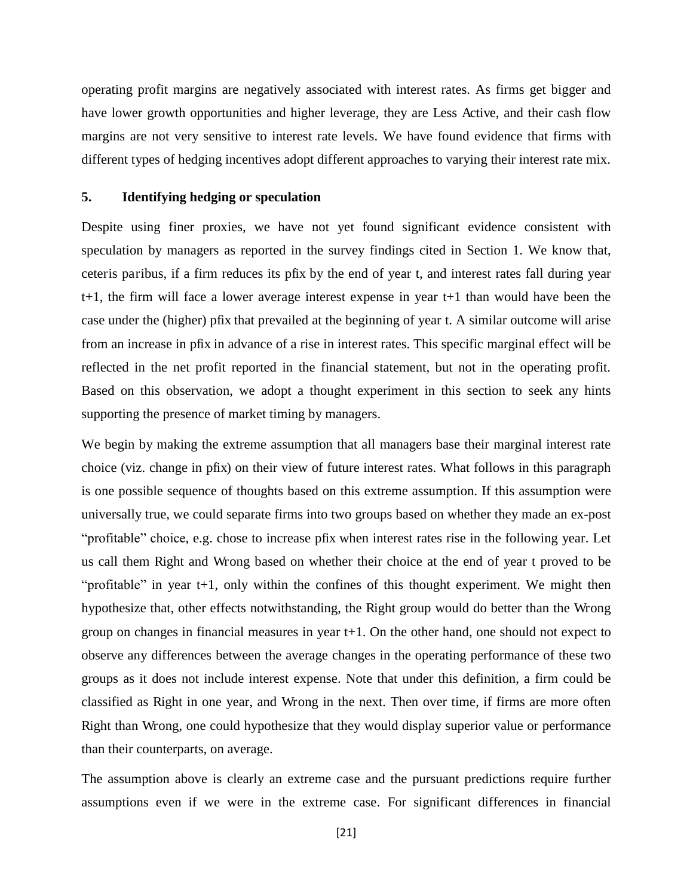operating profit margins are negatively associated with interest rates. As firms get bigger and have lower growth opportunities and higher leverage, they are Less Active, and their cash flow margins are not very sensitive to interest rate levels. We have found evidence that firms with different types of hedging incentives adopt different approaches to varying their interest rate mix.

## 5. Identifying hedging or speculation

Despite using finer proxies, we have not yet found significant evidence consistent with speculation by managers as reported in the survey findings cited in Section 1. We know that, ceteris paribus, if a firm reduces its pfix by the end of year t, and interest rates fall during year t+1, the firm will face a lower average interest expense in year t+1 than would have been the case under the (higher) pfix that prevailed at the beginning of year t. A similar outcome will arise from an increase in pfix in advance of a rise in interest rates. This specific marginal effect will be reflected in the net profit reported in the financial statement, but not in the operating profit. Based on this observation, we adopt a thought experiment in this section to seek any hints supporting the presence of market timing by managers.

We begin by making the extreme assumption that all managers base their marginal interest rate choice (viz. change in pfix) on their view of future interest rates. What follows in this paragraph is one possible sequence of thoughts based on this extreme assumption. If this assumption were universally true, we could separate firms into two groups based on whether they made an ex-post "profitable" choice, e.g. chose to increase pfix when interest rates rise in the following year. Let us call them Right and Wrong based on whether their choice at the end of year t proved to be "profitable" in year t+1, only within the confines of this thought experiment. We might then hypothesize that, other effects notwithstanding, the Right group would do better than the Wrong group on changes in financial measures in year t+1. On the other hand, one should not expect to observe any differences between the average changes in the operating performance of these two groups as it does not include interest expense. Note that under this definition, a firm could be classified as Right in one year, and Wrong in the next. Then over time, if firms are more often Right than Wrong, one could hypothesize that they would display superior value or performance than their counterparts, on average.

The assumption above is clearly an extreme case and the pursuant predictions require further assumptions even if we were in the extreme case. For significant differences in financial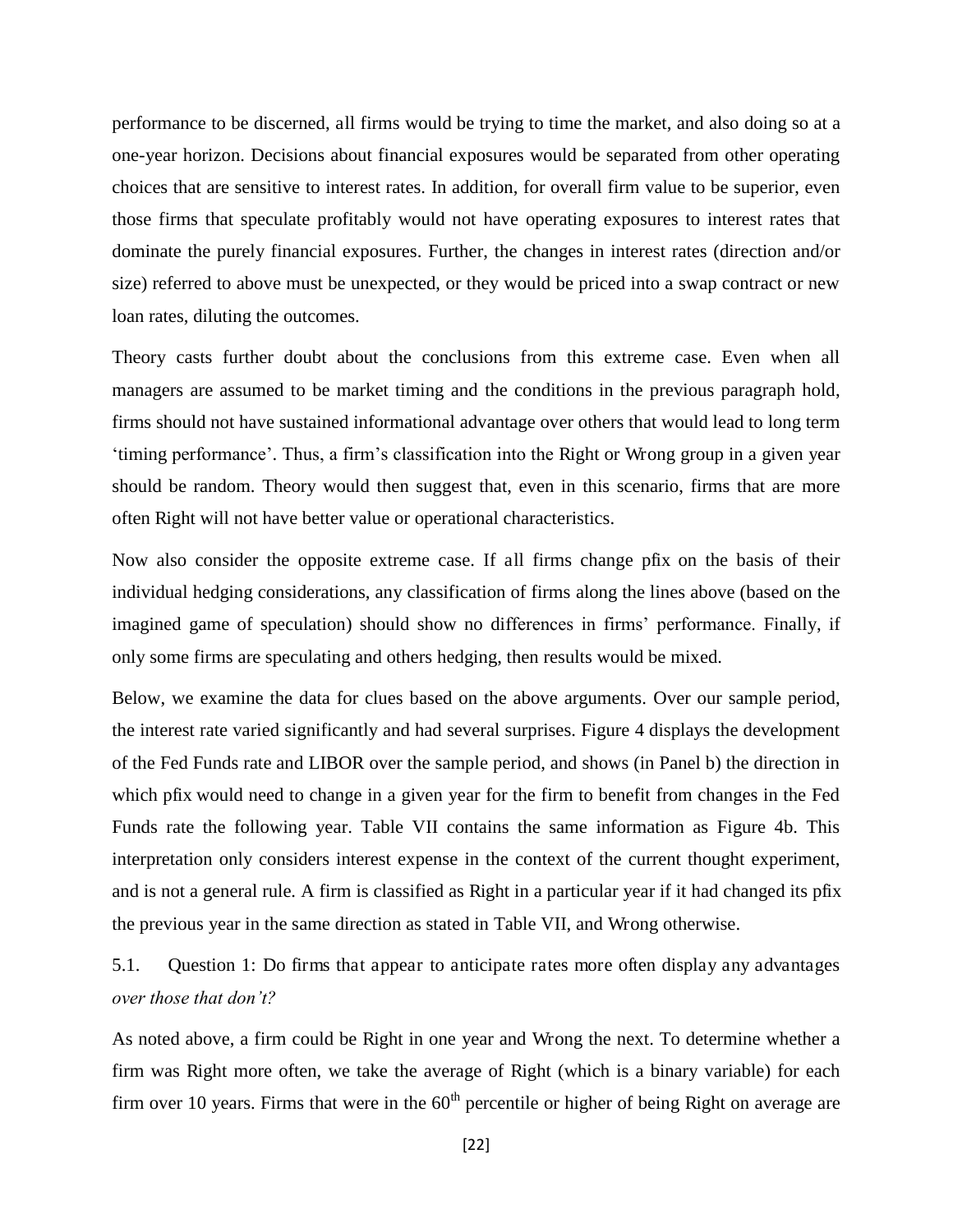performance to be discerned, all firms would be trying to time the market, and also doing so at a one-year horizon. Decisions about financial exposures would be separated from other operating choices that are sensitive to interest rates. In addition, for overall firm value to be superior, even those firms that speculate profitably would not have operating exposures to interest rates that dominate the purely financial exposures. Further, the changes in interest rates (direction and/or size) referred to above must be unexpected, or they would be priced into a swap contract or new loan rates, diluting the outcomes.

Theory casts further doubt about the conclusions from this extreme case. Even when all managers are assumed to be market timing and the conditions in the previous paragraph hold, firms should not have sustained informational advantage over others that would lead to long term 'timing performance'. Thus, a firm's classification into the Right or Wrong group in a given year should be random. Theory would then suggest that, even in this scenario, firms that are more often Right will not have better value or operational characteristics.

Now also consider the opposite extreme case. If all firms change pfix on the basis of their individual hedging considerations, any classification of firms along the lines above (based on the imagined game of speculation) should show no differences in firms' performance. Finally, if only some firms are speculating and others hedging, then results would be mixed.

Below, we examine the data for clues based on the above arguments. Over our sample period, the interest rate varied significantly and had several surprises. Figure 4 displays the development of the Fed Funds rate and LIBOR over the sample period, and shows (in Panel b) the direction in which pfix would need to change in a given year for the firm to benefit from changes in the Fed Funds rate the following year. Table VII contains the same information as Figure 4b. This interpretation only considers interest expense in the context of the current thought experiment, and is not a general rule. A firm is classified as Right in a particular year if it had changed its pfix the previous year in the same direction as stated in Table VII, and Wrong otherwise.

### 5.1. Question 1: Do firms that appear to anticipate rates more often display any advantages *over those that don't?*

As noted above, a firm could be Right in one year and Wrong the next. To determine whether a firm was Right more often, we take the average of Right (which is a binary variable) for each firm over 10 years. Firms that were in the 60th percentile or higher of being Right on average are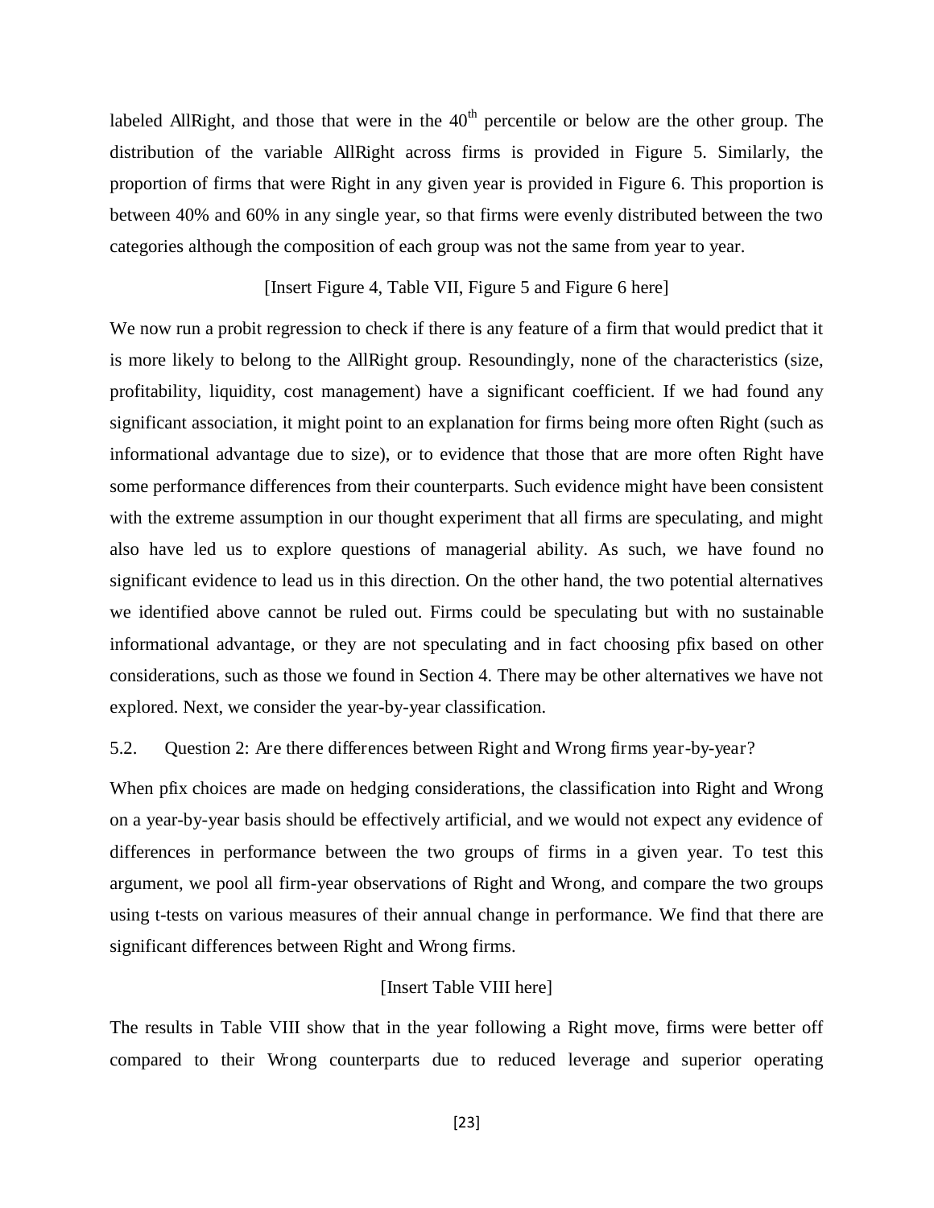labeled AllRight, and those that were in the $40^{th}$ percentile or below are the other group. The distribution of the variable AllRight across firms is provided in Figure 5. Similarly, the proportion of firms that were Right in any given year is provided in Figure 6. This proportion is between 40% and 60% in any single year, so that firms were evenly distributed between the two categories although the composition of each group was not the same from year to year.

[Insert Figure 4, Table VII, Figure 5 and Figure 6 here]

We now run a probit regression to check if there is any feature of a firm that would predict that it is more likely to belong to the AllRight group. Resoundingly, none of the characteristics (size, profitability, liquidity, cost management) have a significant coefficient. If we had found any significant association, it might point to an explanation for firms being more often Right (such as informational advantage due to size), or to evidence that those that are more often Right have some performance differences from their counterparts. Such evidence might have been consistent with the extreme assumption in our thought experiment that all firms are speculating, and might also have led us to explore questions of managerial ability. As such, we have found no significant evidence to lead us in this direction. On the other hand, the two potential alternatives we identified above cannot be ruled out. Firms could be speculating but with no sustainable informational advantage, or they are not speculating and in fact choosing pfix based on other considerations, such as those we found in Section 4. There may be other alternatives we have not explored. Next, we consider the year-by-year classification.

## 5.2. Question 2: Are there differences between Right and Wrong firms year-by-year?

When pfix choices are made on hedging considerations, the classification into Right and Wrong on a year-by-year basis should be effectively artificial, and we would not expect any evidence of differences in performance between the two groups of firms in a given year. To test this argument, we pool all firm-year observations of Right and Wrong, and compare the two groups using t-tests on various measures of their annual change in performance. We find that there are significant differences between Right and Wrong firms.

[Insert Table VIII here]

The results in Table VIII show that in the year following a Right move, firms were better off compared to their Wrong counterparts due to reduced leverage and superior operating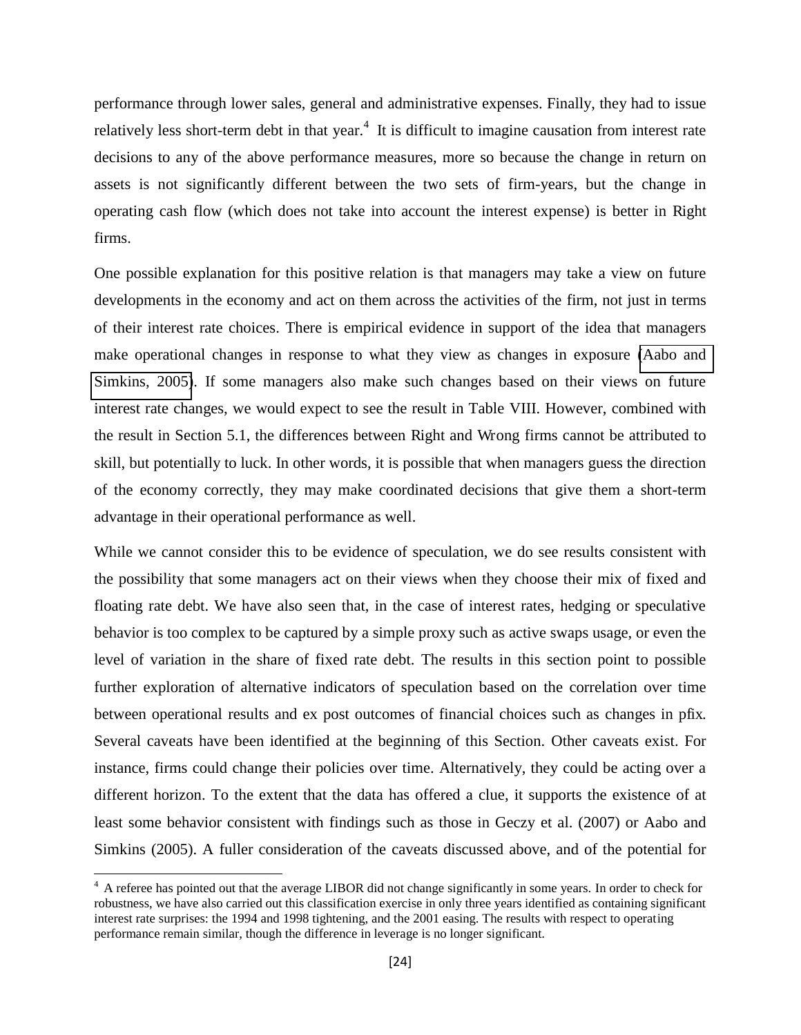performance through lower sales, general and administrative expenses. Finally, they had to issue relatively less short-term debt in that year.[4] It is difficult to imagine causation from interest rate decisions to any of the above performance measures, more so because the change in return on assets is not significantly different between the two sets of firm-years, but the change in operating cash flow (which does not take into account the interest expense) is better in Right firms.

One possible explanation for this positive relation is that managers may take a view on future developments in the economy and act on them across the activities of the firm, not just in terms of their interest rate choices. There is empirical evidence in support of the idea that managers make operational changes in response to what they view as changes in exposure (Aabo and Simkins, 2005). If some managers also make such changes based on their views on future interest rate changes, we would expect to see the result in Table VIII. However, combined with the result in Section 5.1, the differences between Right and Wrong firms cannot be attributed to skill, but potentially to luck. In other words, it is possible that when managers guess the direction of the economy correctly, they may make coordinated decisions that give them a short-term advantage in their operational performance as well.

While we cannot consider this to be evidence of speculation, we do see results consistent with the possibility that some managers act on their views when they choose their mix of fixed and floating rate debt. We have also seen that, in the case of interest rates, hedging or speculative behavior is too complex to be captured by a simple proxy such as active swaps usage, or even the level of variation in the share of fixed rate debt. The results in this section point to possible further exploration of alternative indicators of speculation based on the correlation over time between operational results and ex post outcomes of financial choices such as changes in pfix. Several caveats have been identified at the beginning of this Section. Other caveats exist. For instance, firms could change their policies over time. Alternatively, they could be acting over a different horizon. To the extent that the data has offered a clue, it supports the existence of at least some behavior consistent with findings such as those in Geczy et al. (2007) or Aabo and Simkins (2005). A fuller consideration of the caveats discussed above, and of the potential for

[4] A referee has pointed out that the average LIBOR did not change significantly in some years. In order to check for robustness, we have also carried out this classification exercise in only three years identified as containing significant interest rate surprises: the 1994 and 1998 tightening, and the 2001 easing. The results with respect to operating performance remain similar, though the difference in leverage is no longer significant.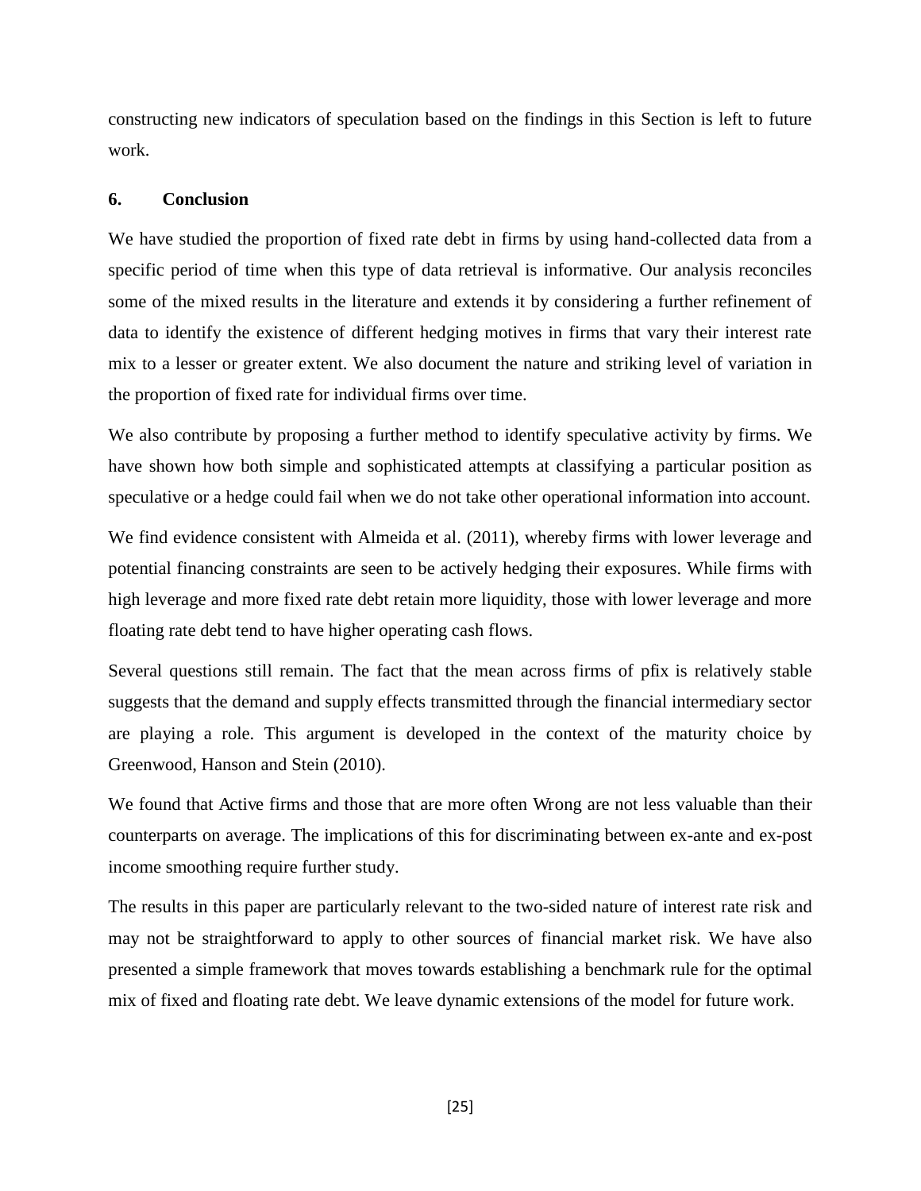constructing new indicators of speculation based on the findings in this Section is left to future work.

## 6. Conclusion

We have studied the proportion of fixed rate debt in firms by using hand-collected data from a specific period of time when this type of data retrieval is informative. Our analysis reconciles some of the mixed results in the literature and extends it by considering a further refinement of data to identify the existence of different hedging motives in firms that vary their interest rate mix to a lesser or greater extent. We also document the nature and striking level of variation in the proportion of fixed rate for individual firms over time.

We also contribute by proposing a further method to identify speculative activity by firms. We have shown how both simple and sophisticated attempts at classifying a particular position as speculative or a hedge could fail when we do not take other operational information into account.

We find evidence consistent with Almeida et al. (2011), whereby firms with lower leverage and potential financing constraints are seen to be actively hedging their exposures. While firms with high leverage and more fixed rate debt retain more liquidity, those with lower leverage and more floating rate debt tend to have higher operating cash flows.

Several questions still remain. The fact that the mean across firms of pfix is relatively stable suggests that the demand and supply effects transmitted through the financial intermediary sector are playing a role. This argument is developed in the context of the maturity choice by Greenwood, Hanson and Stein (2010).

We found that Active firms and those that are more often Wrong are not less valuable than their counterparts on average. The implications of this for discriminating between ex-ante and ex-post income smoothing require further study.

The results in this paper are particularly relevant to the two-sided nature of interest rate risk and may not be straightforward to apply to other sources of financial market risk. We have also presented a simple framework that moves towards establishing a benchmark rule for the optimal mix of fixed and floating rate debt. We leave dynamic extensions of the model for future work.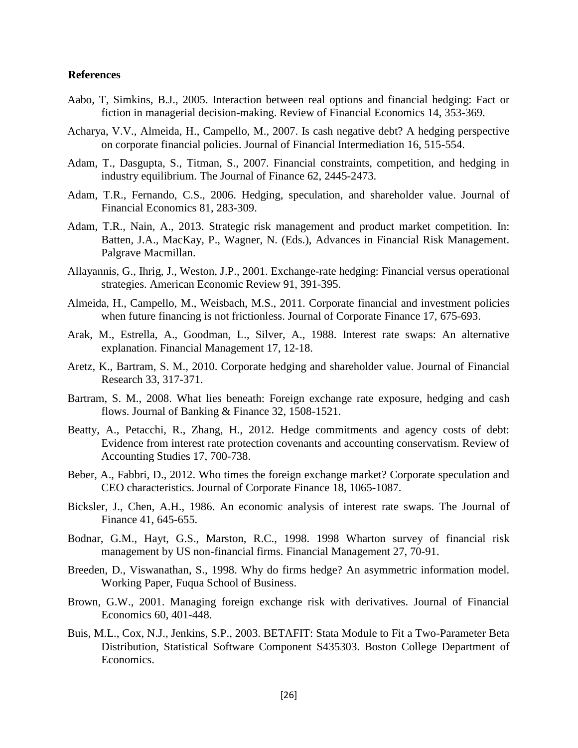## References

Aabo, T, Simkins, B.J., 2005. Interaction between real options and financial hedging: Fact or fiction in managerial decision-making. Review of Financial Economics 14, 353-369.

Acharya, V.V., Almeida, H., Campello, M., 2007. Is cash negative debt? A hedging perspective on corporate financial policies. Journal of Financial Intermediation 16, 515-554.

Adam, T., Dasgupta, S., Titman, S., 2007. Financial constraints, competition, and hedging in industry equilibrium. The Journal of Finance 62, 2445-2473.

Adam, T.R., Fernando, C.S., 2006. Hedging, speculation, and shareholder value. Journal of Financial Economics 81, 283-309.

Adam, T.R., Nain, A., 2013. Strategic risk management and product market competition. In: Batten, J.A., MacKay, P., Wagner, N. (Eds.), Advances in Financial Risk Management. Palgrave Macmillan.

Allayannis, G., Ihrig, J., Weston, J.P., 2001. Exchange-rate hedging: Financial versus operational strategies. American Economic Review 91, 391-395.

Almeida, H., Campello, M., Weisbach, M.S., 2011. Corporate financial and investment policies when future financing is not frictionless. Journal of Corporate Finance 17, 675-693.

Arak, M., Estrella, A., Goodman, L., Silver, A., 1988. Interest rate swaps: An alternative explanation. Financial Management 17, 12-18.

Aretz, K., Bartram, S. M., 2010. Corporate hedging and shareholder value. Journal of Financial Research 33, 317-371.

Bartram, S. M., 2008. What lies beneath: Foreign exchange rate exposure, hedging and cash flows. Journal of Banking & Finance 32, 1508-1521.

Beatty, A., Petacchi, R., Zhang, H., 2012. Hedge commitments and agency costs of debt: Evidence from interest rate protection covenants and accounting conservatism. Review of Accounting Studies 17, 700-738.

Beber, A., Fabbri, D., 2012. Who times the foreign exchange market? Corporate speculation and CEO characteristics. Journal of Corporate Finance 18, 1065-1087.

Bicksler, J., Chen, A.H., 1986. An economic analysis of interest rate swaps. The Journal of Finance 41, 645-655.

Bodnar, G.M., Hayt, G.S., Marston, R.C., 1998. 1998 Wharton survey of financial risk management by US non-financial firms. Financial Management 27, 70-91.

Breeden, D., Viswanathan, S., 1998. Why do firms hedge? An asymmetric information model. Working Paper, Fuqua School of Business.

Brown, G.W., 2001. Managing foreign exchange risk with derivatives. Journal of Financial Economics 60, 401-448.

Buis, M.L., Cox, N.J., Jenkins, S.P., 2003. BETAFIT: Stata Module to Fit a Two-Parameter Beta Distribution, Statistical Software Component S435303. Boston College Department of Economics.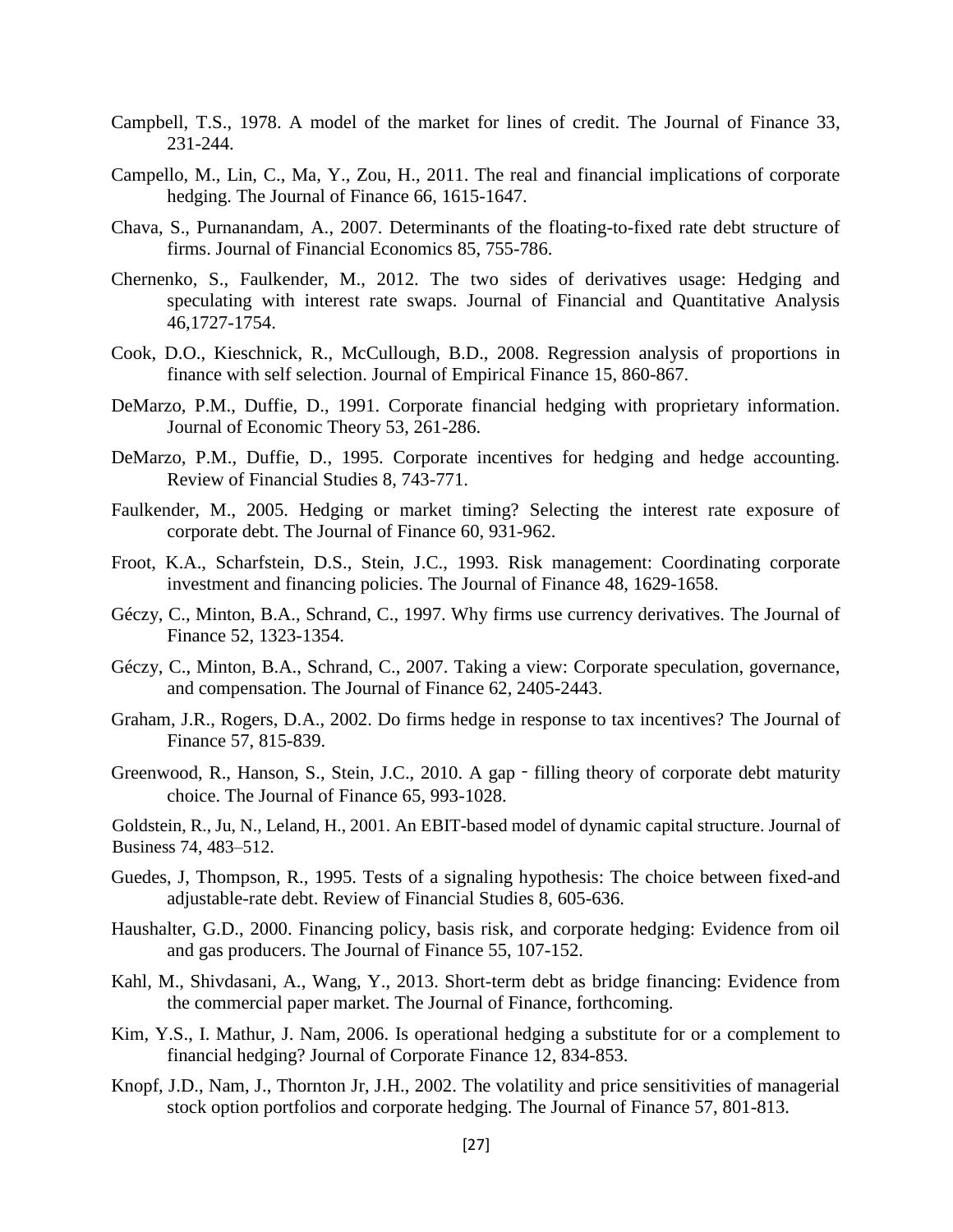Campbell, T.S., 1978. A model of the market for lines of credit. The Journal of Finance 33, 231-244.

Campello, M., Lin, C., Ma, Y., Zou, H., 2011. The real and financial implications of corporate hedging. The Journal of Finance 66, 1615-1647.

Chava, S., Purnanandam, A., 2007. Determinants of the floating-to-fixed rate debt structure of firms. Journal of Financial Economics 85, 755-786.

Chernenko, S., Faulkender, M., 2012. The two sides of derivatives usage: Hedging and speculating with interest rate swaps. Journal of Financial and Quantitative Analysis 46,1727-1754.

Cook, D.O., Kieschnick, R., McCullough, B.D., 2008. Regression analysis of proportions in finance with self selection. Journal of Empirical Finance 15, 860-867.

DeMarzo, P.M., Duffie, D., 1991. Corporate financial hedging with proprietary information. Journal of Economic Theory 53, 261-286.

DeMarzo, P.M., Duffie, D., 1995. Corporate incentives for hedging and hedge accounting. Review of Financial Studies 8, 743-771.

Faulkender, M., 2005. Hedging or market timing? Selecting the interest rate exposure of corporate debt. The Journal of Finance 60, 931-962.

Froot, K.A., Scharfstein, D.S., Stein, J.C., 1993. Risk management: Coordinating corporate investment and financing policies. The Journal of Finance 48, 1629-1658.

Géczy, C., Minton, B.A., Schrand, C., 1997. Why firms use currency derivatives. The Journal of Finance 52, 1323-1354.

Géczy, C., Minton, B.A., Schrand, C., 2007. Taking a view: Corporate speculation, governance, and compensation. The Journal of Finance 62, 2405-2443.

Graham, J.R., Rogers, D.A., 2002. Do firms hedge in response to tax incentives? The Journal of Finance 57, 815-839.

Greenwood, R., Hanson, S., Stein, J.C., 2010. A gap - filling theory of corporate debt maturity choice. The Journal of Finance 65, 993-1028.

Goldstein, R., Ju, N., Leland, H., 2001. An EBIT-based model of dynamic capital structure. Journal of Business 74, 483–512.

Guedes, J, Thompson, R., 1995. Tests of a signaling hypothesis: The choice between fixed-and adjustable-rate debt. Review of Financial Studies 8, 605-636.

Haushalter, G.D., 2000. Financing policy, basis risk, and corporate hedging: Evidence from oil and gas producers. The Journal of Finance 55, 107-152.

Kahl, M., Shivdasani, A., Wang, Y., 2013. Short-term debt as bridge financing: Evidence from the commercial paper market. The Journal of Finance, forthcoming.

Kim, Y.S., I. Mathur, J. Nam, 2006. Is operational hedging a substitute for or a complement to financial hedging? Journal of Corporate Finance 12, 834-853.

Knopf, J.D., Nam, J., Thornton Jr, J.H., 2002. The volatility and price sensitivities of managerial stock option portfolios and corporate hedging. The Journal of Finance 57, 801-813.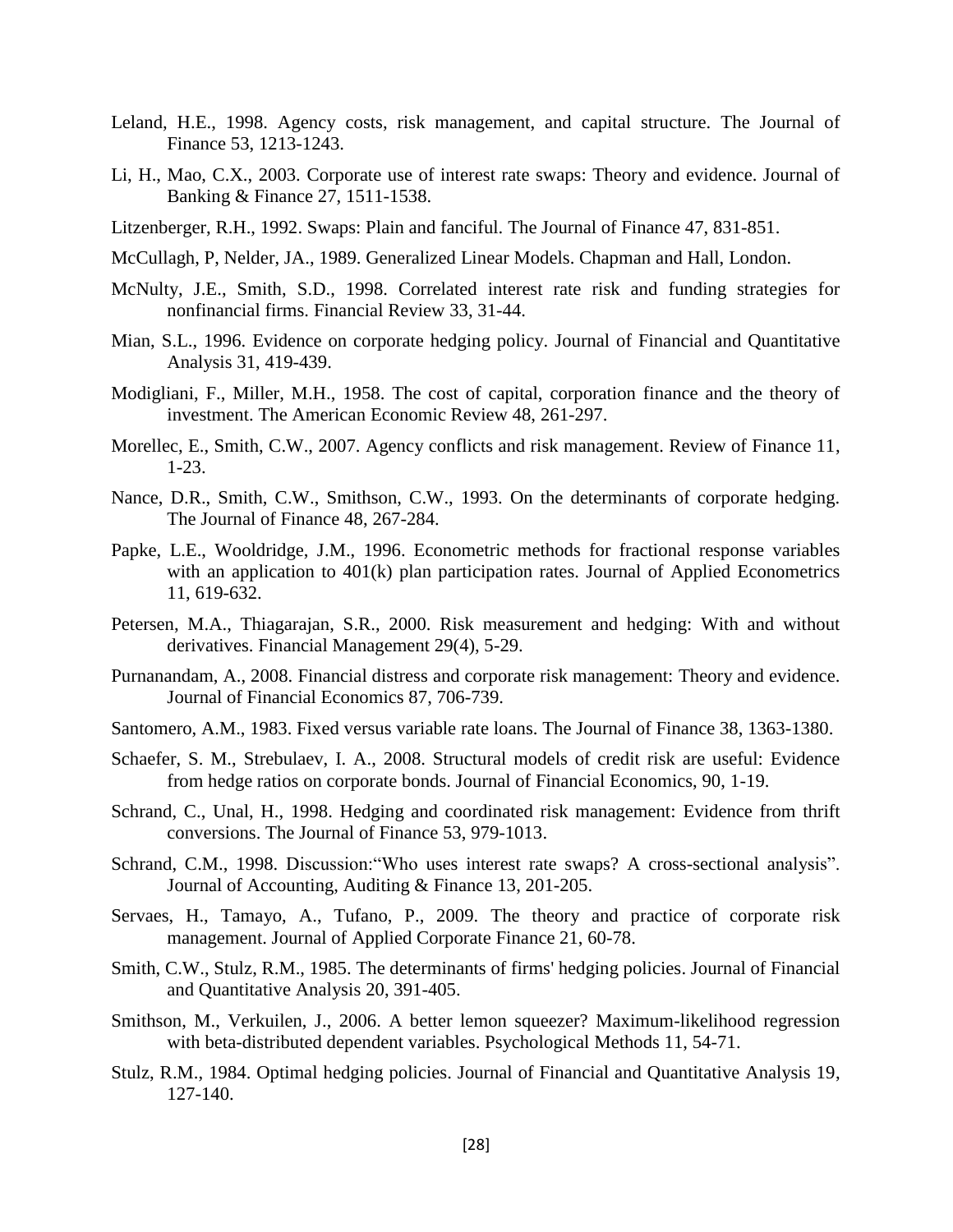Leland, H.E., 1998. Agency costs, risk management, and capital structure. The Journal of Finance 53, 1213-1243.

Li, H., Mao, C.X., 2003. Corporate use of interest rate swaps: Theory and evidence. Journal of Banking & Finance 27, 1511-1538.

Litzenberger, R.H., 1992. Swaps: Plain and fanciful. The Journal of Finance 47, 831-851.

McCullagh, P, Nelder, JA., 1989. Generalized Linear Models. Chapman and Hall, London.

McNulty, J.E., Smith, S.D., 1998. Correlated interest rate risk and funding strategies for nonfinancial firms. Financial Review 33, 31-44.

Mian, S.L., 1996. Evidence on corporate hedging policy. Journal of Financial and Quantitative Analysis 31, 419-439.

Modigliani, F., Miller, M.H., 1958. The cost of capital, corporation finance and the theory of investment. The American Economic Review 48, 261-297.

Morellec, E., Smith, C.W., 2007. Agency conflicts and risk management. Review of Finance 11, 1-23.

Nance, D.R., Smith, C.W., Smithson, C.W., 1993. On the determinants of corporate hedging. The Journal of Finance 48, 267-284.

Papke, L.E., Wooldridge, J.M., 1996. Econometric methods for fractional response variables with an application to 401(k) plan participation rates. Journal of Applied Econometrics 11, 619-632.

Petersen, M.A., Thiagarajan, S.R., 2000. Risk measurement and hedging: With and without derivatives. Financial Management 29(4), 5-29.

Purnanandam, A., 2008. Financial distress and corporate risk management: Theory and evidence. Journal of Financial Economics 87, 706-739.

Santomero, A.M., 1983. Fixed versus variable rate loans. The Journal of Finance 38, 1363-1380.

Schaefer, S. M., Strebulaev, I. A., 2008. Structural models of credit risk are useful: Evidence from hedge ratios on corporate bonds. Journal of Financial Economics, 90, 1-19.

Schrand, C., Unal, H., 1998. Hedging and coordinated risk management: Evidence from thrift conversions. The Journal of Finance 53, 979-1013.

Schrand, C.M., 1998. Discussion:"Who uses interest rate swaps? A cross-sectional analysis". Journal of Accounting, Auditing & Finance 13, 201-205.

Servaes, H., Tamayo, A., Tufano, P., 2009. The theory and practice of corporate risk management. Journal of Applied Corporate Finance 21, 60-78.

Smith, C.W., Stulz, R.M., 1985. The determinants of firms' hedging policies. Journal of Financial and Quantitative Analysis 20, 391-405.

Smithson, M., Verkuilen, J., 2006. A better lemon squeezer? Maximum-likelihood regression with beta-distributed dependent variables. Psychological Methods 11, 54-71.

Stulz, R.M., 1984. Optimal hedging policies. Journal of Financial and Quantitative Analysis 19, 127-140.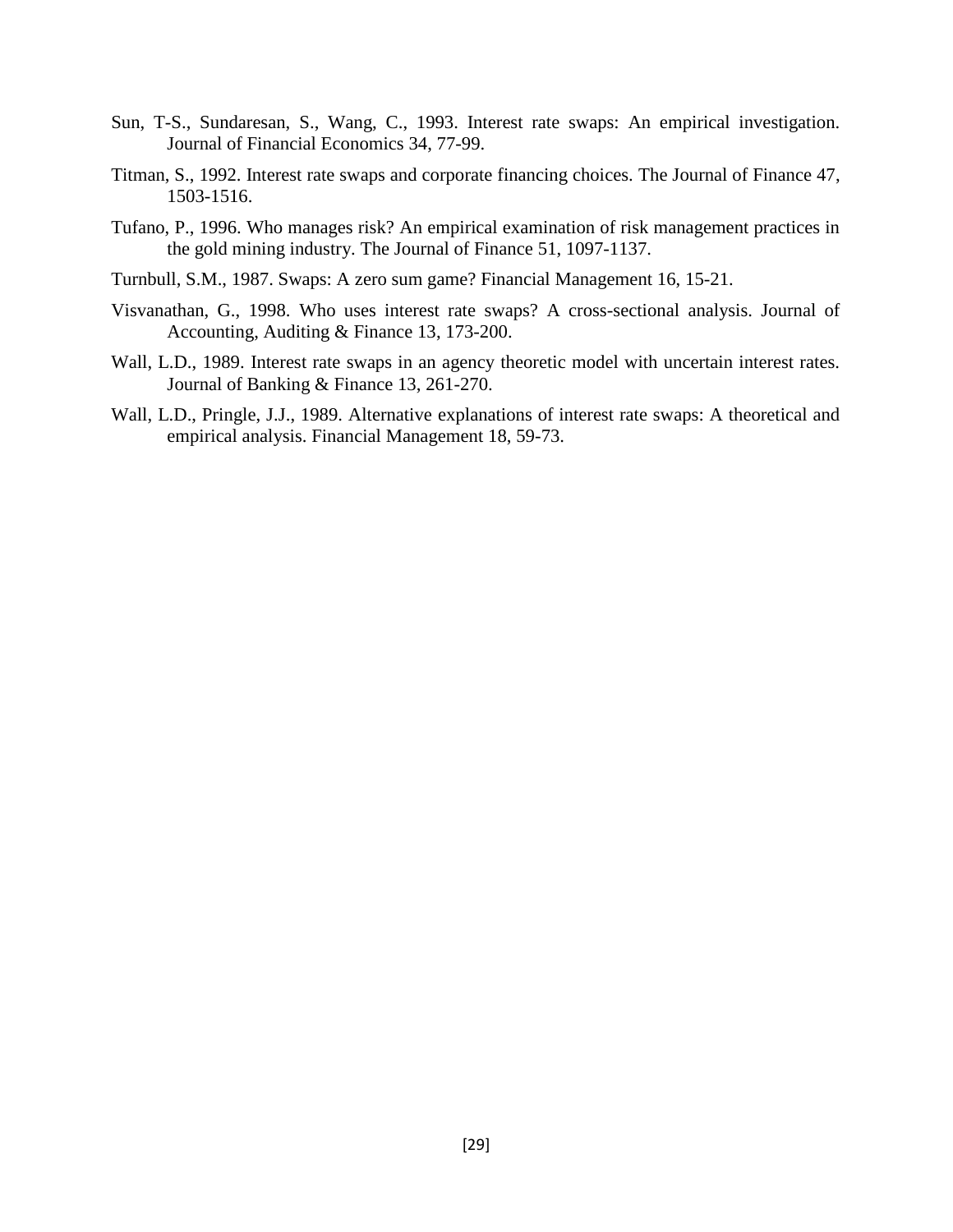Sun, T-S., Sundaresan, S., Wang, C., 1993. Interest rate swaps: An empirical investigation. Journal of Financial Economics 34, 77-99.

Titman, S., 1992. Interest rate swaps and corporate financing choices. The Journal of Finance 47, 1503-1516.

Tufano, P., 1996. Who manages risk? An empirical examination of risk management practices in the gold mining industry. The Journal of Finance 51, 1097-1137.

Turnbull, S.M., 1987. Swaps: A zero sum game? Financial Management 16, 15-21.

Visvanathan, G., 1998. Who uses interest rate swaps? A cross-sectional analysis. Journal of Accounting, Auditing & Finance 13, 173-200.

Wall, L.D., 1989. Interest rate swaps in an agency theoretic model with uncertain interest rates. Journal of Banking & Finance 13, 261-270.

Wall, L.D., Pringle, J.J., 1989. Alternative explanations of interest rate swaps: A theoretical and empirical analysis. Financial Management 18, 59-73.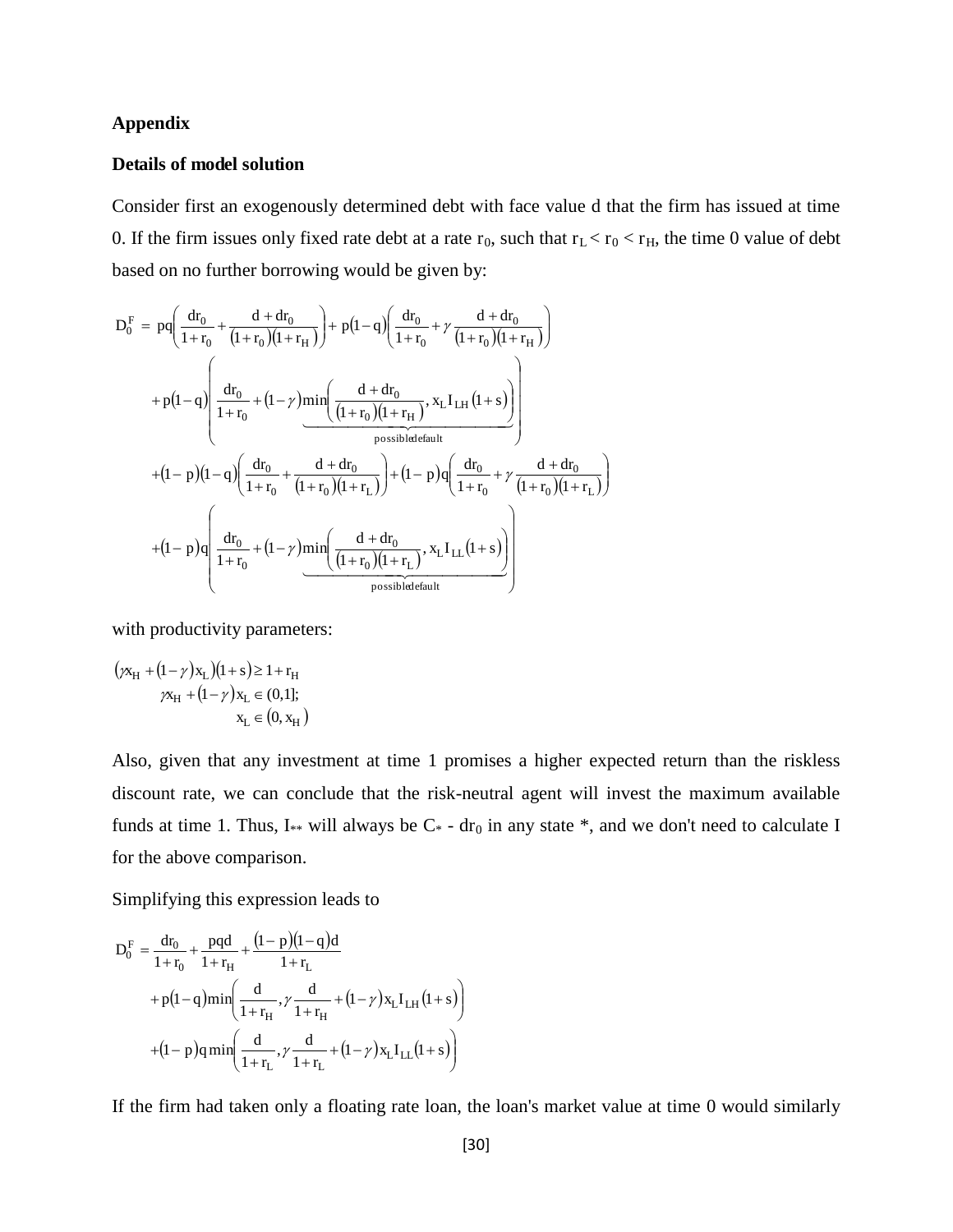**Appendix**

**Details of model solution**

Consider first an exogenously determined debt with face value d that the firm has issued at time 0. If the firm issues only fixed rate debt at a rate $r_0$, such that $r_L < r_0 < r_H$, the time 0 value of debt based on no further borrowing would be given by:

$$
\begin{aligned}
D_0^F = \; & pq\left(\frac{dr_0}{1+r_0}+\frac{d+dr_0}{(1+r_0)(1+r_H)}\right)+p(1-q)\left(\frac{dr_0}{1+r_0}+\gamma\frac{d+dr_0}{(1+r_0)(1+r_H)}\right) \\
& +p(1-q)\left(\frac{dr_0}{1+r_0}+(1-\gamma)\underbrace{\min\left(\frac{d+dr_0}{(1+r_0)(1+r_H)},x_L I_{LH}(1+s)\right)}_{\text{possible default}}\right) \\
& +(1-p)(1-q)\left(\frac{dr_0}{1+r_0}+\frac{d+dr_0}{(1+r_0)(1+r_L)}\right)+(1-p)q\left(\frac{dr_0}{1+r_0}+\gamma\frac{d+dr_0}{(1+r_0)(1+r_L)}\right) \\
& +(1-p)q\left(\frac{dr_0}{1+r_0}+(1-\gamma)\underbrace{\min\left(\frac{d+dr_0}{(1+r_0)(1+r_L)},x_L I_{LL}(1+s)\right)}_{\text{possible default}}\right)
\end{aligned}
$$

with productivity parameters:

$$
\begin{aligned}
&(\gamma x_H+(1-\gamma)x_L)(1+s)\geq 1+r_H \\
&\gamma x_H+(1-\gamma)x_L\in(0,1]; \\
&x_L\in(0,x_H)
\end{aligned}
$$

Also, given that any investment at time 1 promises a higher expected return than the riskless discount rate, we can conclude that the risk-neutral agent will invest the maximum available funds at time 1. Thus, $I_{**}$ will always be $C_* - dr_0$ in any state *, and we don't need to calculate I for the above comparison.

Simplifying this expression leads to

$$
\begin{aligned}
D_0^F = \; & \frac{dr_0}{1+r_0}+\frac{pqd}{1+r_H}+\frac{(1-p)(1-q)d}{1+r_L} \\
& +p(1-q)\min\left(\frac{d}{1+r_H},\gamma\frac{d}{1+r_H}+(1-\gamma)x_L I_{LH}(1+s)\right) \\
& +(1-p)q\min\left(\frac{d}{1+r_L},\gamma\frac{d}{1+r_L}+(1-\gamma)x_L I_{LL}(1+s)\right)
\end{aligned}
$$

If the firm had taken only a floating rate loan, the loan's market value at time 0 would similarly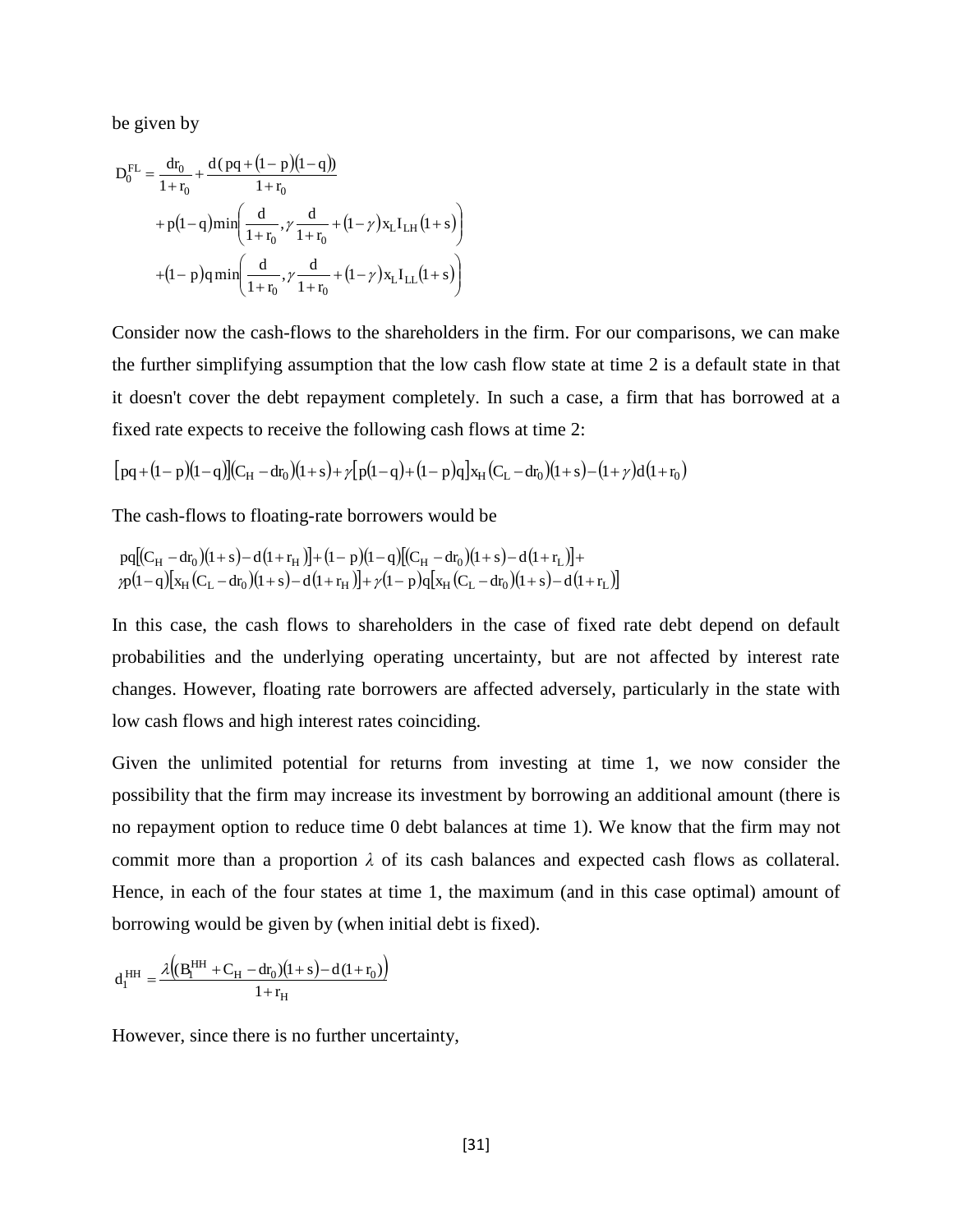be given by

$$
\begin{aligned}
D_0^{FL} = & \frac{dr_0}{1+r_0} + \frac{d(pq+(1-p)(1-q))}{1+r_0} \\
& + p(1-q)\min\left(\frac{d}{1+r_0}, \gamma\frac{d}{1+r_0} + (1-\gamma)x_L I_{LH}(1+s)\right) \\
& + (1-p)q\min\left(\frac{d}{1+r_0}, \gamma\frac{d}{1+r_0} + (1-\gamma)x_L I_{LL}(1+s)\right)
\end{aligned}
$$

Consider now the cash-flows to the shareholders in the firm. For our comparisons, we can make the further simplifying assumption that the low cash flow state at time 2 is a default state in that it doesn't cover the debt repayment completely. In such a case, a firm that has borrowed at a fixed rate expects to receive the following cash flows at time 2:

$$
[pq+(1-p)(1-q)](C_H - dr_0)(1+s) + \gamma[p(1-q)+(1-p)q]x_H(C_L - dr_0)(1+s) - (1+\gamma)d(1+r_0)
$$

The cash-flows to floating-rate borrowers would be

$$
\begin{aligned}
& pq[(C_H - dr_0)(1+s) - d(1+r_H)] + (1-p)(1-q)[(C_H - dr_0)(1+s) - d(1+r_L)] + \\
& \gamma p(1-q)[x_H(C_L - dr_0)(1+s) - d(1+r_H)] + \gamma(1-p)q[x_H(C_L - dr_0)(1+s) - d(1+r_L)]
\end{aligned}
$$

In this case, the cash flows to shareholders in the case of fixed rate debt depend on default probabilities and the underlying operating uncertainty, but are not affected by interest rate changes. However, floating rate borrowers are affected adversely, particularly in the state with low cash flows and high interest rates coinciding.

Given the unlimited potential for returns from investing at time 1, we now consider the possibility that the firm may increase its investment by borrowing an additional amount (there is no repayment option to reduce time 0 debt balances at time 1). We know that the firm may not commit more than a proportion $\lambda$ of its cash balances and expected cash flows as collateral. Hence, in each of the four states at time 1, the maximum (and in this case optimal) amount of borrowing would be given by (when initial debt is fixed).

$$
d_1^{HH} = \frac{\lambda\left((B_1^{HH} + C_H - dr_0)(1+s) - d(1+r_0)\right)}{1+r_H}
$$

However, since there is no further uncertainty,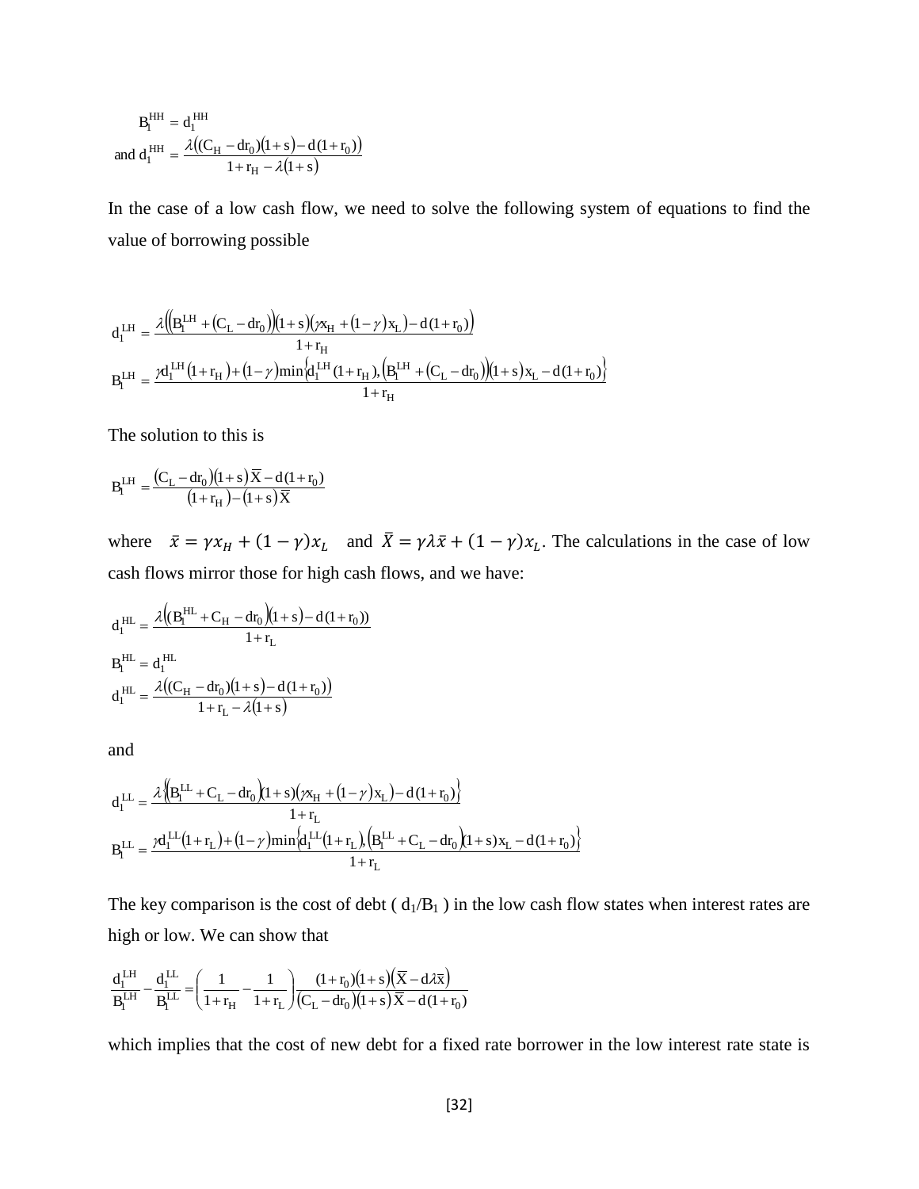$$B_1^{HH} = d_1^{HH}$$

$$\text{and } d_1^{HH} = \frac{\lambda\left((C_H - dr_0)(1+s) - d(1+r_0)\right)}{1 + r_H - \lambda(1+s)}$$

In the case of a low cash flow, we need to solve the following system of equations to find the value of borrowing possible

$$d_1^{LH} = \frac{\lambda\left(\left(B_1^{LH} + (C_L - dr_0)\right)(1+s)\left(\gamma x_H + (1-\gamma)x_L\right) - d(1+r_0)\right)}{1+r_H}$$

$$B_1^{LH} = \frac{\gamma d_1^{LH}(1+r_H) + (1-\gamma)\min\left\{d_1^{LH}(1+r_H), \left(B_1^{LH} + (C_L - dr_0)\right)(1+s)x_L - d(1+r_0)\right\}}{1+r_H}$$

The solution to this is

$$B_1^{LH} = \frac{(C_L - dr_0)(1+s)\bar{X} - d(1+r_0)}{(1+r_H) - (1+s)\bar{X}}$$

where $\bar{x} = \gamma x_H + (1-\gamma)x_L$ and $\bar{X} = \gamma\lambda\bar{x} + (1-\gamma)x_L$. The calculations in the case of low cash flows mirror those for high cash flows, and we have:

$$d_1^{HL} = \frac{\lambda\left((B_1^{HL} + C_H - dr_0)(1+s) - d(1+r_0)\right)}{1+r_L}$$

$$B_1^{HL} = d_1^{HL}$$

$$d_1^{HL} = \frac{\lambda\left((C_H - dr_0)(1+s) - d(1+r_0)\right)}{1 + r_L - \lambda(1+s)}$$

and

$$d_1^{LL} = \frac{\lambda\left\{\left(B_1^{LL} + C_L - dr_0\right)(1+s)\left(\gamma x_H + (1-\gamma)x_L\right) - d(1+r_0)\right\}}{1+r_L}$$

$$B_1^{LL} = \frac{\gamma d_1^{LL}(1+r_L) + (1-\gamma)\min\left\{d_1^{LL}(1+r_L), \left(B_1^{LL} + C_L - dr_0\right)(1+s)x_L - d(1+r_0)\right\}}{1+r_L}$$

The key comparison is the cost of debt ( $d_1/B_1$ ) in the low cash flow states when interest rates are high or low. We can show that

$$\frac{d_1^{LH}}{B_1^{LH}} - \frac{d_1^{LL}}{B_1^{LL}} = \left(\frac{1}{1+r_H} - \frac{1}{1+r_L}\right)\frac{(1+r_0)(1+s)\left(\bar{X} - d\lambda\bar{x}\right)}{(C_L - dr_0)(1+s)\bar{X} - d(1+r_0)}$$

which implies that the cost of new debt for a fixed rate borrower in the low interest rate state is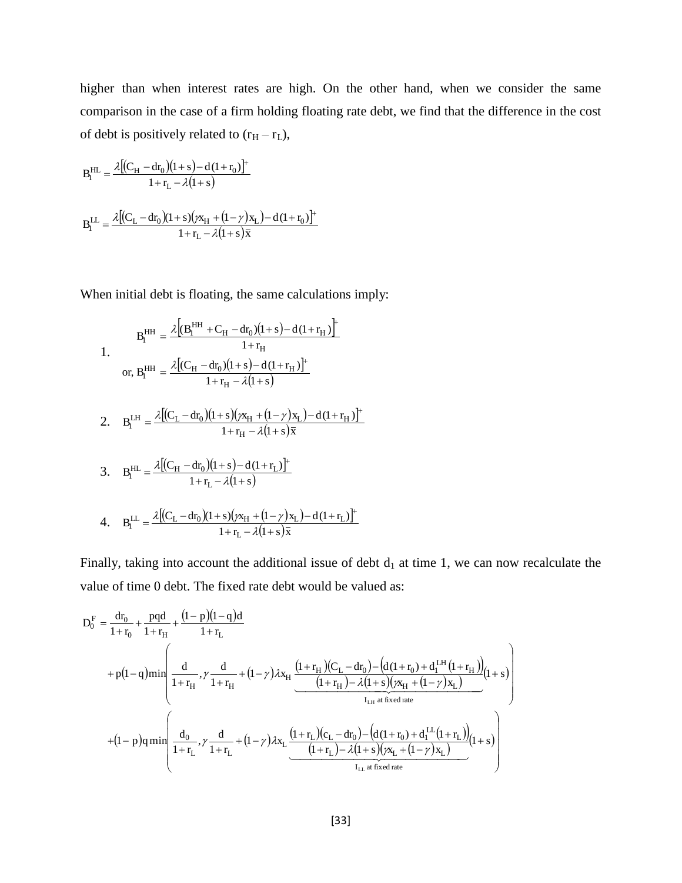higher than when interest rates are high. On the other hand, when we consider the same comparison in the case of a firm holding floating rate debt, we find that the difference in the cost of debt is positively related to $(r_H - r_L)$,

$$B_1^{HL} = \frac{\lambda\left[(C_H - dr_0)(1+s) - d(1+r_0)\right]^+}{1 + r_L - \lambda(1+s)}$$

$$B_1^{LL} = \frac{\lambda\left[(C_L - dr_0)(1+s)(\gamma x_H + (1-\gamma)x_L) - d(1+r_0)\right]^+}{1 + r_L - \lambda(1+s)\bar{x}}$$

When initial debt is floating, the same calculations imply:

1. $$B_1^{HH} = \frac{\lambda\left[(B_1^{HH} + C_H - dr_0)(1+s) - d(1+r_H)\right]^+}{1 + r_H}$$
   $$\text{or, } B_1^{HH} = \frac{\lambda\left[(C_H - dr_0)(1+s) - d(1+r_H)\right]^+}{1 + r_H - \lambda(1+s)}$$

2. $$B_1^{LH} = \frac{\lambda\left[(C_L - dr_0)(1+s)(\gamma x_H + (1-\gamma)x_L) - d(1+r_H)\right]^+}{1 + r_H - \lambda(1+s)\bar{x}}$$

3. $$B_1^{HL} = \frac{\lambda\left[(C_H - dr_0)(1+s) - d(1+r_L)\right]^+}{1 + r_L - \lambda(1+s)}$$

4. $$B_1^{LL} = \frac{\lambda\left[(C_L - dr_0)(1+s)(\gamma x_H + (1-\gamma)x_L) - d(1+r_L)\right]^+}{1 + r_L - \lambda(1+s)\bar{x}}$$

Finally, taking into account the additional issue of debt $d_1$ at time 1, we can now recalculate the value of time 0 debt. The fixed rate debt would be valued as:

$$
\begin{aligned}
D_0^F = {} & \frac{dr_0}{1+r_0} + \frac{pqd}{1+r_H} + \frac{(1-p)(1-q)d}{1+r_L} \\
& + p(1-q)\min\left(\frac{d}{1+r_H}, \gamma\frac{d}{1+r_H} + (1-\gamma)\lambda x_H \underbrace{\frac{(1+r_H)(C_L - dr_0) - \left(d(1+r_0) + d_1^{LH}(1+r_H)\right)}{(1+r_H) - \lambda(1+s)(\gamma x_H + (1-\gamma)x_L)}}_{I_{LH}\text{ at fixed rate}}(1+s)\right) \\
& + (1-p)q\min\left(\frac{d_0}{1+r_L}, \gamma\frac{d}{1+r_L} + (1-\gamma)\lambda x_L \underbrace{\frac{(1+r_L)(c_L - dr_0) - \left(d(1+r_0) + d_1^{LL}(1+r_L)\right)}{(1+r_L) - \lambda(1+s)(\gamma x_L + (1-\gamma)x_L)}}_{I_{LL}\text{ at fixed rate}}(1+s)\right)
\end{aligned}
$$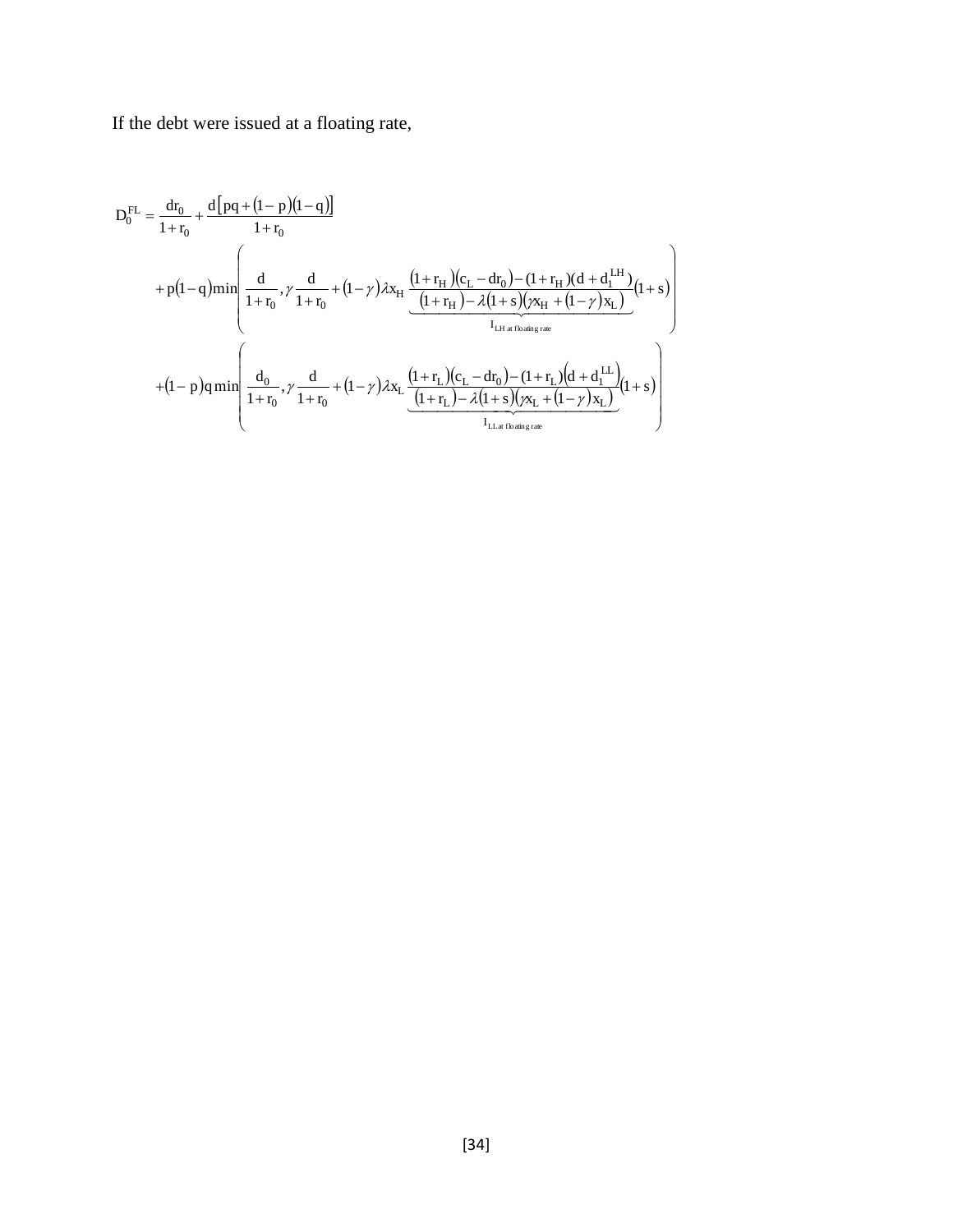If the debt were issued at a floating rate,

$$
\begin{aligned}
D_0^{FL} = & \frac{dr_0}{1+r_0} + \frac{d\left[pq + (1-p)(1-q)\right]}{1+r_0} \\
& + p(1-q)\min\left( \frac{d}{1+r_0}, \gamma\frac{d}{1+r_0} + (1-\gamma)\lambda x_H \underbrace{\frac{(1+r_H)(c_L - dr_0) - (1+r_H)(d + d_1^{LH})}{(1+r_H) - \lambda(1+s)(\gamma x_H + (1-\gamma)x_L)}}_{I_{LH \text{ at floating rate}}}(1+s) \right) \\
& + (1-p)q\min\left( \frac{d_0}{1+r_0}, \gamma\frac{d}{1+r_0} + (1-\gamma)\lambda x_L \underbrace{\frac{(1+r_L)(c_L - dr_0) - (1+r_L)\left(d + d_1^{LL}\right)}{(1+r_L) - \lambda(1+s)(\gamma x_L + (1-\gamma)x_L)}}_{I_{LL \text{ at floating rate}}}(1+s) \right)
\end{aligned}
$$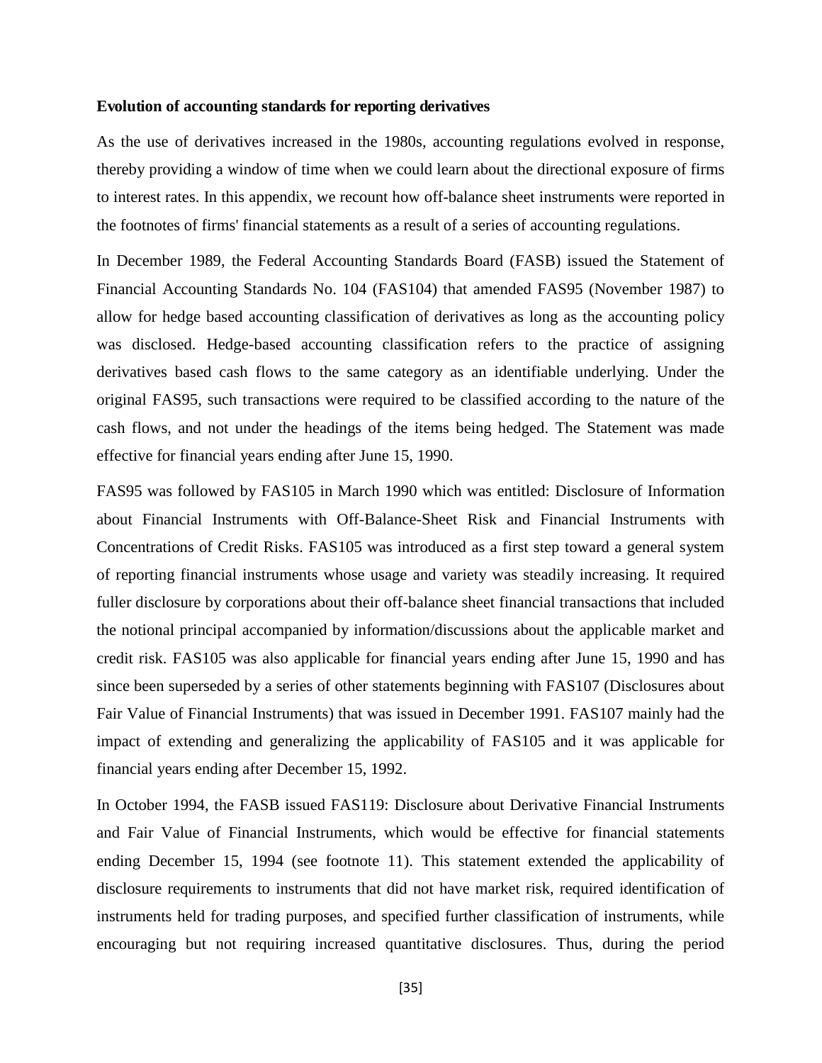**Evolution of accounting standards for reporting derivatives**

As the use of derivatives increased in the 1980s, accounting regulations evolved in response, thereby providing a window of time when we could learn about the directional exposure of firms to interest rates. In this appendix, we recount how off-balance sheet instruments were reported in the footnotes of firms' financial statements as a result of a series of accounting regulations.

In December 1989, the Federal Accounting Standards Board (FASB) issued the Statement of Financial Accounting Standards No. 104 (FAS104) that amended FAS95 (November 1987) to allow for hedge based accounting classification of derivatives as long as the accounting policy was disclosed. Hedge-based accounting classification refers to the practice of assigning derivatives based cash flows to the same category as an identifiable underlying. Under the original FAS95, such transactions were required to be classified according to the nature of the cash flows, and not under the headings of the items being hedged. The Statement was made effective for financial years ending after June 15, 1990.

FAS95 was followed by FAS105 in March 1990 which was entitled: Disclosure of Information about Financial Instruments with Off-Balance-Sheet Risk and Financial Instruments with Concentrations of Credit Risks. FAS105 was introduced as a first step toward a general system of reporting financial instruments whose usage and variety was steadily increasing. It required fuller disclosure by corporations about their off-balance sheet financial transactions that included the notional principal accompanied by information/discussions about the applicable market and credit risk. FAS105 was also applicable for financial years ending after June 15, 1990 and has since been superseded by a series of other statements beginning with FAS107 (Disclosures about Fair Value of Financial Instruments) that was issued in December 1991. FAS107 mainly had the impact of extending and generalizing the applicability of FAS105 and it was applicable for financial years ending after December 15, 1992.

In October 1994, the FASB issued FAS119: Disclosure about Derivative Financial Instruments and Fair Value of Financial Instruments, which would be effective for financial statements ending December 15, 1994 (see footnote 11). This statement extended the applicability of disclosure requirements to instruments that did not have market risk, required identification of instruments held for trading purposes, and specified further classification of instruments, while encouraging but not requiring increased quantitative disclosures. Thus, during the period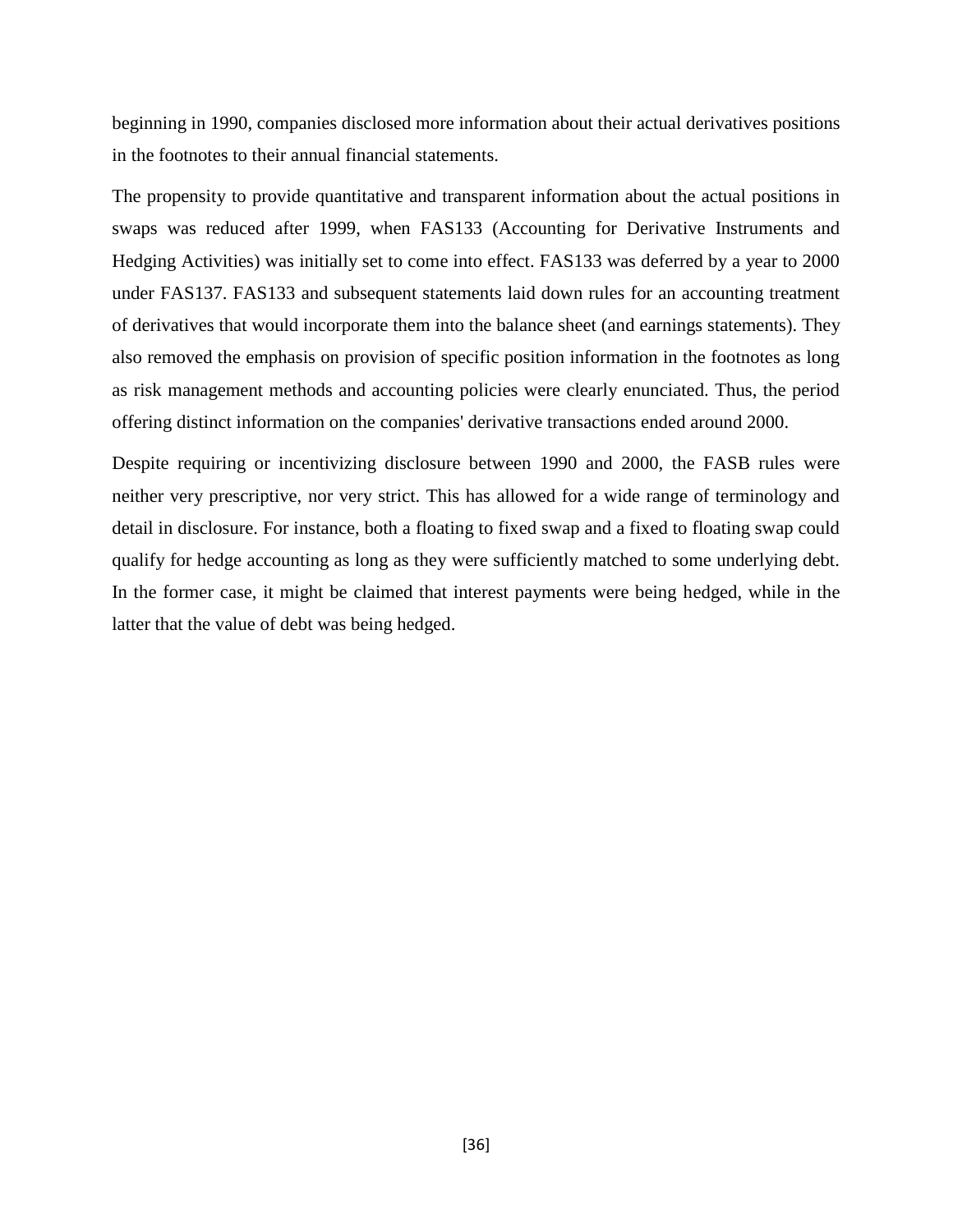beginning in 1990, companies disclosed more information about their actual derivatives positions in the footnotes to their annual financial statements.

The propensity to provide quantitative and transparent information about the actual positions in swaps was reduced after 1999, when FAS133 (Accounting for Derivative Instruments and Hedging Activities) was initially set to come into effect. FAS133 was deferred by a year to 2000 under FAS137. FAS133 and subsequent statements laid down rules for an accounting treatment of derivatives that would incorporate them into the balance sheet (and earnings statements). They also removed the emphasis on provision of specific position information in the footnotes as long as risk management methods and accounting policies were clearly enunciated. Thus, the period offering distinct information on the companies' derivative transactions ended around 2000.

Despite requiring or incentivizing disclosure between 1990 and 2000, the FASB rules were neither very prescriptive, nor very strict. This has allowed for a wide range of terminology and detail in disclosure. For instance, both a floating to fixed swap and a fixed to floating swap could qualify for hedge accounting as long as they were sufficiently matched to some underlying debt. In the former case, it might be claimed that interest payments were being hedged, while in the latter that the value of debt was being hedged.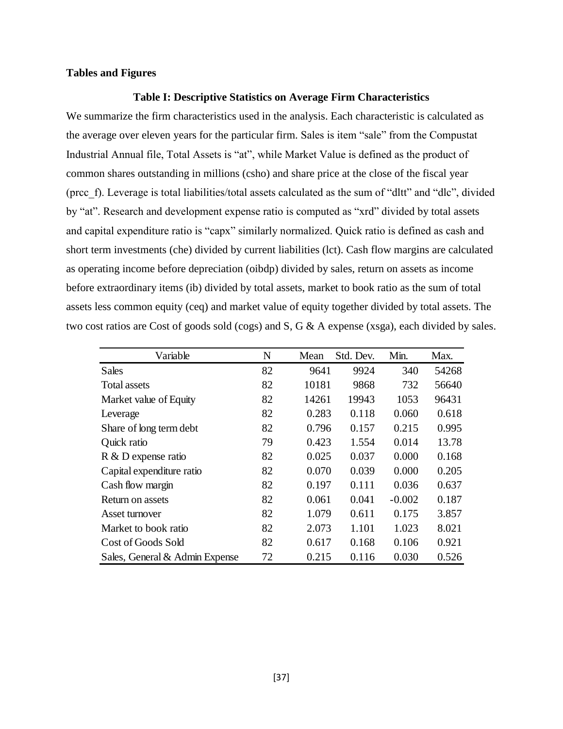**Tables and Figures**

**Table I: Descriptive Statistics on Average Firm Characteristics**

We summarize the firm characteristics used in the analysis. Each characteristic is calculated as the average over eleven years for the particular firm. Sales is item "sale" from the Compustat Industrial Annual file, Total Assets is "at", while Market Value is defined as the product of common shares outstanding in millions (csho) and share price at the close of the fiscal year (prcc_f). Leverage is total liabilities/total assets calculated as the sum of "dltt" and "dlc", divided by "at". Research and development expense ratio is computed as "xrd" divided by total assets and capital expenditure ratio is "capx" similarly normalized. Quick ratio is defined as cash and short term investments (che) divided by current liabilities (lct). Cash flow margins are calculated as operating income before depreciation (oibdp) divided by sales, return on assets as income before extraordinary items (ib) divided by total assets, market to book ratio as the sum of total assets less common equity (ceq) and market value of equity together divided by total assets. The two cost ratios are Cost of goods sold (cogs) and S, G & A expense (xsga), each divided by sales.

| Variable | N | Mean | Std. Dev. | Min. | Max. |
|---|---|---|---|---|---|
| Sales | 82 | 9641 | 9924 | 340 | 54268 |
| Total assets | 82 | 10181 | 9868 | 732 | 56640 |
| Market value of Equity | 82 | 14261 | 19943 | 1053 | 96431 |
| Leverage | 82 | 0.283 | 0.118 | 0.060 | 0.618 |
| Share of long term debt | 82 | 0.796 | 0.157 | 0.215 | 0.995 |
| Quick ratio | 79 | 0.423 | 1.554 | 0.014 | 13.78 |
| R & D expense ratio | 82 | 0.025 | 0.037 | 0.000 | 0.168 |
| Capital expenditure ratio | 82 | 0.070 | 0.039 | 0.000 | 0.205 |
| Cash flow margin | 82 | 0.197 | 0.111 | 0.036 | 0.637 |
| Return on assets | 82 | 0.061 | 0.041 | -0.002 | 0.187 |
| Asset turnover | 82 | 1.079 | 0.611 | 0.175 | 3.857 |
| Market to book ratio | 82 | 2.073 | 1.101 | 1.023 | 8.021 |
| Cost of Goods Sold | 82 | 0.617 | 0.168 | 0.106 | 0.921 |
| Sales, General & Admin Expense | 72 | 0.215 | 0.116 | 0.030 | 0.526 |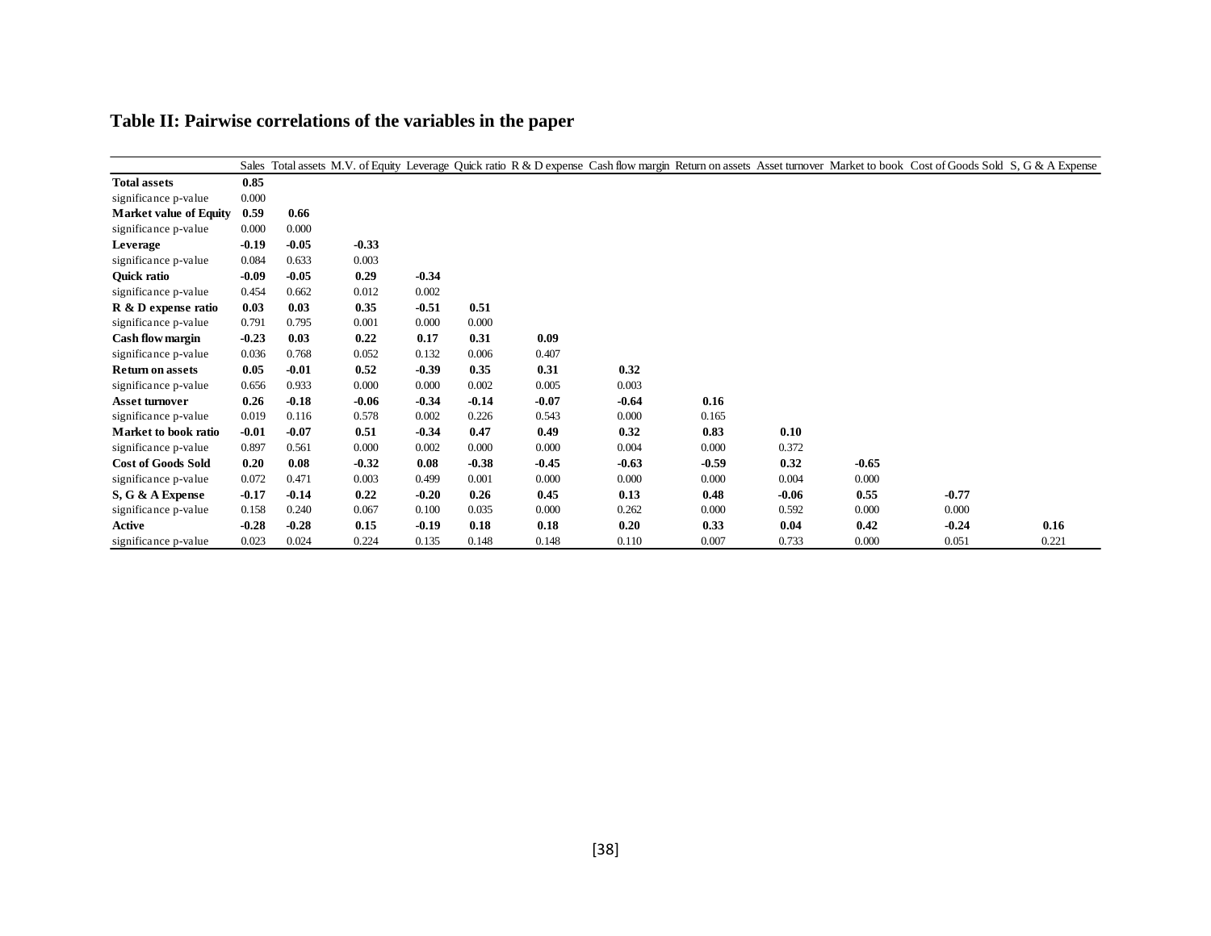## Table II: Pairwise correlations of the variables in the paper

| | Sales | Total assets | M.V. of Equity | Leverage | Quick ratio | R & D expense | Cash flow margin | Return on assets | Asset turnover | Market to book | Cost of Goods Sold | S, G & A Expense |
|---|---|---|---|---|---|---|---|---|---|---|---|---|
| **Total assets** | **0.85** | | | | | | | | | | | |
| significance p-value | 0.000 | | | | | | | | | | | |
| **Market value of Equity** | **0.59** | **0.66** | | | | | | | | | | |
| significance p-value | 0.000 | 0.000 | | | | | | | | | | |
| **Leverage** | **-0.19** | **-0.05** | **-0.33** | | | | | | | | | |
| significance p-value | 0.084 | 0.633 | 0.003 | | | | | | | | | |
| **Quick ratio** | **-0.09** | **-0.05** | **0.29** | **-0.34** | | | | | | | | |
| significance p-value | 0.454 | 0.662 | 0.012 | 0.002 | | | | | | | | |
| **R & D expense ratio** | **0.03** | **0.03** | **0.35** | **-0.51** | **0.51** | | | | | | | |
| significance p-value | 0.791 | 0.795 | 0.001 | 0.000 | 0.000 | | | | | | | |
| **Cash flow margin** | **-0.23** | **0.03** | **0.22** | **0.17** | **0.31** | **0.09** | | | | | | |
| significance p-value | 0.036 | 0.768 | 0.052 | 0.132 | 0.006 | 0.407 | | | | | | |
| **Return on assets** | **0.05** | **-0.01** | **0.52** | **-0.39** | **0.35** | **0.31** | **0.32** | | | | | |
| significance p-value | 0.656 | 0.933 | 0.000 | 0.000 | 0.002 | 0.005 | 0.003 | | | | | |
| **Asset turnover** | **0.26** | **-0.18** | **-0.06** | **-0.34** | **-0.14** | **-0.07** | **-0.64** | **0.16** | | | | |
| significance p-value | 0.019 | 0.116 | 0.578 | 0.002 | 0.226 | 0.543 | 0.000 | 0.165 | | | | |
| **Market to book ratio** | **-0.01** | **-0.07** | **0.51** | **-0.34** | **0.47** | **0.49** | **0.32** | **0.83** | **0.10** | | | |
| significance p-value | 0.897 | 0.561 | 0.000 | 0.002 | 0.000 | 0.000 | 0.004 | 0.000 | 0.372 | | | |
| **Cost of Goods Sold** | **0.20** | **0.08** | **-0.32** | **0.08** | **-0.38** | **-0.45** | **-0.63** | **-0.59** | **0.32** | **-0.65** | | |
| significance p-value | 0.072 | 0.471 | 0.003 | 0.499 | 0.001 | 0.000 | 0.000 | 0.000 | 0.004 | 0.000 | | |
| **S, G & A Expense** | **-0.17** | **-0.14** | **0.22** | **-0.20** | **0.26** | **0.45** | **0.13** | **0.48** | **-0.06** | **0.55** | **-0.77** | |
| significance p-value | 0.158 | 0.240 | 0.067 | 0.100 | 0.035 | 0.000 | 0.262 | 0.000 | 0.592 | 0.000 | 0.000 | |
| **Active** | **-0.28** | **-0.28** | **0.15** | **-0.19** | **0.18** | **0.18** | **0.20** | **0.33** | **0.04** | **0.42** | **-0.24** | **0.16** |
| significance p-value | 0.023 | 0.024 | 0.224 | 0.135 | 0.148 | 0.148 | 0.110 | 0.007 | 0.733 | 0.000 | 0.051 | 0.221 |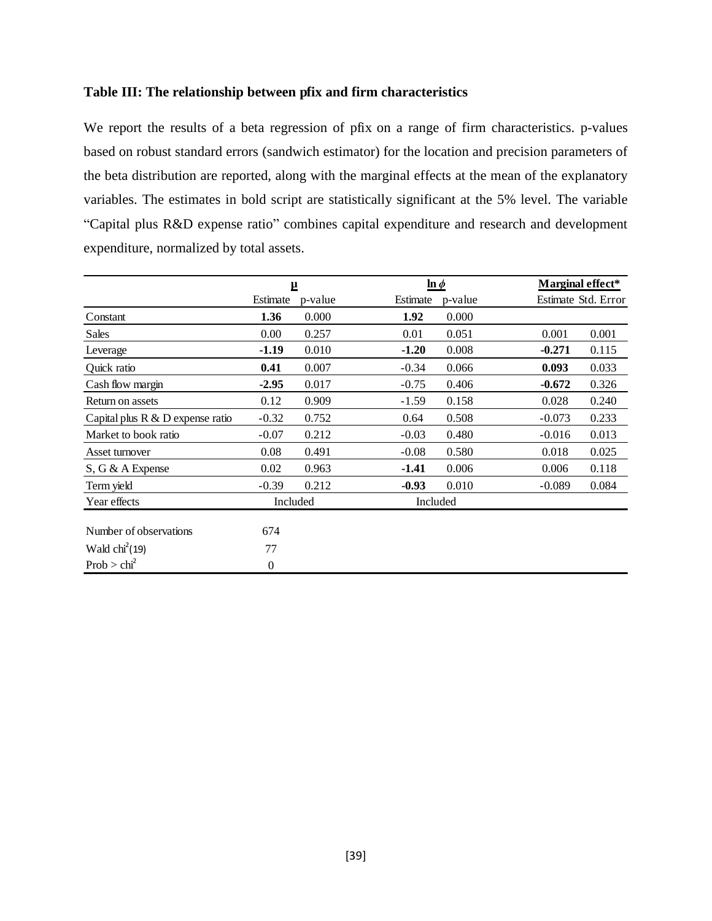**Table III: The relationship between pfix and firm characteristics**

We report the results of a beta regression of pfix on a range of firm characteristics. p-values based on robust standard errors (sandwich estimator) for the location and precision parameters of the beta distribution are reported, along with the marginal effects at the mean of the explanatory variables. The estimates in bold script are statistically significant at the 5% level. The variable "Capital plus R&D expense ratio" combines capital expenditure and research and development expenditure, normalized by total assets.

| | $\mu$ | | $\ln \phi$ | | Marginal effect* | |
|---|---|---|---|---|---|---|
| | Estimate | p-value | Estimate | p-value | Estimate | Std. Error |
| Constant | **1.36** | 0.000 | **1.92** | 0.000 | | |
| Sales | 0.00 | 0.257 | 0.01 | 0.051 | 0.001 | 0.001 |
| Leverage | **-1.19** | 0.010 | **-1.20** | 0.008 | **-0.271** | 0.115 |
| Quick ratio | **0.41** | 0.007 | -0.34 | 0.066 | **0.093** | 0.033 |
| Cash flow margin | **-2.95** | 0.017 | -0.75 | 0.406 | **-0.672** | 0.326 |
| Return on assets | 0.12 | 0.909 | -1.59 | 0.158 | 0.028 | 0.240 |
| Capital plus R & D expense ratio | -0.32 | 0.752 | 0.64 | 0.508 | -0.073 | 0.233 |
| Market to book ratio | -0.07 | 0.212 | -0.03 | 0.480 | -0.016 | 0.013 |
| Asset turnover | 0.08 | 0.491 | -0.08 | 0.580 | 0.018 | 0.025 |
| S, G & A Expense | 0.02 | 0.963 | **-1.41** | 0.006 | 0.006 | 0.118 |
| Term yield | -0.39 | 0.212 | **-0.93** | 0.010 | -0.089 | 0.084 |
| Year effects | Included | | Included | | | |
| Number of observations | 674 | | | | | |
| Wald $chi^2(19)$ | 77 | | | | | |
| Prob > $chi^2$ | 0 | | | | | |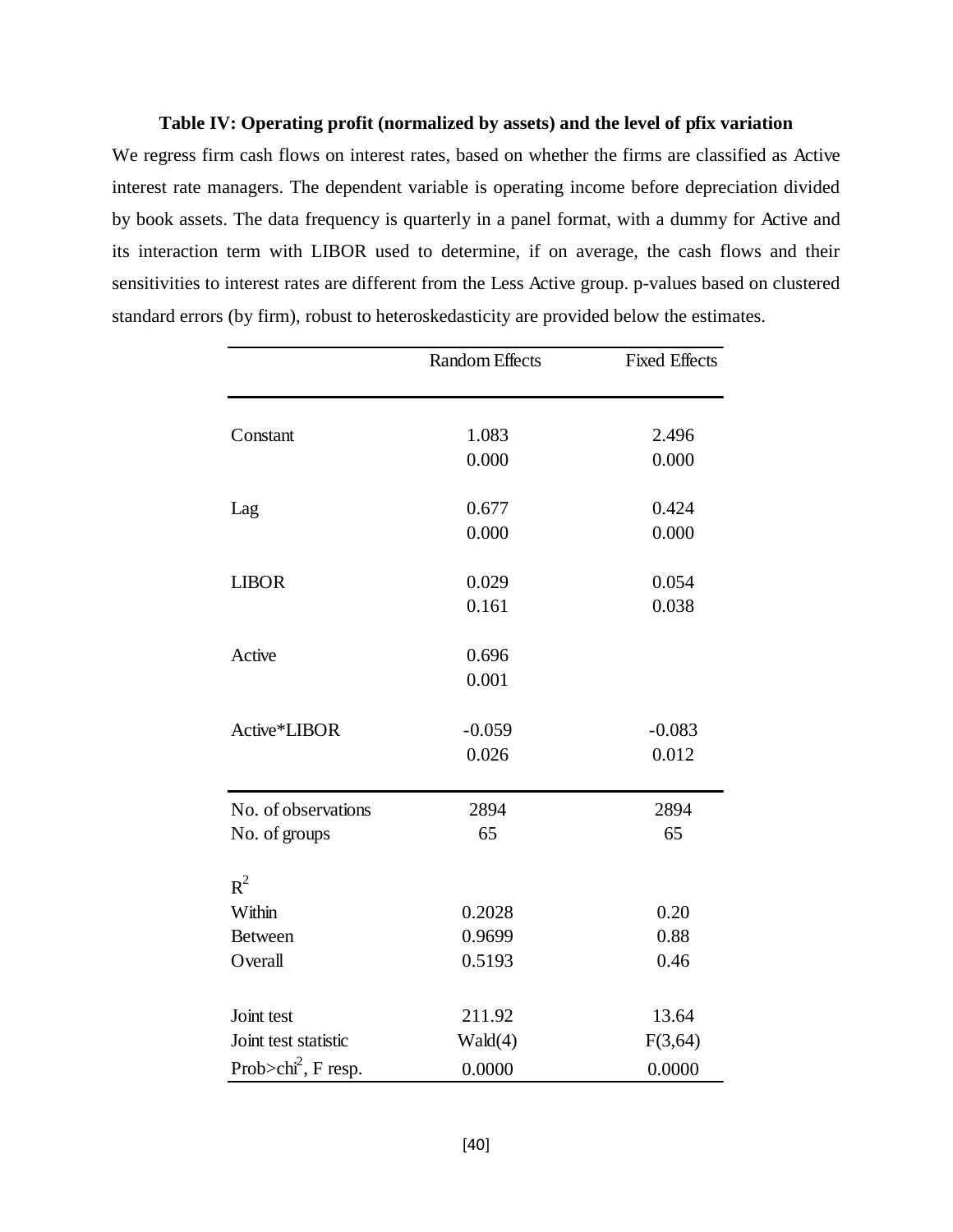**Table IV: Operating profit (normalized by assets) and the level of pfix variation**

We regress firm cash flows on interest rates, based on whether the firms are classified as Active interest rate managers. The dependent variable is operating income before depreciation divided by book assets. The data frequency is quarterly in a panel format, with a dummy for Active and its interaction term with LIBOR used to determine, if on average, the cash flows and their sensitivities to interest rates are different from the Less Active group. p-values based on clustered standard errors (by firm), robust to heteroskedasticity are provided below the estimates.

| | Random Effects | Fixed Effects |
|---|---|---|
| Constant | 1.083 | 2.496 |
| | 0.000 | 0.000 |
| Lag | 0.677 | 0.424 |
| | 0.000 | 0.000 |
| LIBOR | 0.029 | 0.054 |
| | 0.161 | 0.038 |
| Active | 0.696 | |
| | 0.001 | |
| Active*LIBOR | -0.059 | -0.083 |
| | 0.026 | 0.012 |
| No. of observations | 2894 | 2894 |
| No. of groups | 65 | 65 |
| $R^2$ | | |
| Within | 0.2028 | 0.20 |
| Between | 0.9699 | 0.88 |
| Overall | 0.5193 | 0.46 |
| Joint test | 211.92 | 13.64 |
| Joint test statistic | Wald(4) | F(3,64) |
| Prob>$chi^2$, F resp. | 0.0000 | 0.0000 |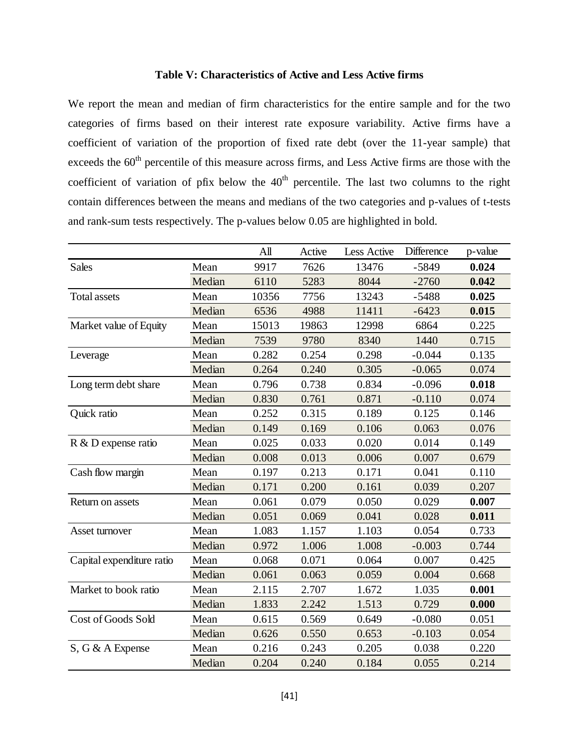**Table V: Characteristics of Active and Less Active firms**

We report the mean and median of firm characteristics for the entire sample and for the two categories of firms based on their interest rate exposure variability. Active firms have a coefficient of variation of the proportion of fixed rate debt (over the 11-year sample) that exceeds the 60[th] percentile of this measure across firms, and Less Active firms are those with the coefficient of variation of pfix below the 40[th] percentile. The last two columns to the right contain differences between the means and medians of the two categories and p-values of t-tests and rank-sum tests respectively. The p-values below 0.05 are highlighted in bold.

| | | All | Active | Less Active | Difference | p-value |
|---|---|---|---|---|---|---|
| Sales | Mean | 9917 | 7626 | 13476 | -5849 | **0.024** |
| | Median | 6110 | 5283 | 8044 | -2760 | **0.042** |
| Total assets | Mean | 10356 | 7756 | 13243 | -5488 | **0.025** |
| | Median | 6536 | 4988 | 11411 | -6423 | **0.015** |
| Market value of Equity | Mean | 15013 | 19863 | 12998 | 6864 | 0.225 |
| | Median | 7539 | 9780 | 8340 | 1440 | 0.715 |
| Leverage | Mean | 0.282 | 0.254 | 0.298 | -0.044 | 0.135 |
| | Median | 0.264 | 0.240 | 0.305 | -0.065 | 0.074 |
| Long term debt share | Mean | 0.796 | 0.738 | 0.834 | -0.096 | **0.018** |
| | Median | 0.830 | 0.761 | 0.871 | -0.110 | 0.074 |
| Quick ratio | Mean | 0.252 | 0.315 | 0.189 | 0.125 | 0.146 |
| | Median | 0.149 | 0.169 | 0.106 | 0.063 | 0.076 |
| R & D expense ratio | Mean | 0.025 | 0.033 | 0.020 | 0.014 | 0.149 |
| | Median | 0.008 | 0.013 | 0.006 | 0.007 | 0.679 |
| Cash flow margin | Mean | 0.197 | 0.213 | 0.171 | 0.041 | 0.110 |
| | Median | 0.171 | 0.200 | 0.161 | 0.039 | 0.207 |
| Return on assets | Mean | 0.061 | 0.079 | 0.050 | 0.029 | **0.007** |
| | Median | 0.051 | 0.069 | 0.041 | 0.028 | **0.011** |
| Asset turnover | Mean | 1.083 | 1.157 | 1.103 | 0.054 | 0.733 |
| | Median | 0.972 | 1.006 | 1.008 | -0.003 | 0.744 |
| Capital expenditure ratio | Mean | 0.068 | 0.071 | 0.064 | 0.007 | 0.425 |
| | Median | 0.061 | 0.063 | 0.059 | 0.004 | 0.668 |
| Market to book ratio | Mean | 2.115 | 2.707 | 1.672 | 1.035 | **0.001** |
| | Median | 1.833 | 2.242 | 1.513 | 0.729 | **0.000** |
| Cost of Goods Sold | Mean | 0.615 | 0.569 | 0.649 | -0.080 | 0.051 |
| | Median | 0.626 | 0.550 | 0.653 | -0.103 | 0.054 |
| S, G & A Expense | Mean | 0.216 | 0.243 | 0.205 | 0.038 | 0.220 |
| | Median | 0.204 | 0.240 | 0.184 | 0.055 | 0.214 |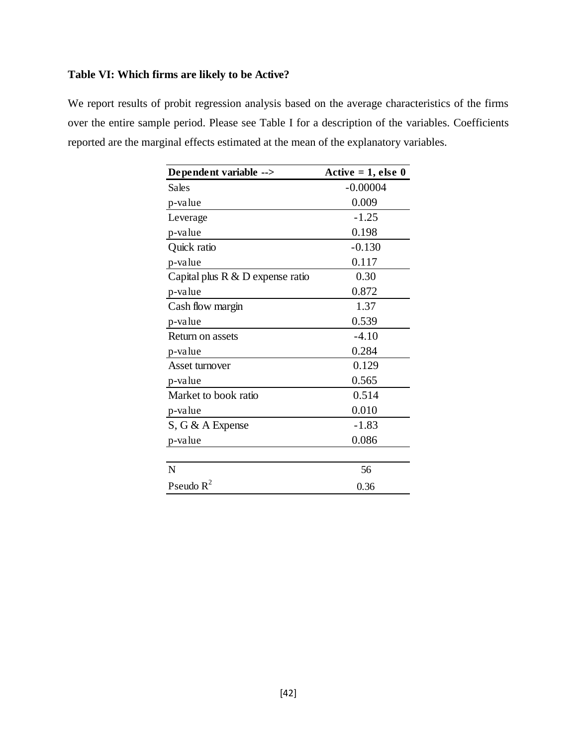**Table VI: Which firms are likely to be Active?**

We report results of probit regression analysis based on the average characteristics of the firms over the entire sample period. Please see Table I for a description of the variables. Coefficients reported are the marginal effects estimated at the mean of the explanatory variables.

| **Dependent variable -->** | **Active = 1, else 0** |
|---|---|
| Sales | -0.00004 |
| p-value | 0.009 |
| Leverage | -1.25 |
| p-value | 0.198 |
| Quick ratio | -0.130 |
| p-value | 0.117 |
| Capital plus R & D expense ratio | 0.30 |
| p-value | 0.872 |
| Cash flow margin | 1.37 |
| p-value | 0.539 |
| Return on assets | -4.10 |
| p-value | 0.284 |
| Asset turnover | 0.129 |
| p-value | 0.565 |
| Market to book ratio | 0.514 |
| p-value | 0.010 |
| S, G & A Expense | -1.83 |
| p-value | 0.086 |
| | |
| N | 56 |
| Pseudo $R^2$ | 0.36 |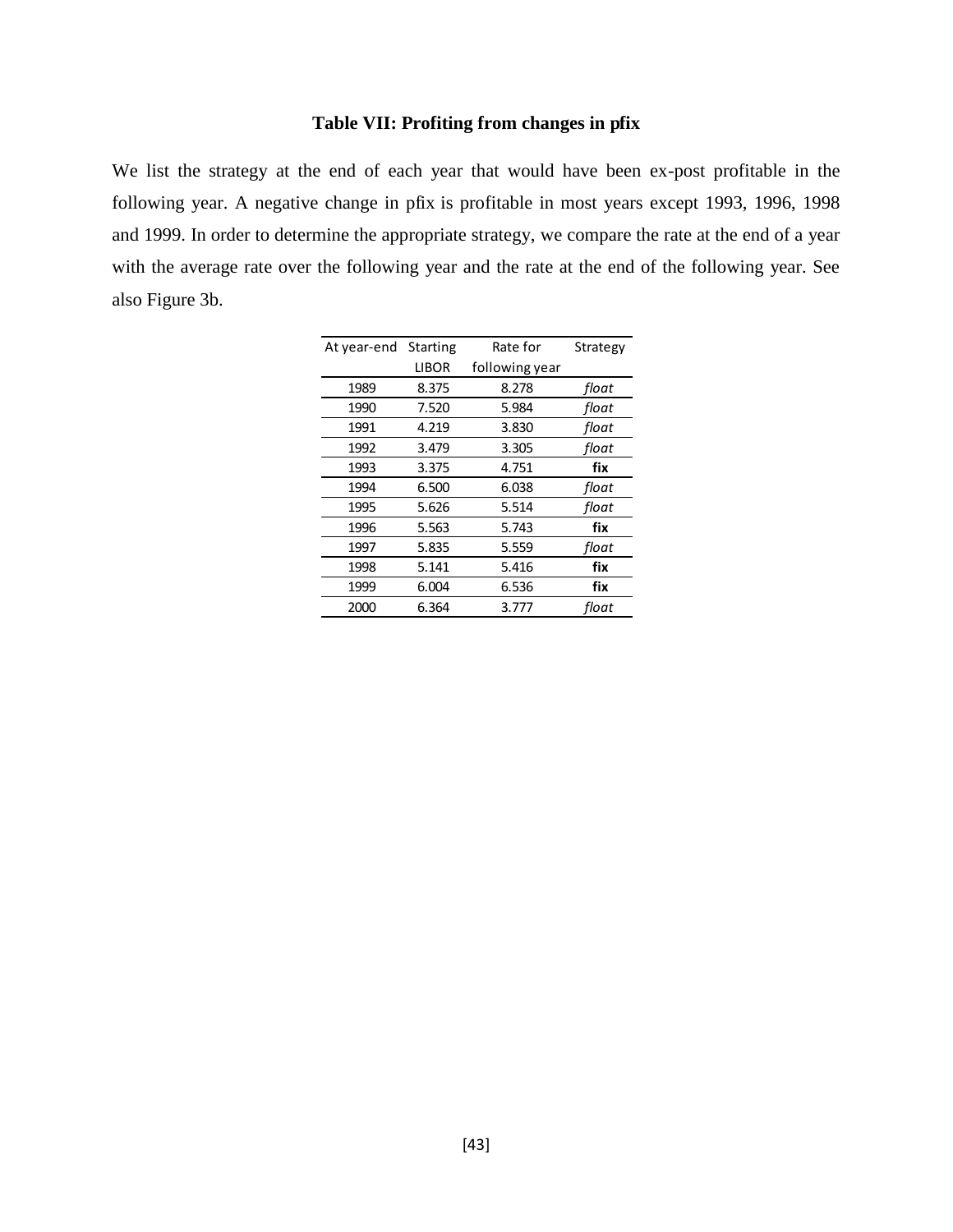### Table VII: Profiting from changes in pfix

We list the strategy at the end of each year that would have been ex-post profitable in the following year. A negative change in pfix is profitable in most years except 1993, 1996, 1998 and 1999. In order to determine the appropriate strategy, we compare the rate at the end of a year with the average rate over the following year and the rate at the end of the following year. See also Figure 3b.

| At year-end | Starting LIBOR | Rate for following year | Strategy |
|---|---|---|---|
| 1989 | 8.375 | 8.278 | *float* |
| 1990 | 7.520 | 5.984 | *float* |
| 1991 | 4.219 | 3.830 | *float* |
| 1992 | 3.479 | 3.305 | *float* |
| 1993 | 3.375 | 4.751 | **fix** |
| 1994 | 6.500 | 6.038 | *float* |
| 1995 | 5.626 | 5.514 | *float* |
| 1996 | 5.563 | 5.743 | **fix** |
| 1997 | 5.835 | 5.559 | *float* |
| 1998 | 5.141 | 5.416 | **fix** |
| 1999 | 6.004 | 6.536 | **fix** |
| 2000 | 6.364 | 3.777 | *float* |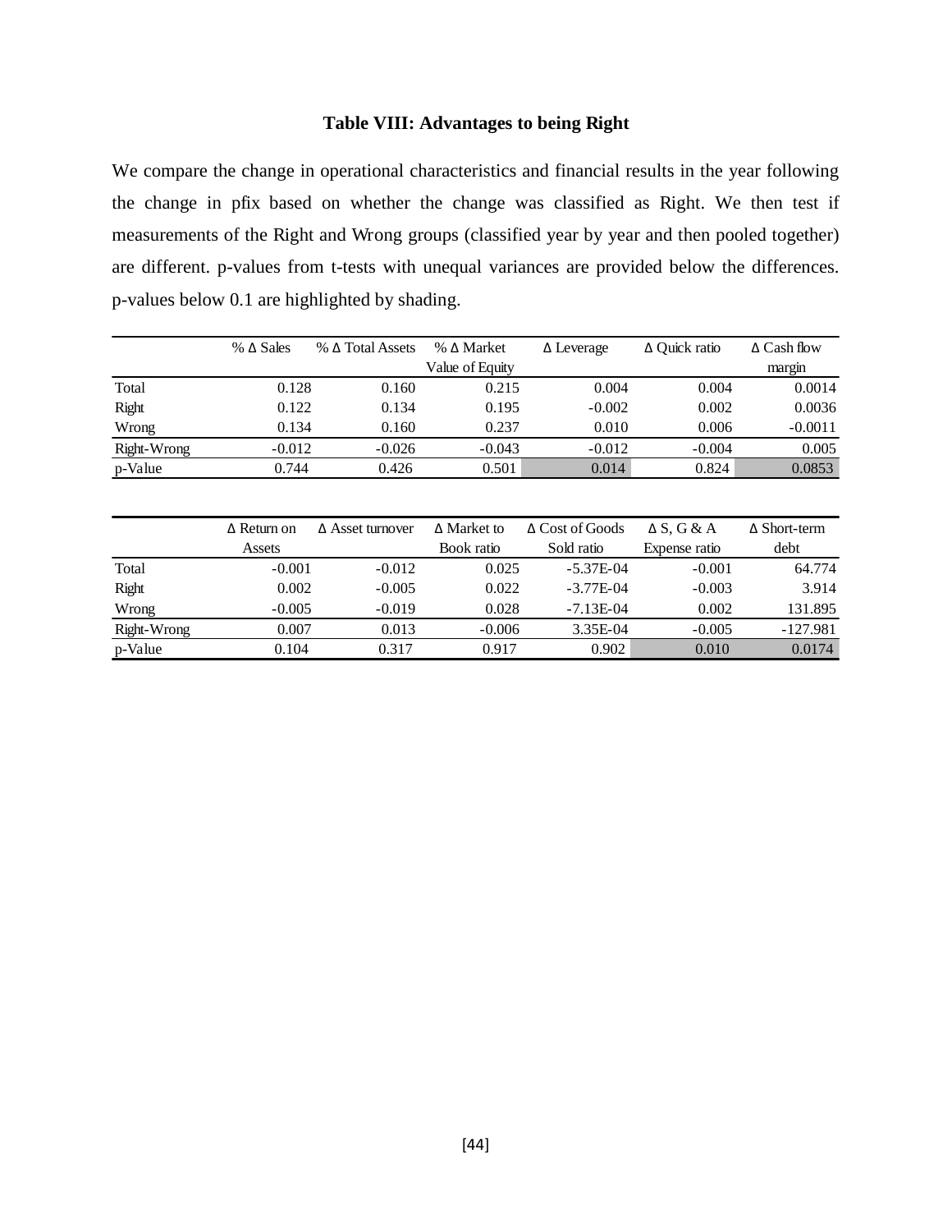**Table VIII: Advantages to being Right**

We compare the change in operational characteristics and financial results in the year following the change in pfix based on whether the change was classified as Right. We then test if measurements of the Right and Wrong groups (classified year by year and then pooled together) are different. p-values from t-tests with unequal variances are provided below the differences. p-values below 0.1 are highlighted by shading.

| | % Δ Sales | % Δ Total Assets | % Δ Market Value of Equity | Δ Leverage | Δ Quick ratio | Δ Cash flow margin |
|---|---|---|---|---|---|---|
| Total | 0.128 | 0.160 | 0.215 | 0.004 | 0.004 | 0.0014 |
| Right | 0.122 | 0.134 | 0.195 | -0.002 | 0.002 | 0.0036 |
| Wrong | 0.134 | 0.160 | 0.237 | 0.010 | 0.006 | -0.0011 |
| Right-Wrong | -0.012 | -0.026 | -0.043 | -0.012 | -0.004 | 0.005 |
| p-Value | 0.744 | 0.426 | 0.501 | 0.014 | 0.824 | 0.0853 |

| | Δ Return on Assets | Δ Asset turnover | Δ Market to Book ratio | Δ Cost of Goods Sold ratio | Δ S, G & A Expense ratio | Δ Short-term debt |
|---|---|---|---|---|---|---|
| Total | -0.001 | -0.012 | 0.025 | -5.37E-04 | -0.001 | 64.774 |
| Right | 0.002 | -0.005 | 0.022 | -3.77E-04 | -0.003 | 3.914 |
| Wrong | -0.005 | -0.019 | 0.028 | -7.13E-04 | 0.002 | 131.895 |
| Right-Wrong | 0.007 | 0.013 | -0.006 | 3.35E-04 | -0.005 | -127.981 |
| p-Value | 0.104 | 0.317 | 0.917 | 0.902 | 0.010 | 0.0174 |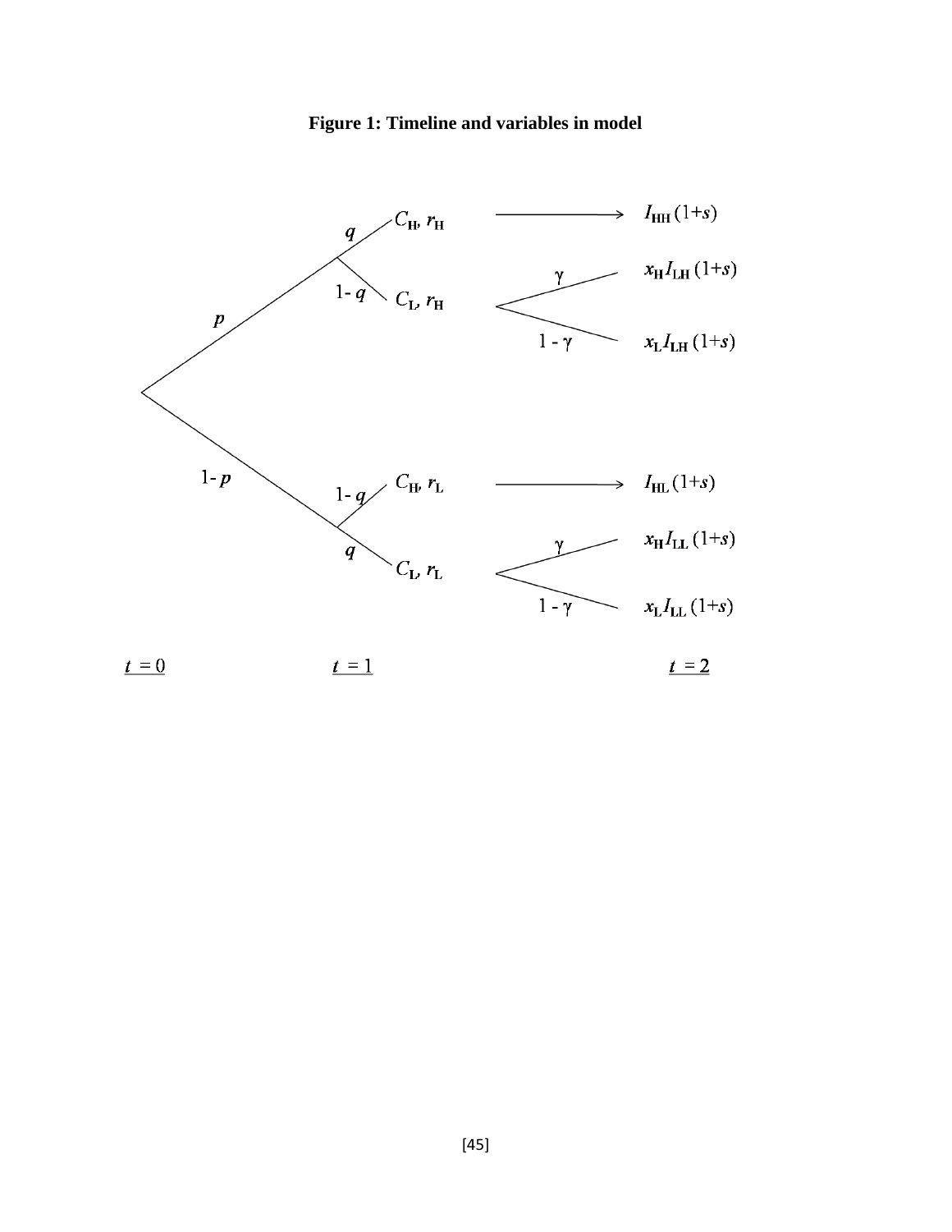**Figure 1: Timeline and variables in model**

$p$

$1 - p$

$q$

$1 - q$

$1 - q$

$q$

$C_H, r_H$

$C_L, r_H$

$C_H, r_L$

$C_L, r_L$

$\gamma$

$1 - \gamma$

$\gamma$

$1 - \gamma$

$I_{HH}(1+s)$

$x_H I_{LH}(1+s)$

$x_L I_{LH}(1+s)$

$I_{HL}(1+s)$

$x_H I_{LL}(1+s)$

$x_L I_{LL}(1+s)$

$t = 0$ $t = 1$ $t = 2$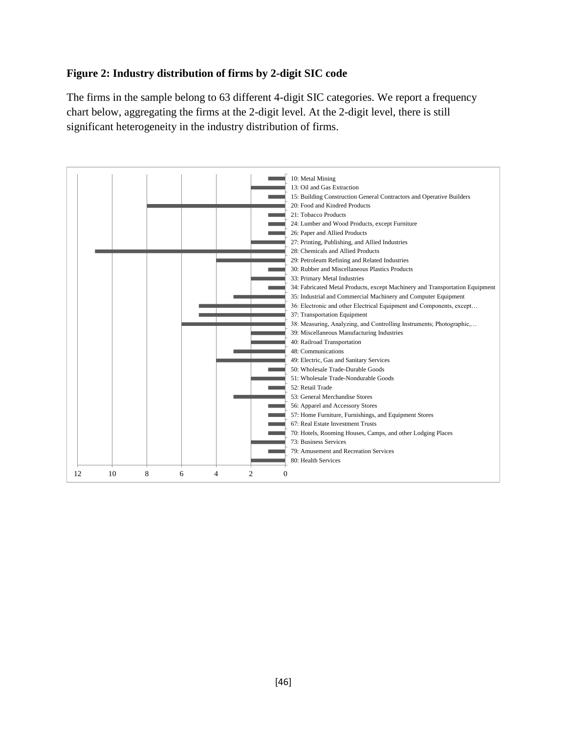**Figure 2: Industry distribution of firms by 2-digit SIC code**

The firms in the sample belong to 63 different 4-digit SIC categories. We report a frequency chart below, aggregating the firms at the 2-digit level. At the 2-digit level, there is still significant heterogeneity in the industry distribution of firms.

| Industry (2-digit SIC) | Number of firms |
|---|---|
| 10: Metal Mining | 1 |
| 13: Oil and Gas Extraction | 2 |
| 15: Building Construction General Contractors and Operative Builders | 1 |
| 20: Food and Kindred Products | 8 |
| 21: Tobacco Products | 1 |
| 24: Lumber and Wood Products, except Furniture | 1 |
| 26: Paper and Allied Products | 1 |
| 27: Printing, Publishing, and Allied Industries | 2 |
| 28: Chemicals and Allied Products | 11 |
| 29: Petroleum Refining and Related Industries | 4 |
| 30: Rubber and Miscellaneous Plastics Products | 1 |
| 33: Primary Metal Industries | 2 |
| 34: Fabricated Metal Products, except Machinery and Transportation Equipment | 1 |
| 35: Industrial and Commercial Machinery and Computer Equipment | 3 |
| 36: Electronic and other Electrical Equipment and Components, except… | 5 |
| 37: Transportation Equipment | 5 |
| 38: Measuring, Analyzing, and Controlling Instruments; Photographic,… | 6 |
| 39: Miscellaneous Manufacturing Industries | 2 |
| 40: Railroad Transportation | 2 |
| 48: Communications | 3 |
| 49: Electric, Gas and Sanitary Services | 4 |
| 50: Wholesale Trade-Durable Goods | 1 |
| 51: Wholesale Trade-Nondurable Goods | 2 |
| 52: Retail Trade | 1 |
| 53: General Merchandise Stores | 3 |
| 56: Apparel and Accessory Stores | 1 |
| 57: Home Furniture, Furnishings, and Equipment Stores | 1 |
| 67: Real Estate Investment Trusts | 1 |
| 70: Hotels, Rooming Houses, Camps, and other Lodging Places | 1 |
| 73: Business Services | 2 |
| 79: Amusement and Recreation Services | 1 |
| 80: Health Services | 2 |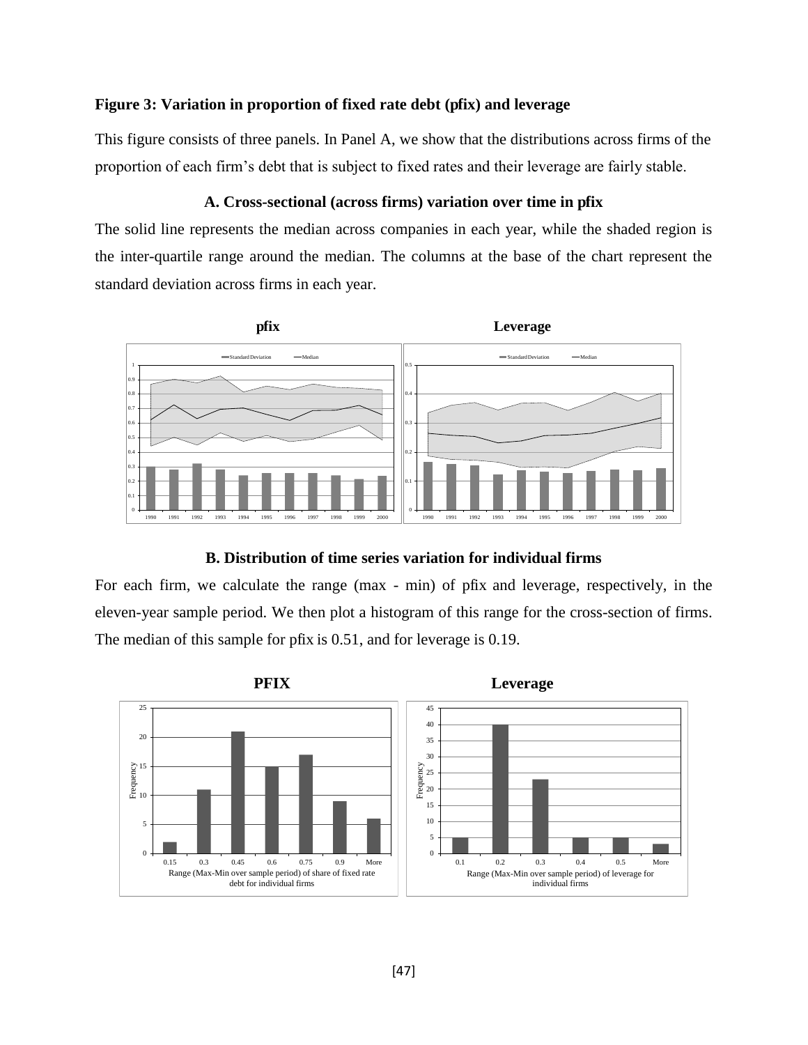**Figure 3: Variation in proportion of fixed rate debt (pfix) and leverage**

This figure consists of three panels. In Panel A, we show that the distributions across firms of the proportion of each firm's debt that is subject to fixed rates and their leverage are fairly stable.

**A. Cross-sectional (across firms) variation over time in pfix**

The solid line represents the median across companies in each year, while the shaded region is the inter-quartile range around the median. The columns at the base of the chart represent the standard deviation across firms in each year.

**B. Distribution of time series variation for individual firms**

For each firm, we calculate the range (max - min) of pfix and leverage, respectively, in the eleven-year sample period. We then plot a histogram of this range for the cross-section of firms. The median of this sample for pfix is 0.51, and for leverage is 0.19.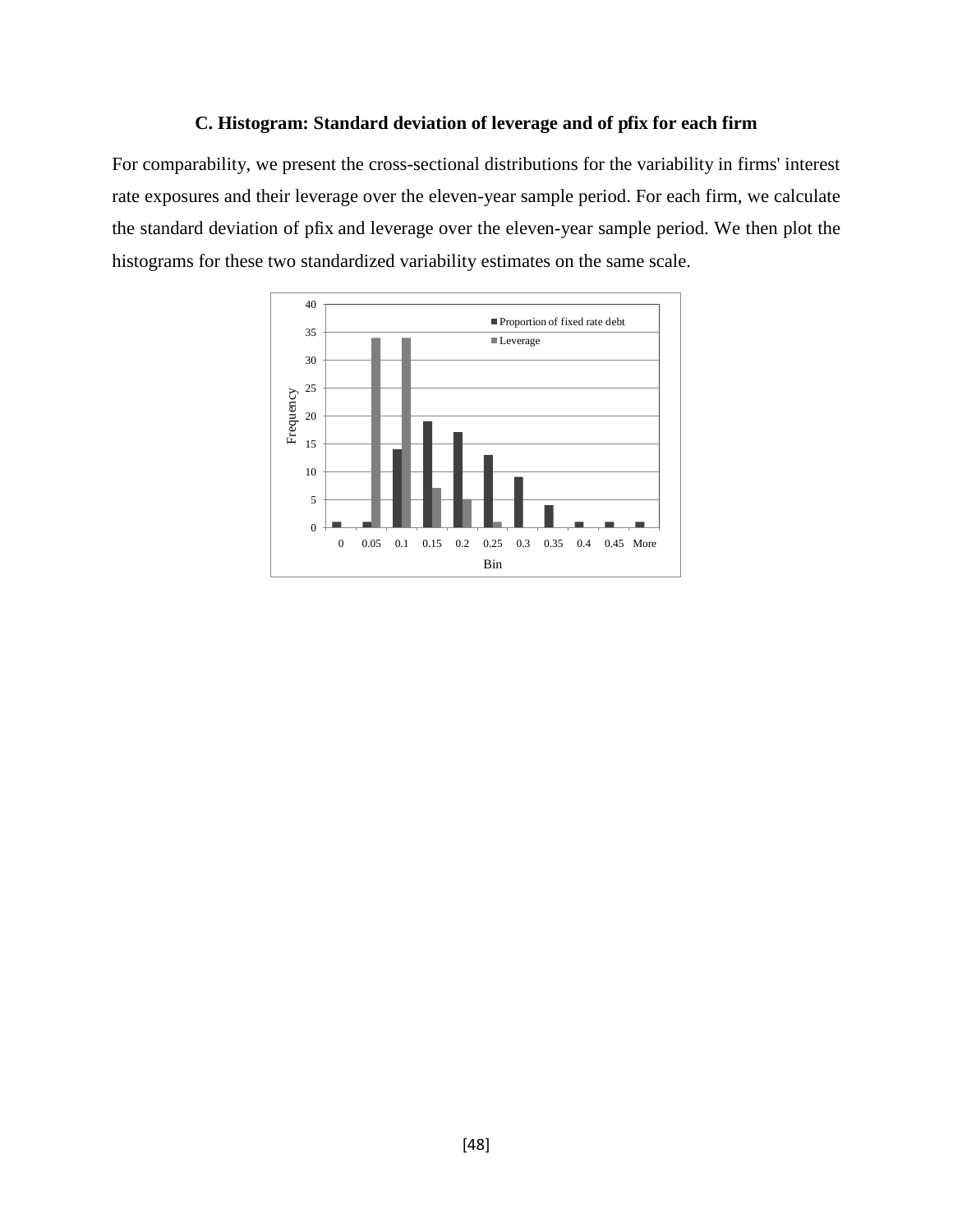### C. Histogram: Standard deviation of leverage and of pfix for each firm

For comparability, we present the cross-sectional distributions for the variability in firms' interest rate exposures and their leverage over the eleven-year sample period. For each firm, we calculate the standard deviation of pfix and leverage over the eleven-year sample period. We then plot the histograms for these two standardized variability estimates on the same scale.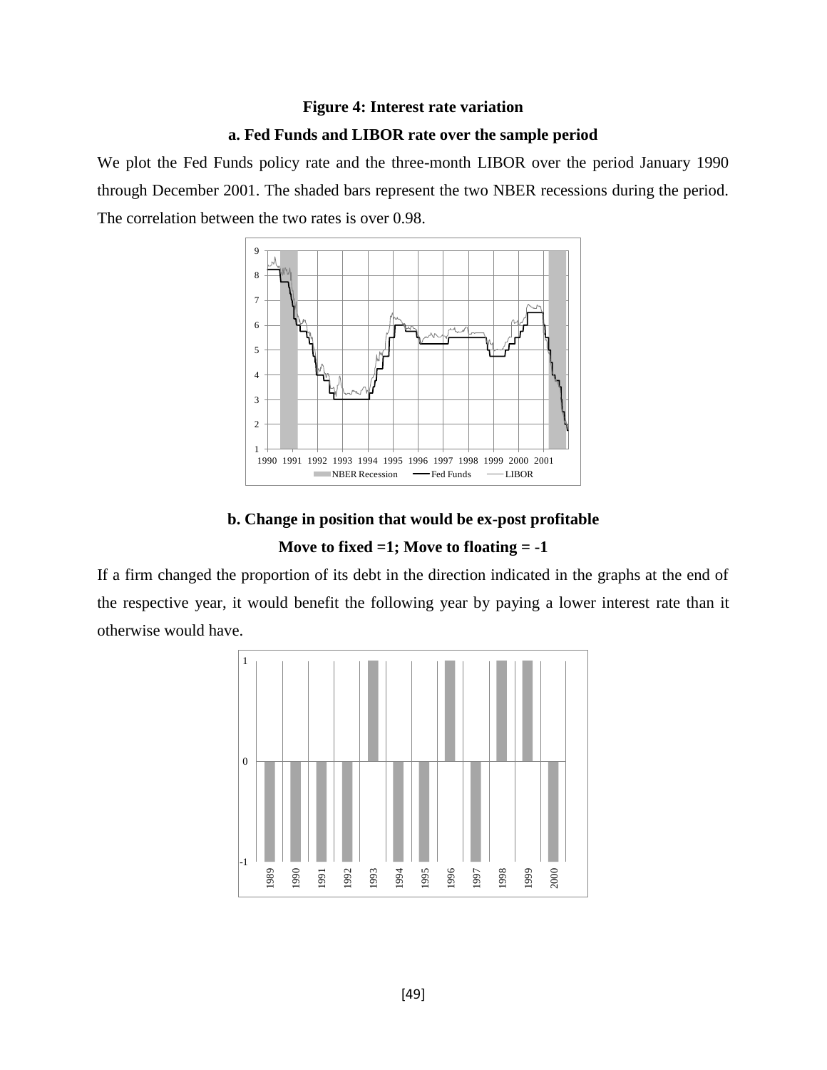**Figure 4: Interest rate variation**

**a. Fed Funds and LIBOR rate over the sample period**

We plot the Fed Funds policy rate and the three-month LIBOR over the period January 1990 through December 2001. The shaded bars represent the two NBER recessions during the period. The correlation between the two rates is over 0.98.

**b. Change in position that would be ex-post profitable**

**Move to fixed =1; Move to floating = -1**

If a firm changed the proportion of its debt in the direction indicated in the graphs at the end of the respective year, it would benefit the following year by paying a lower interest rate than it otherwise would have.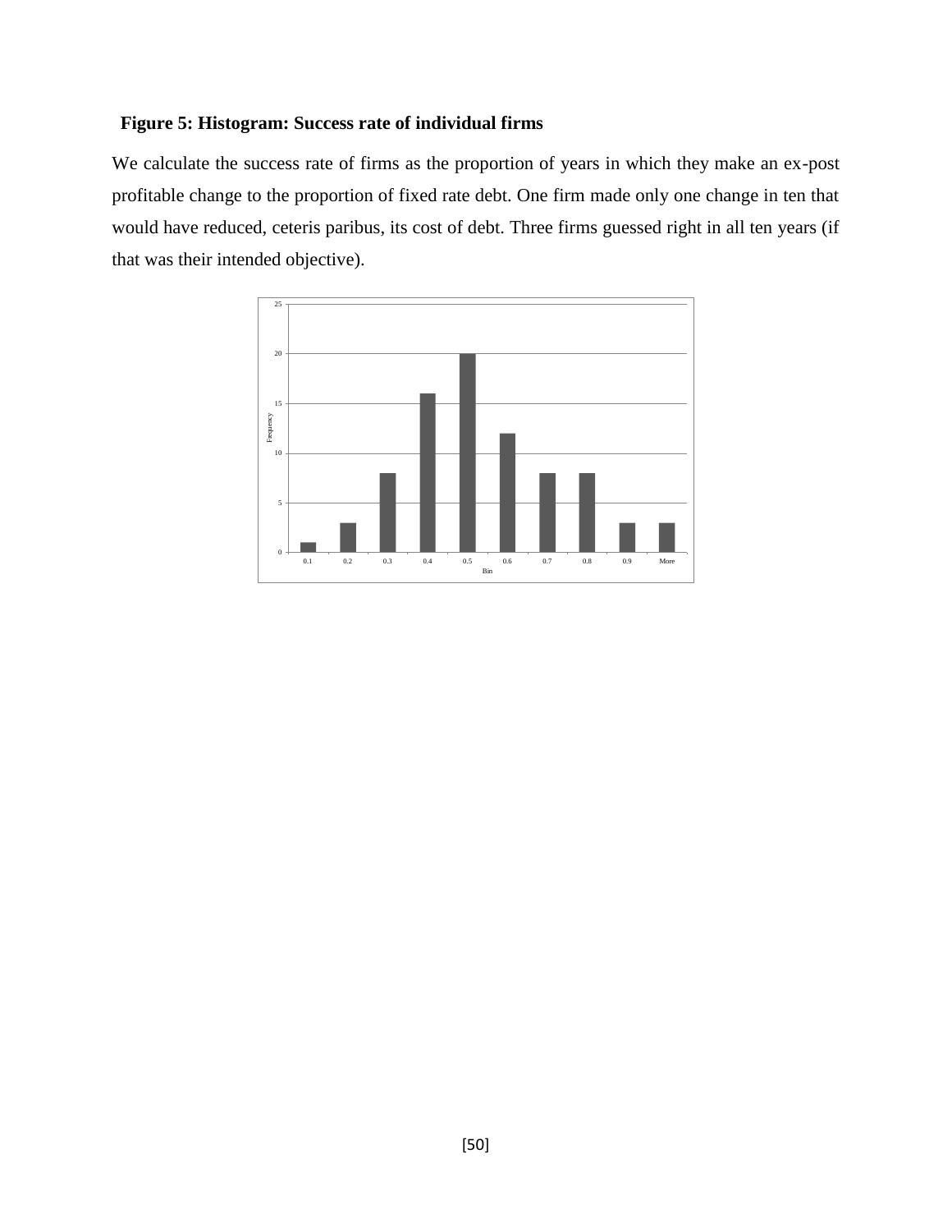**Figure 5: Histogram: Success rate of individual firms**

We calculate the success rate of firms as the proportion of years in which they make an ex-post profitable change to the proportion of fixed rate debt. One firm made only one change in ten that would have reduced, ceteris paribus, its cost of debt. Three firms guessed right in all ten years (if that was their intended objective).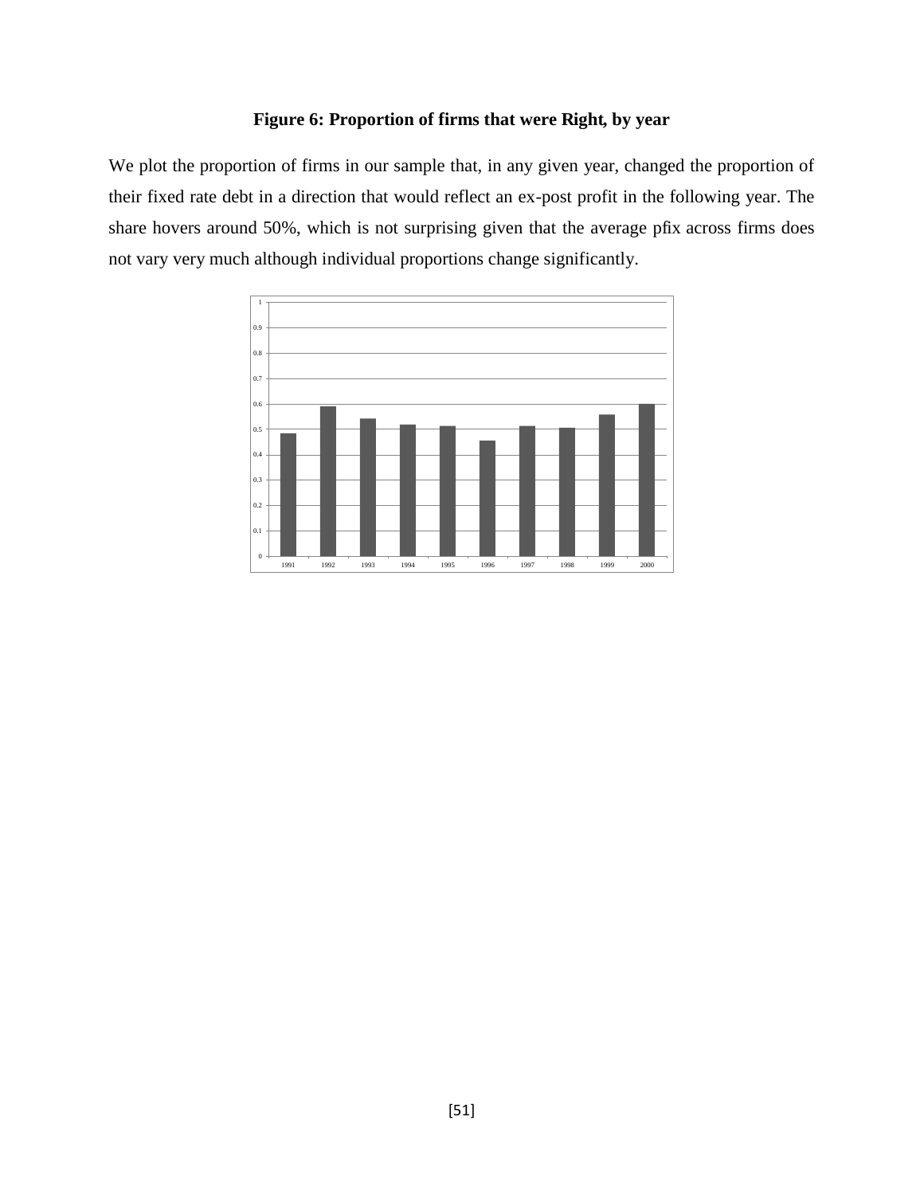**Figure 6: Proportion of firms that were Right, by year**

We plot the proportion of firms in our sample that, in any given year, changed the proportion of their fixed rate debt in a direction that would reflect an ex-post profit in the following year. The share hovers around 50%, which is not surprising given that the average pfix across firms does not vary very much although individual proportions change significantly.

1
0.9
0.8
0.7
0.6
0.5
0.4
0.3
0.2
0.1
0

1991 1992 1993 1994 1995 1996 1997 1998 1999 2000